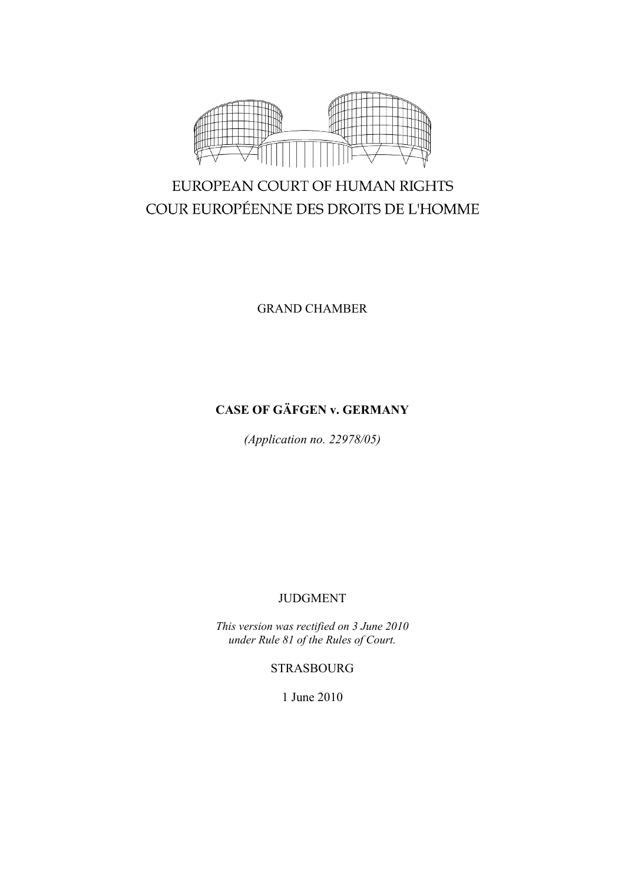EUROPEAN COURT OF HUMAN RIGHTS

COUR EUROPÉENNE DES DROITS DE L'HOMME

GRAND CHAMBER

**CASE OF GÄFGEN v. GERMANY**

*(Application no. 22978/05)*

JUDGMENT

*This version was rectified on 3 June 2010 under Rule 81 of the Rules of Court.*

STRASBOURG

1 June 2010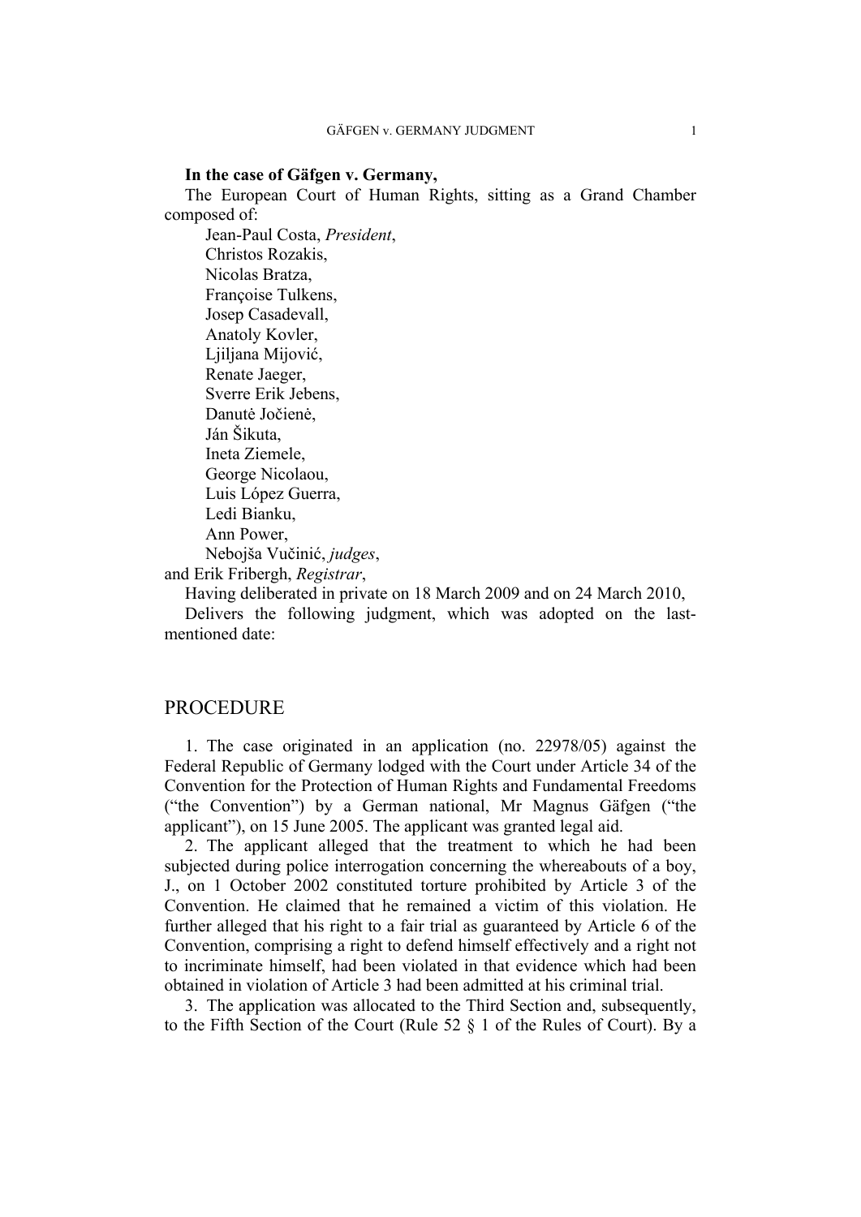**In the case of Gäfgen v. Germany,**

The European Court of Human Rights, sitting as a Grand Chamber composed of:

Jean-Paul Costa, *President*,
Christos Rozakis,
Nicolas Bratza,
Françoise Tulkens,
Josep Casadevall,
Anatoly Kovler,
Ljiljana Mijović,
Renate Jaeger,
Sverre Erik Jebens,
Danutė Jočienė,
Ján Šikuta,
Ineta Ziemele,
George Nicolaou,
Luis López Guerra,
Ledi Bianku,
Ann Power,
Nebojša Vučinić, *judges*,

and Erik Fribergh, *Registrar*,

Having deliberated in private on 18 March 2009 and on 24 March 2010,

Delivers the following judgment, which was adopted on the last-mentioned date:

## PROCEDURE

1. The case originated in an application (no. 22978/05) against the Federal Republic of Germany lodged with the Court under Article 34 of the Convention for the Protection of Human Rights and Fundamental Freedoms ("the Convention") by a German national, Mr Magnus Gäfgen ("the applicant"), on 15 June 2005. The applicant was granted legal aid.

2. The applicant alleged that the treatment to which he had been subjected during police interrogation concerning the whereabouts of a boy, J., on 1 October 2002 constituted torture prohibited by Article 3 of the Convention. He claimed that he remained a victim of this violation. He further alleged that his right to a fair trial as guaranteed by Article 6 of the Convention, comprising a right to defend himself effectively and a right not to incriminate himself, had been violated in that evidence which had been obtained in violation of Article 3 had been admitted at his criminal trial.

3. The application was allocated to the Third Section and, subsequently, to the Fifth Section of the Court (Rule 52 § 1 of the Rules of Court). By a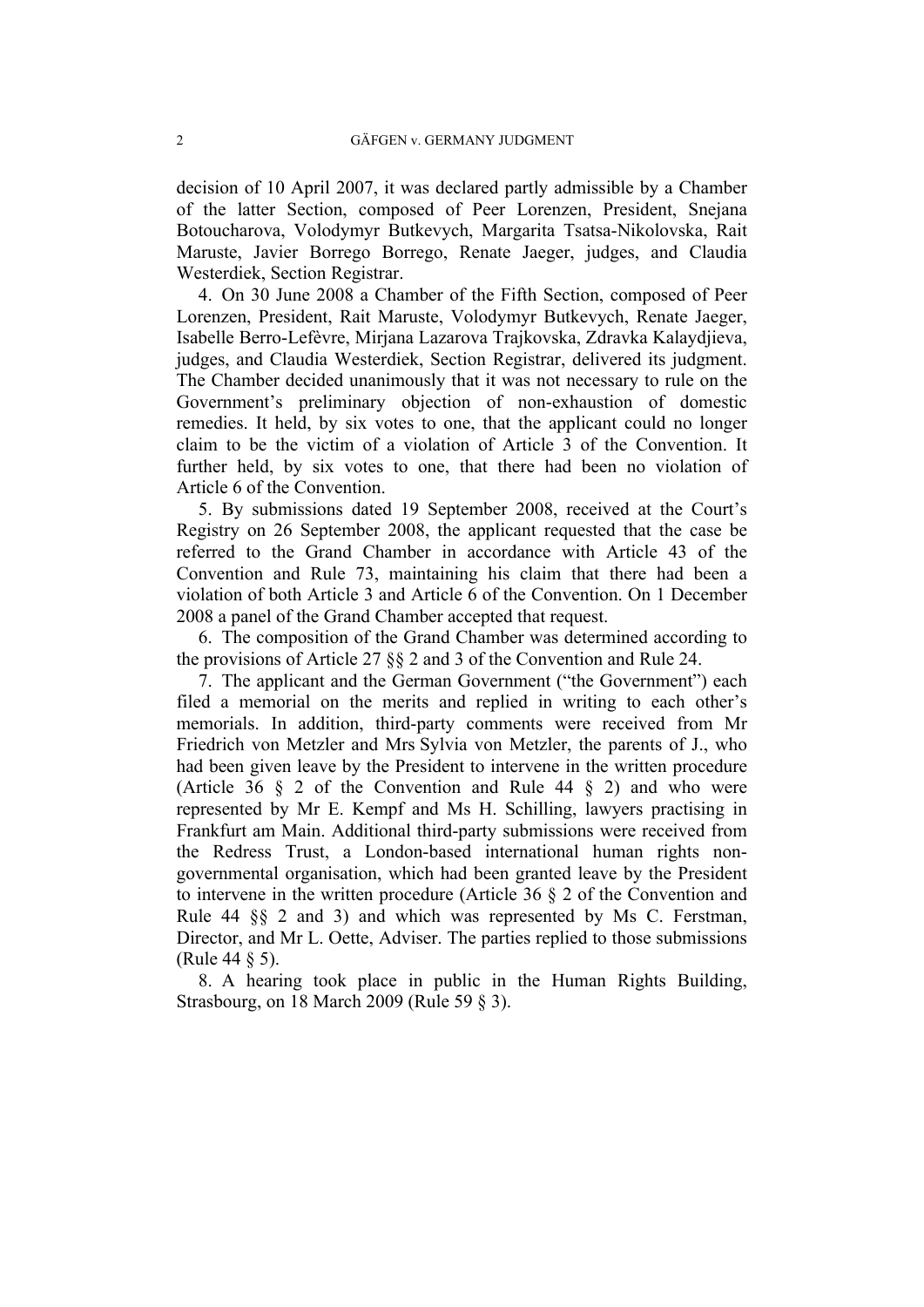decision of 10 April 2007, it was declared partly admissible by a Chamber of the latter Section, composed of Peer Lorenzen, President, Snejana Botoucharova, Volodymyr Butkevych, Margarita Tsatsa-Nikolovska, Rait Maruste, Javier Borrego Borrego, Renate Jaeger, judges, and Claudia Westerdiek, Section Registrar.

4. On 30 June 2008 a Chamber of the Fifth Section, composed of Peer Lorenzen, President, Rait Maruste, Volodymyr Butkevych, Renate Jaeger, Isabelle Berro-Lefèvre, Mirjana Lazarova Trajkovska, Zdravka Kalaydjieva, judges, and Claudia Westerdiek, Section Registrar, delivered its judgment. The Chamber decided unanimously that it was not necessary to rule on the Government's preliminary objection of non-exhaustion of domestic remedies. It held, by six votes to one, that the applicant could no longer claim to be the victim of a violation of Article 3 of the Convention. It further held, by six votes to one, that there had been no violation of Article 6 of the Convention.

5. By submissions dated 19 September 2008, received at the Court's Registry on 26 September 2008, the applicant requested that the case be referred to the Grand Chamber in accordance with Article 43 of the Convention and Rule 73, maintaining his claim that there had been a violation of both Article 3 and Article 6 of the Convention. On 1 December 2008 a panel of the Grand Chamber accepted that request.

6. The composition of the Grand Chamber was determined according to the provisions of Article 27 §§ 2 and 3 of the Convention and Rule 24.

7. The applicant and the German Government ("the Government") each filed a memorial on the merits and replied in writing to each other's memorials. In addition, third-party comments were received from Mr Friedrich von Metzler and Mrs Sylvia von Metzler, the parents of J., who had been given leave by the President to intervene in the written procedure (Article 36 § 2 of the Convention and Rule 44 § 2) and who were represented by Mr E. Kempf and Ms H. Schilling, lawyers practising in Frankfurt am Main. Additional third-party submissions were received from the Redress Trust, a London-based international human rights non-governmental organisation, which had been granted leave by the President to intervene in the written procedure (Article 36 § 2 of the Convention and Rule 44 §§ 2 and 3) and which was represented by Ms C. Ferstman, Director, and Mr L. Oette, Adviser. The parties replied to those submissions (Rule 44 § 5).

8. A hearing took place in public in the Human Rights Building, Strasbourg, on 18 March 2009 (Rule 59 § 3).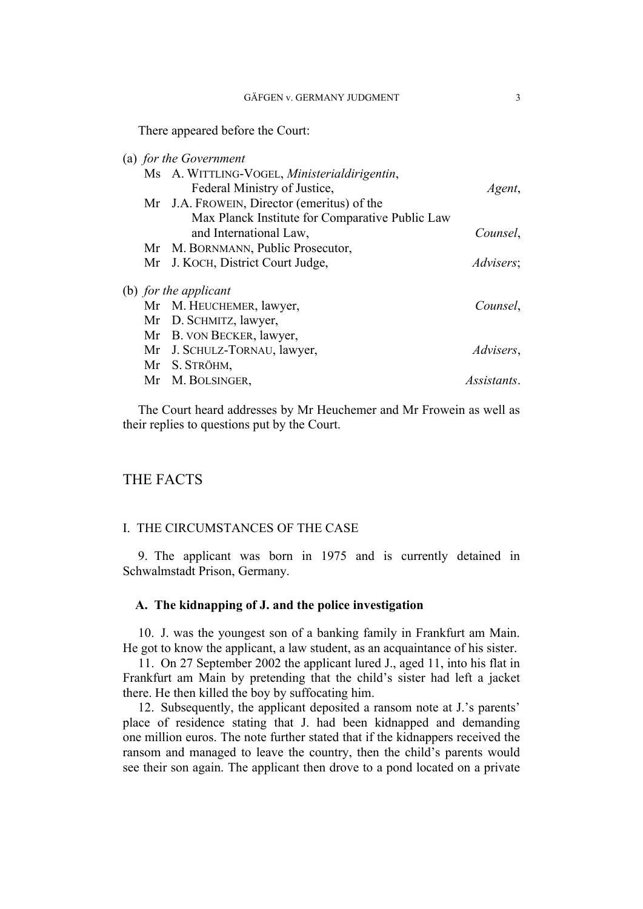There appeared before the Court:

(a) *for the Government*

Ms A. WITTLING-VOGEL, *Ministerialdirigentin*, Federal Ministry of Justice, *Agent*,
Mr J.A. FROWEIN, Director (emeritus) of the Max Planck Institute for Comparative Public Law and International Law, *Counsel*,
Mr M. BORNMANN, Public Prosecutor,
Mr J. KOCH, District Court Judge, *Advisers*;

(b) *for the applicant*

Mr M. HEUCHEMER, lawyer, *Counsel*,
Mr D. SCHMITZ, lawyer,
Mr B. VON BECKER, lawyer,
Mr J. SCHULZ-TORNAU, lawyer, *Advisers*,
Mr S. STRÖHM,
Mr M. BOLSINGER, *Assistants*.

The Court heard addresses by Mr Heuchemer and Mr Frowein as well as their replies to questions put by the Court.

# THE FACTS

## I. THE CIRCUMSTANCES OF THE CASE

9. The applicant was born in 1975 and is currently detained in Schwalmstadt Prison, Germany.

### A. The kidnapping of J. and the police investigation

10. J. was the youngest son of a banking family in Frankfurt am Main. He got to know the applicant, a law student, as an acquaintance of his sister.

11. On 27 September 2002 the applicant lured J., aged 11, into his flat in Frankfurt am Main by pretending that the child's sister had left a jacket there. He then killed the boy by suffocating him.

12. Subsequently, the applicant deposited a ransom note at J.'s parents' place of residence stating that J. had been kidnapped and demanding one million euros. The note further stated that if the kidnappers received the ransom and managed to leave the country, then the child's parents would see their son again. The applicant then drove to a pond located on a private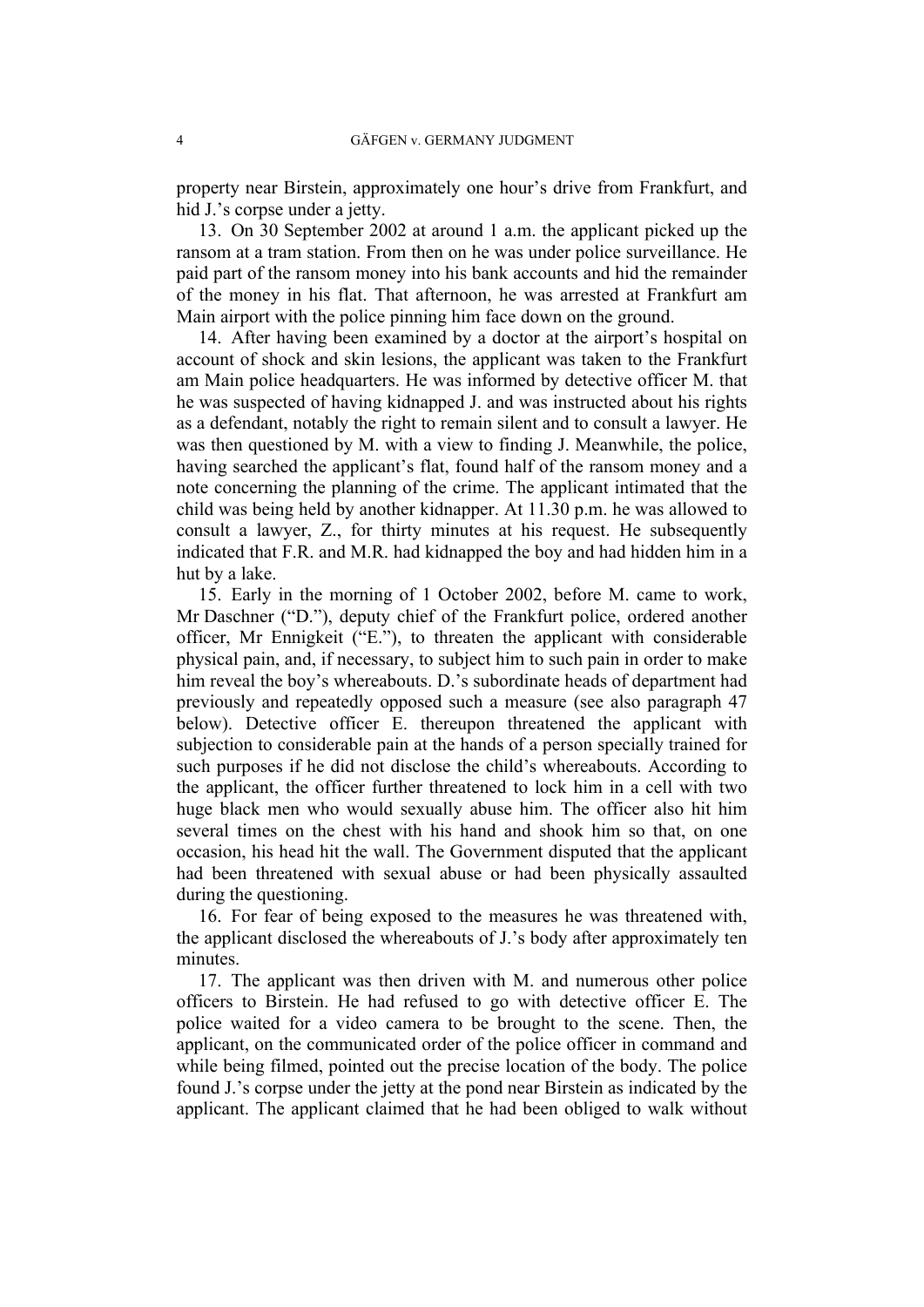property near Birstein, approximately one hour's drive from Frankfurt, and hid J.'s corpse under a jetty.

13. On 30 September 2002 at around 1 a.m. the applicant picked up the ransom at a tram station. From then on he was under police surveillance. He paid part of the ransom money into his bank accounts and hid the remainder of the money in his flat. That afternoon, he was arrested at Frankfurt am Main airport with the police pinning him face down on the ground.

14. After having been examined by a doctor at the airport's hospital on account of shock and skin lesions, the applicant was taken to the Frankfurt am Main police headquarters. He was informed by detective officer M. that he was suspected of having kidnapped J. and was instructed about his rights as a defendant, notably the right to remain silent and to consult a lawyer. He was then questioned by M. with a view to finding J. Meanwhile, the police, having searched the applicant's flat, found half of the ransom money and a note concerning the planning of the crime. The applicant intimated that the child was being held by another kidnapper. At 11.30 p.m. he was allowed to consult a lawyer, Z., for thirty minutes at his request. He subsequently indicated that F.R. and M.R. had kidnapped the boy and had hidden him in a hut by a lake.

15. Early in the morning of 1 October 2002, before M. came to work, Mr Daschner ("D."), deputy chief of the Frankfurt police, ordered another officer, Mr Ennigkeit ("E."), to threaten the applicant with considerable physical pain, and, if necessary, to subject him to such pain in order to make him reveal the boy's whereabouts. D.'s subordinate heads of department had previously and repeatedly opposed such a measure (see also paragraph 47 below). Detective officer E. thereupon threatened the applicant with subjection to considerable pain at the hands of a person specially trained for such purposes if he did not disclose the child's whereabouts. According to the applicant, the officer further threatened to lock him in a cell with two huge black men who would sexually abuse him. The officer also hit him several times on the chest with his hand and shook him so that, on one occasion, his head hit the wall. The Government disputed that the applicant had been threatened with sexual abuse or had been physically assaulted during the questioning.

16. For fear of being exposed to the measures he was threatened with, the applicant disclosed the whereabouts of J.'s body after approximately ten minutes.

17. The applicant was then driven with M. and numerous other police officers to Birstein. He had refused to go with detective officer E. The police waited for a video camera to be brought to the scene. Then, the applicant, on the communicated order of the police officer in command and while being filmed, pointed out the precise location of the body. The police found J.'s corpse under the jetty at the pond near Birstein as indicated by the applicant. The applicant claimed that he had been obliged to walk without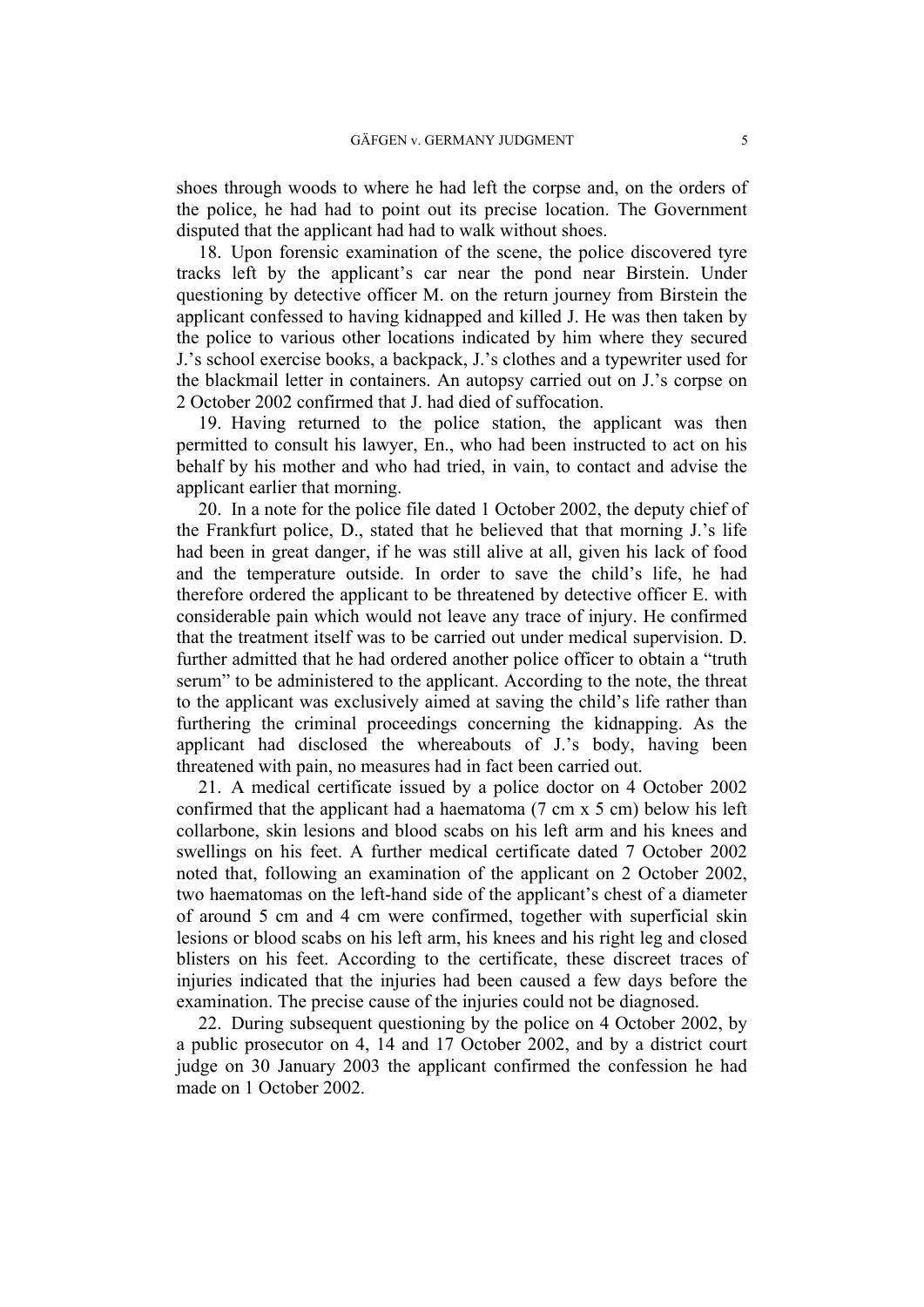shoes through woods to where he had left the corpse and, on the orders of the police, he had had to point out its precise location. The Government disputed that the applicant had had to walk without shoes.

18. Upon forensic examination of the scene, the police discovered tyre tracks left by the applicant's car near the pond near Birstein. Under questioning by detective officer M. on the return journey from Birstein the applicant confessed to having kidnapped and killed J. He was then taken by the police to various other locations indicated by him where they secured J.'s school exercise books, a backpack, J.'s clothes and a typewriter used for the blackmail letter in containers. An autopsy carried out on J.'s corpse on 2 October 2002 confirmed that J. had died of suffocation.

19. Having returned to the police station, the applicant was then permitted to consult his lawyer, En., who had been instructed to act on his behalf by his mother and who had tried, in vain, to contact and advise the applicant earlier that morning.

20. In a note for the police file dated 1 October 2002, the deputy chief of the Frankfurt police, D., stated that he believed that that morning J.'s life had been in great danger, if he was still alive at all, given his lack of food and the temperature outside. In order to save the child's life, he had therefore ordered the applicant to be threatened by detective officer E. with considerable pain which would not leave any trace of injury. He confirmed that the treatment itself was to be carried out under medical supervision. D. further admitted that he had ordered another police officer to obtain a "truth serum" to be administered to the applicant. According to the note, the threat to the applicant was exclusively aimed at saving the child's life rather than furthering the criminal proceedings concerning the kidnapping. As the applicant had disclosed the whereabouts of J.'s body, having been threatened with pain, no measures had in fact been carried out.

21. A medical certificate issued by a police doctor on 4 October 2002 confirmed that the applicant had a haematoma (7 cm x 5 cm) below his left collarbone, skin lesions and blood scabs on his left arm and his knees and swellings on his feet. A further medical certificate dated 7 October 2002 noted that, following an examination of the applicant on 2 October 2002, two haematomas on the left-hand side of the applicant's chest of a diameter of around 5 cm and 4 cm were confirmed, together with superficial skin lesions or blood scabs on his left arm, his knees and his right leg and closed blisters on his feet. According to the certificate, these discreet traces of injuries indicated that the injuries had been caused a few days before the examination. The precise cause of the injuries could not be diagnosed.

22. During subsequent questioning by the police on 4 October 2002, by a public prosecutor on 4, 14 and 17 October 2002, and by a district court judge on 30 January 2003 the applicant confirmed the confession he had made on 1 October 2002.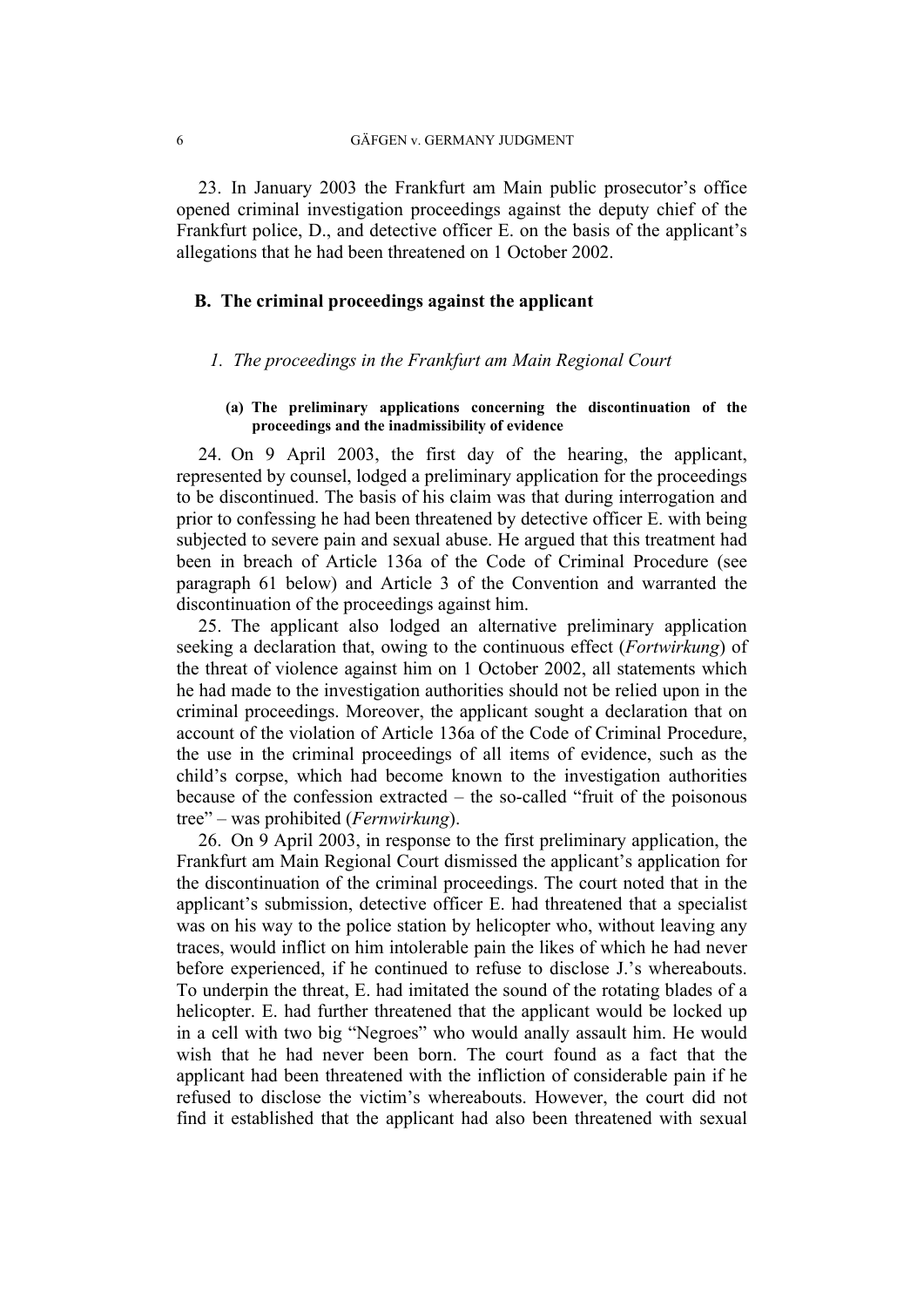23. In January 2003 the Frankfurt am Main public prosecutor's office opened criminal investigation proceedings against the deputy chief of the Frankfurt police, D., and detective officer E. on the basis of the applicant's allegations that he had been threatened on 1 October 2002.

## B. The criminal proceedings against the applicant

### *1. The proceedings in the Frankfurt am Main Regional Court*

#### (a) The preliminary applications concerning the discontinuation of the proceedings and the inadmissibility of evidence

24. On 9 April 2003, the first day of the hearing, the applicant, represented by counsel, lodged a preliminary application for the proceedings to be discontinued. The basis of his claim was that during interrogation and prior to confessing he had been threatened by detective officer E. with being subjected to severe pain and sexual abuse. He argued that this treatment had been in breach of Article 136a of the Code of Criminal Procedure (see paragraph 61 below) and Article 3 of the Convention and warranted the discontinuation of the proceedings against him.

25. The applicant also lodged an alternative preliminary application seeking a declaration that, owing to the continuous effect (*Fortwirkung*) of the threat of violence against him on 1 October 2002, all statements which he had made to the investigation authorities should not be relied upon in the criminal proceedings. Moreover, the applicant sought a declaration that on account of the violation of Article 136a of the Code of Criminal Procedure, the use in the criminal proceedings of all items of evidence, such as the child's corpse, which had become known to the investigation authorities because of the confession extracted – the so-called "fruit of the poisonous tree" – was prohibited (*Fernwirkung*).

26. On 9 April 2003, in response to the first preliminary application, the Frankfurt am Main Regional Court dismissed the applicant's application for the discontinuation of the criminal proceedings. The court noted that in the applicant's submission, detective officer E. had threatened that a specialist was on his way to the police station by helicopter who, without leaving any traces, would inflict on him intolerable pain the likes of which he had never before experienced, if he continued to refuse to disclose J.'s whereabouts. To underpin the threat, E. had imitated the sound of the rotating blades of a helicopter. E. had further threatened that the applicant would be locked up in a cell with two big "Negroes" who would anally assault him. He would wish that he had never been born. The court found as a fact that the applicant had been threatened with the infliction of considerable pain if he refused to disclose the victim's whereabouts. However, the court did not find it established that the applicant had also been threatened with sexual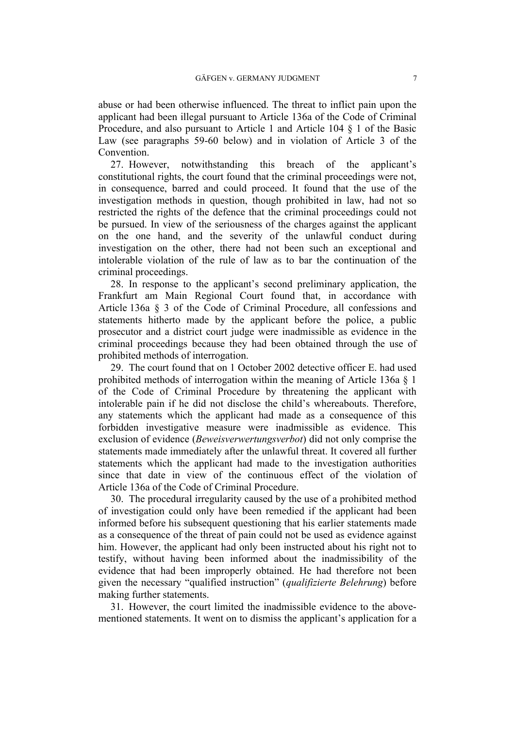abuse or had been otherwise influenced. The threat to inflict pain upon the applicant had been illegal pursuant to Article 136a of the Code of Criminal Procedure, and also pursuant to Article 1 and Article 104 § 1 of the Basic Law (see paragraphs 59-60 below) and in violation of Article 3 of the Convention.

27. However, notwithstanding this breach of the applicant's constitutional rights, the court found that the criminal proceedings were not, in consequence, barred and could proceed. It found that the use of the investigation methods in question, though prohibited in law, had not so restricted the rights of the defence that the criminal proceedings could not be pursued. In view of the seriousness of the charges against the applicant on the one hand, and the severity of the unlawful conduct during investigation on the other, there had not been such an exceptional and intolerable violation of the rule of law as to bar the continuation of the criminal proceedings.

28. In response to the applicant's second preliminary application, the Frankfurt am Main Regional Court found that, in accordance with Article 136a § 3 of the Code of Criminal Procedure, all confessions and statements hitherto made by the applicant before the police, a public prosecutor and a district court judge were inadmissible as evidence in the criminal proceedings because they had been obtained through the use of prohibited methods of interrogation.

29. The court found that on 1 October 2002 detective officer E. had used prohibited methods of interrogation within the meaning of Article 136a § 1 of the Code of Criminal Procedure by threatening the applicant with intolerable pain if he did not disclose the child's whereabouts. Therefore, any statements which the applicant had made as a consequence of this forbidden investigative measure were inadmissible as evidence. This exclusion of evidence (*Beweisverwertungsverbot*) did not only comprise the statements made immediately after the unlawful threat. It covered all further statements which the applicant had made to the investigation authorities since that date in view of the continuous effect of the violation of Article 136a of the Code of Criminal Procedure.

30. The procedural irregularity caused by the use of a prohibited method of investigation could only have been remedied if the applicant had been informed before his subsequent questioning that his earlier statements made as a consequence of the threat of pain could not be used as evidence against him. However, the applicant had only been instructed about his right not to testify, without having been informed about the inadmissibility of the evidence that had been improperly obtained. He had therefore not been given the necessary "qualified instruction" (*qualifizierte Belehrung*) before making further statements.

31. However, the court limited the inadmissible evidence to the above-mentioned statements. It went on to dismiss the applicant's application for a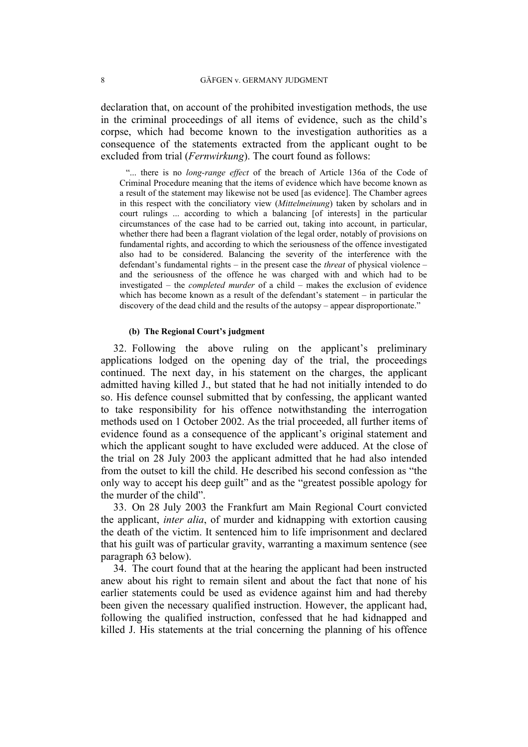declaration that, on account of the prohibited investigation methods, the use in the criminal proceedings of all items of evidence, such as the child's corpse, which had become known to the investigation authorities as a consequence of the statements extracted from the applicant ought to be excluded from trial (*Fernwirkung*). The court found as follows:

> "... there is no *long-range effect* of the breach of Article 136a of the Code of Criminal Procedure meaning that the items of evidence which have become known as a result of the statement may likewise not be used [as evidence]. The Chamber agrees in this respect with the conciliatory view (*Mittelmeinung*) taken by scholars and in court rulings ... according to which a balancing [of interests] in the particular circumstances of the case had to be carried out, taking into account, in particular, whether there had been a flagrant violation of the legal order, notably of provisions on fundamental rights, and according to which the seriousness of the offence investigated also had to be considered. Balancing the severity of the interference with the defendant's fundamental rights – in the present case the *threat* of physical violence – and the seriousness of the offence he was charged with and which had to be investigated – the *completed murder* of a child – makes the exclusion of evidence which has become known as a result of the defendant's statement – in particular the discovery of the dead child and the results of the autopsy – appear disproportionate."

#### (b) The Regional Court's judgment

32. Following the above ruling on the applicant's preliminary applications lodged on the opening day of the trial, the proceedings continued. The next day, in his statement on the charges, the applicant admitted having killed J., but stated that he had not initially intended to do so. His defence counsel submitted that by confessing, the applicant wanted to take responsibility for his offence notwithstanding the interrogation methods used on 1 October 2002. As the trial proceeded, all further items of evidence found as a consequence of the applicant's original statement and which the applicant sought to have excluded were adduced. At the close of the trial on 28 July 2003 the applicant admitted that he had also intended from the outset to kill the child. He described his second confession as "the only way to accept his deep guilt" and as the "greatest possible apology for the murder of the child".

33. On 28 July 2003 the Frankfurt am Main Regional Court convicted the applicant, *inter alia*, of murder and kidnapping with extortion causing the death of the victim. It sentenced him to life imprisonment and declared that his guilt was of particular gravity, warranting a maximum sentence (see paragraph 63 below).

34. The court found that at the hearing the applicant had been instructed anew about his right to remain silent and about the fact that none of his earlier statements could be used as evidence against him and had thereby been given the necessary qualified instruction. However, the applicant had, following the qualified instruction, confessed that he had kidnapped and killed J. His statements at the trial concerning the planning of his offence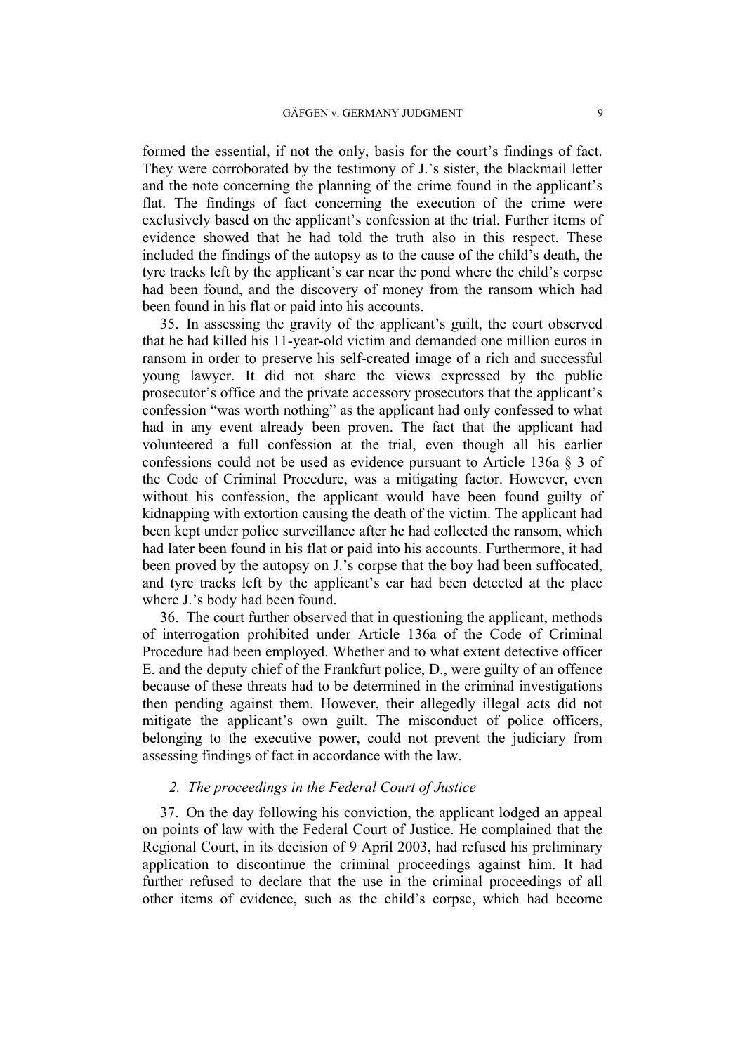formed the essential, if not the only, basis for the court's findings of fact. They were corroborated by the testimony of J.'s sister, the blackmail letter and the note concerning the planning of the crime found in the applicant's flat. The findings of fact concerning the execution of the crime were exclusively based on the applicant's confession at the trial. Further items of evidence showed that he had told the truth also in this respect. These included the findings of the autopsy as to the cause of the child's death, the tyre tracks left by the applicant's car near the pond where the child's corpse had been found, and the discovery of money from the ransom which had been found in his flat or paid into his accounts.

35. In assessing the gravity of the applicant's guilt, the court observed that he had killed his 11-year-old victim and demanded one million euros in ransom in order to preserve his self-created image of a rich and successful young lawyer. It did not share the views expressed by the public prosecutor's office and the private accessory prosecutors that the applicant's confession "was worth nothing" as the applicant had only confessed to what had in any event already been proven. The fact that the applicant had volunteered a full confession at the trial, even though all his earlier confessions could not be used as evidence pursuant to Article 136a § 3 of the Code of Criminal Procedure, was a mitigating factor. However, even without his confession, the applicant would have been found guilty of kidnapping with extortion causing the death of the victim. The applicant had been kept under police surveillance after he had collected the ransom, which had later been found in his flat or paid into his accounts. Furthermore, it had been proved by the autopsy on J.'s corpse that the boy had been suffocated, and tyre tracks left by the applicant's car had been detected at the place where J.'s body had been found.

36. The court further observed that in questioning the applicant, methods of interrogation prohibited under Article 136a of the Code of Criminal Procedure had been employed. Whether and to what extent detective officer E. and the deputy chief of the Frankfurt police, D., were guilty of an offence because of these threats had to be determined in the criminal investigations then pending against them. However, their allegedly illegal acts did not mitigate the applicant's own guilt. The misconduct of police officers, belonging to the executive power, could not prevent the judiciary from assessing findings of fact in accordance with the law.

### *2. The proceedings in the Federal Court of Justice*

37. On the day following his conviction, the applicant lodged an appeal on points of law with the Federal Court of Justice. He complained that the Regional Court, in its decision of 9 April 2003, had refused his preliminary application to discontinue the criminal proceedings against him. It had further refused to declare that the use in the criminal proceedings of all other items of evidence, such as the child's corpse, which had become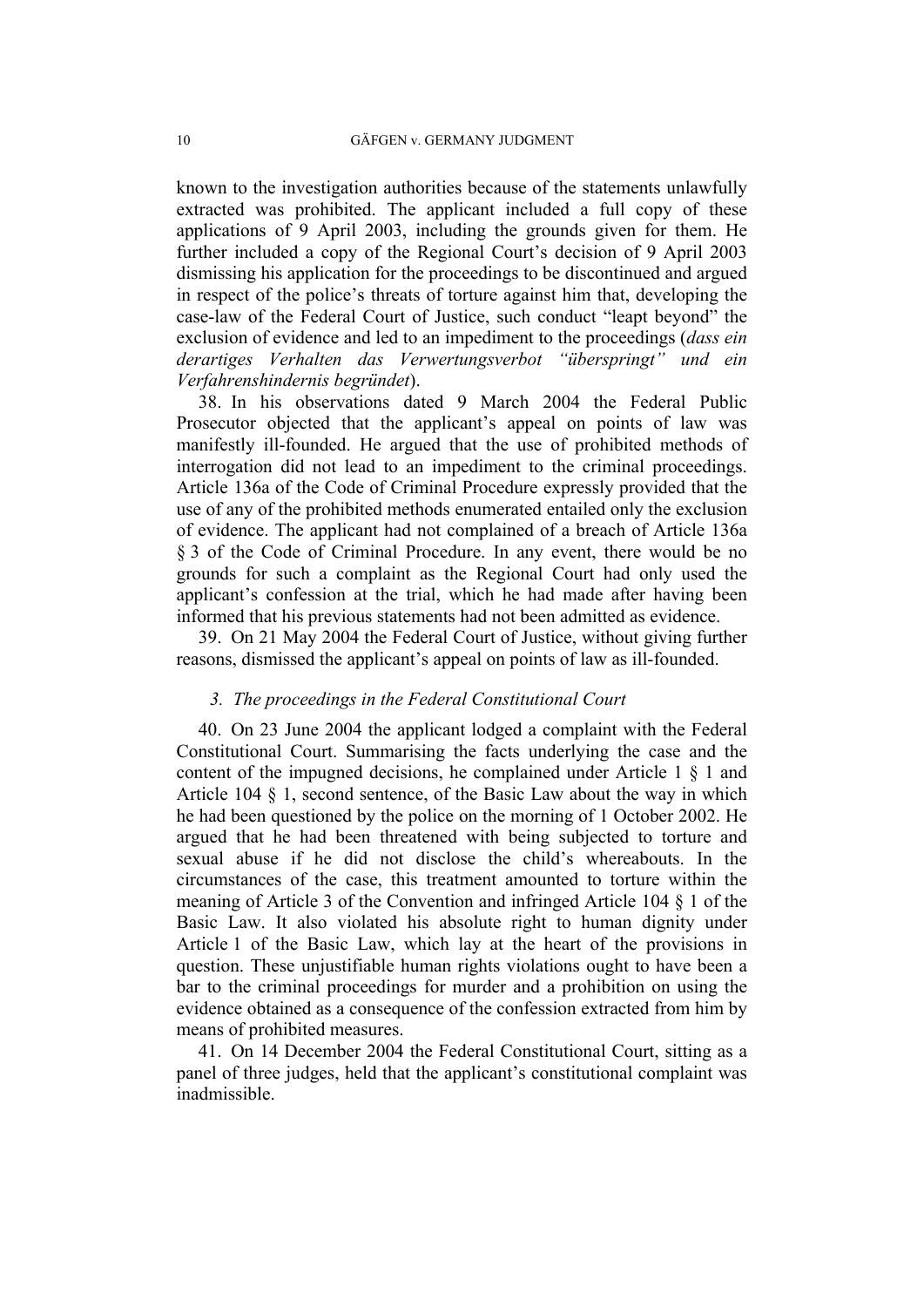known to the investigation authorities because of the statements unlawfully extracted was prohibited. The applicant included a full copy of these applications of 9 April 2003, including the grounds given for them. He further included a copy of the Regional Court's decision of 9 April 2003 dismissing his application for the proceedings to be discontinued and argued in respect of the police's threats of torture against him that, developing the case-law of the Federal Court of Justice, such conduct "leapt beyond" the exclusion of evidence and led to an impediment to the proceedings (*dass ein derartiges Verhalten das Verwertungsverbot "überspringt" und ein Verfahrenshindernis begründet*).

38. In his observations dated 9 March 2004 the Federal Public Prosecutor objected that the applicant's appeal on points of law was manifestly ill-founded. He argued that the use of prohibited methods of interrogation did not lead to an impediment to the criminal proceedings. Article 136a of the Code of Criminal Procedure expressly provided that the use of any of the prohibited methods enumerated entailed only the exclusion of evidence. The applicant had not complained of a breach of Article 136a § 3 of the Code of Criminal Procedure. In any event, there would be no grounds for such a complaint as the Regional Court had only used the applicant's confession at the trial, which he had made after having been informed that his previous statements had not been admitted as evidence.

39. On 21 May 2004 the Federal Court of Justice, without giving further reasons, dismissed the applicant's appeal on points of law as ill-founded.

### *3. The proceedings in the Federal Constitutional Court*

40. On 23 June 2004 the applicant lodged a complaint with the Federal Constitutional Court. Summarising the facts underlying the case and the content of the impugned decisions, he complained under Article 1 § 1 and Article 104 § 1, second sentence, of the Basic Law about the way in which he had been questioned by the police on the morning of 1 October 2002. He argued that he had been threatened with being subjected to torture and sexual abuse if he did not disclose the child's whereabouts. In the circumstances of the case, this treatment amounted to torture within the meaning of Article 3 of the Convention and infringed Article 104 § 1 of the Basic Law. It also violated his absolute right to human dignity under Article 1 of the Basic Law, which lay at the heart of the provisions in question. These unjustifiable human rights violations ought to have been a bar to the criminal proceedings for murder and a prohibition on using the evidence obtained as a consequence of the confession extracted from him by means of prohibited measures.

41. On 14 December 2004 the Federal Constitutional Court, sitting as a panel of three judges, held that the applicant's constitutional complaint was inadmissible.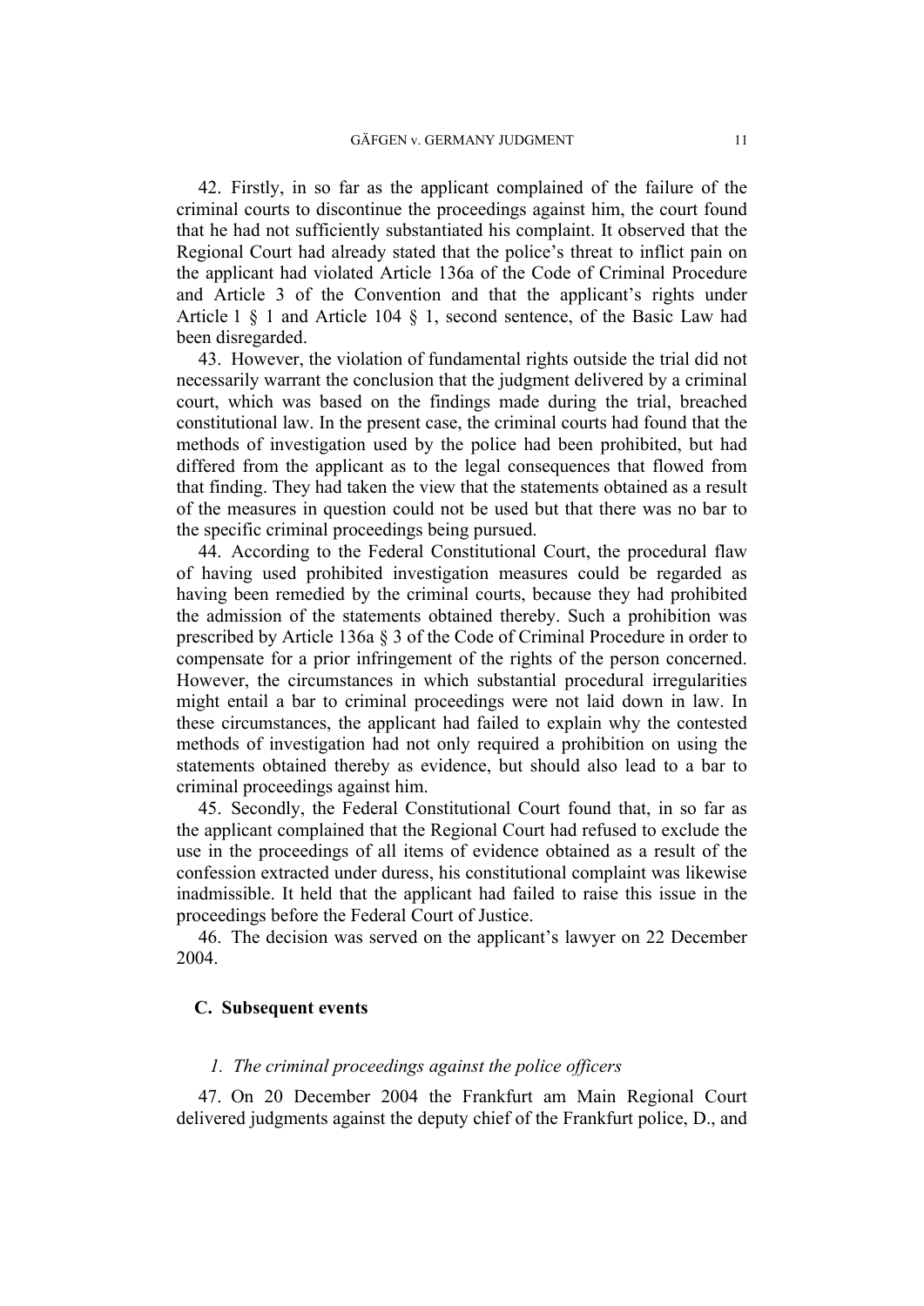42. Firstly, in so far as the applicant complained of the failure of the criminal courts to discontinue the proceedings against him, the court found that he had not sufficiently substantiated his complaint. It observed that the Regional Court had already stated that the police's threat to inflict pain on the applicant had violated Article 136a of the Code of Criminal Procedure and Article 3 of the Convention and that the applicant's rights under Article 1 § 1 and Article 104 § 1, second sentence, of the Basic Law had been disregarded.

43. However, the violation of fundamental rights outside the trial did not necessarily warrant the conclusion that the judgment delivered by a criminal court, which was based on the findings made during the trial, breached constitutional law. In the present case, the criminal courts had found that the methods of investigation used by the police had been prohibited, but had differed from the applicant as to the legal consequences that flowed from that finding. They had taken the view that the statements obtained as a result of the measures in question could not be used but that there was no bar to the specific criminal proceedings being pursued.

44. According to the Federal Constitutional Court, the procedural flaw of having used prohibited investigation measures could be regarded as having been remedied by the criminal courts, because they had prohibited the admission of the statements obtained thereby. Such a prohibition was prescribed by Article 136a § 3 of the Code of Criminal Procedure in order to compensate for a prior infringement of the rights of the person concerned. However, the circumstances in which substantial procedural irregularities might entail a bar to criminal proceedings were not laid down in law. In these circumstances, the applicant had failed to explain why the contested methods of investigation had not only required a prohibition on using the statements obtained thereby as evidence, but should also lead to a bar to criminal proceedings against him.

45. Secondly, the Federal Constitutional Court found that, in so far as the applicant complained that the Regional Court had refused to exclude the use in the proceedings of all items of evidence obtained as a result of the confession extracted under duress, his constitutional complaint was likewise inadmissible. It held that the applicant had failed to raise this issue in the proceedings before the Federal Court of Justice.

46. The decision was served on the applicant's lawyer on 22 December 2004.

## C. Subsequent events

### *1. The criminal proceedings against the police officers*

47. On 20 December 2004 the Frankfurt am Main Regional Court delivered judgments against the deputy chief of the Frankfurt police, D., and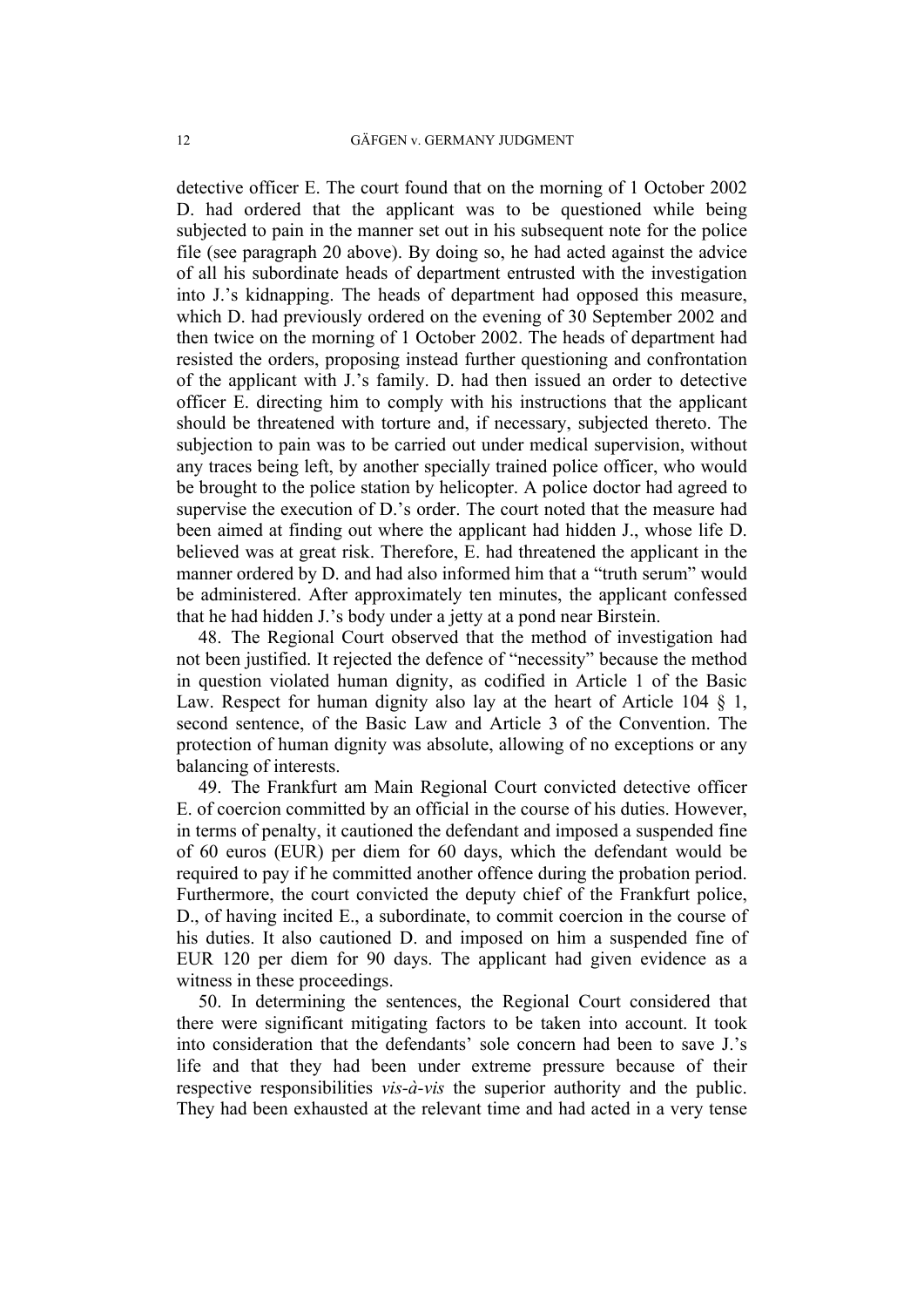detective officer E. The court found that on the morning of 1 October 2002 D. had ordered that the applicant was to be questioned while being subjected to pain in the manner set out in his subsequent note for the police file (see paragraph 20 above). By doing so, he had acted against the advice of all his subordinate heads of department entrusted with the investigation into J.'s kidnapping. The heads of department had opposed this measure, which D. had previously ordered on the evening of 30 September 2002 and then twice on the morning of 1 October 2002. The heads of department had resisted the orders, proposing instead further questioning and confrontation of the applicant with J.'s family. D. had then issued an order to detective officer E. directing him to comply with his instructions that the applicant should be threatened with torture and, if necessary, subjected thereto. The subjection to pain was to be carried out under medical supervision, without any traces being left, by another specially trained police officer, who would be brought to the police station by helicopter. A police doctor had agreed to supervise the execution of D.'s order. The court noted that the measure had been aimed at finding out where the applicant had hidden J., whose life D. believed was at great risk. Therefore, E. had threatened the applicant in the manner ordered by D. and had also informed him that a "truth serum" would be administered. After approximately ten minutes, the applicant confessed that he had hidden J.'s body under a jetty at a pond near Birstein.

48. The Regional Court observed that the method of investigation had not been justified. It rejected the defence of "necessity" because the method in question violated human dignity, as codified in Article 1 of the Basic Law. Respect for human dignity also lay at the heart of Article 104 § 1, second sentence, of the Basic Law and Article 3 of the Convention. The protection of human dignity was absolute, allowing of no exceptions or any balancing of interests.

49. The Frankfurt am Main Regional Court convicted detective officer E. of coercion committed by an official in the course of his duties. However, in terms of penalty, it cautioned the defendant and imposed a suspended fine of 60 euros (EUR) per diem for 60 days, which the defendant would be required to pay if he committed another offence during the probation period. Furthermore, the court convicted the deputy chief of the Frankfurt police, D., of having incited E., a subordinate, to commit coercion in the course of his duties. It also cautioned D. and imposed on him a suspended fine of EUR 120 per diem for 90 days. The applicant had given evidence as a witness in these proceedings.

50. In determining the sentences, the Regional Court considered that there were significant mitigating factors to be taken into account. It took into consideration that the defendants' sole concern had been to save J.'s life and that they had been under extreme pressure because of their respective responsibilities *vis-à-vis* the superior authority and the public. They had been exhausted at the relevant time and had acted in a very tense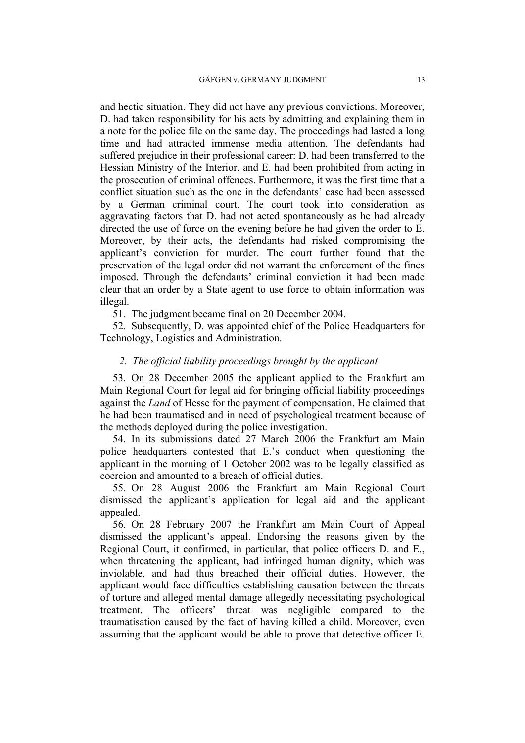and hectic situation. They did not have any previous convictions. Moreover, D. had taken responsibility for his acts by admitting and explaining them in a note for the police file on the same day. The proceedings had lasted a long time and had attracted immense media attention. The defendants had suffered prejudice in their professional career: D. had been transferred to the Hessian Ministry of the Interior, and E. had been prohibited from acting in the prosecution of criminal offences. Furthermore, it was the first time that a conflict situation such as the one in the defendants' case had been assessed by a German criminal court. The court took into consideration as aggravating factors that D. had not acted spontaneously as he had already directed the use of force on the evening before he had given the order to E. Moreover, by their acts, the defendants had risked compromising the applicant's conviction for murder. The court further found that the preservation of the legal order did not warrant the enforcement of the fines imposed. Through the defendants' criminal conviction it had been made clear that an order by a State agent to use force to obtain information was illegal.

51. The judgment became final on 20 December 2004.

52. Subsequently, D. was appointed chief of the Police Headquarters for Technology, Logistics and Administration.

### *2. The official liability proceedings brought by the applicant*

53. On 28 December 2005 the applicant applied to the Frankfurt am Main Regional Court for legal aid for bringing official liability proceedings against the *Land* of Hesse for the payment of compensation. He claimed that he had been traumatised and in need of psychological treatment because of the methods deployed during the police investigation.

54. In its submissions dated 27 March 2006 the Frankfurt am Main police headquarters contested that E.'s conduct when questioning the applicant in the morning of 1 October 2002 was to be legally classified as coercion and amounted to a breach of official duties.

55. On 28 August 2006 the Frankfurt am Main Regional Court dismissed the applicant's application for legal aid and the applicant appealed.

56. On 28 February 2007 the Frankfurt am Main Court of Appeal dismissed the applicant's appeal. Endorsing the reasons given by the Regional Court, it confirmed, in particular, that police officers D. and E., when threatening the applicant, had infringed human dignity, which was inviolable, and had thus breached their official duties. However, the applicant would face difficulties establishing causation between the threats of torture and alleged mental damage allegedly necessitating psychological treatment. The officers' threat was negligible compared to the traumatisation caused by the fact of having killed a child. Moreover, even assuming that the applicant would be able to prove that detective officer E.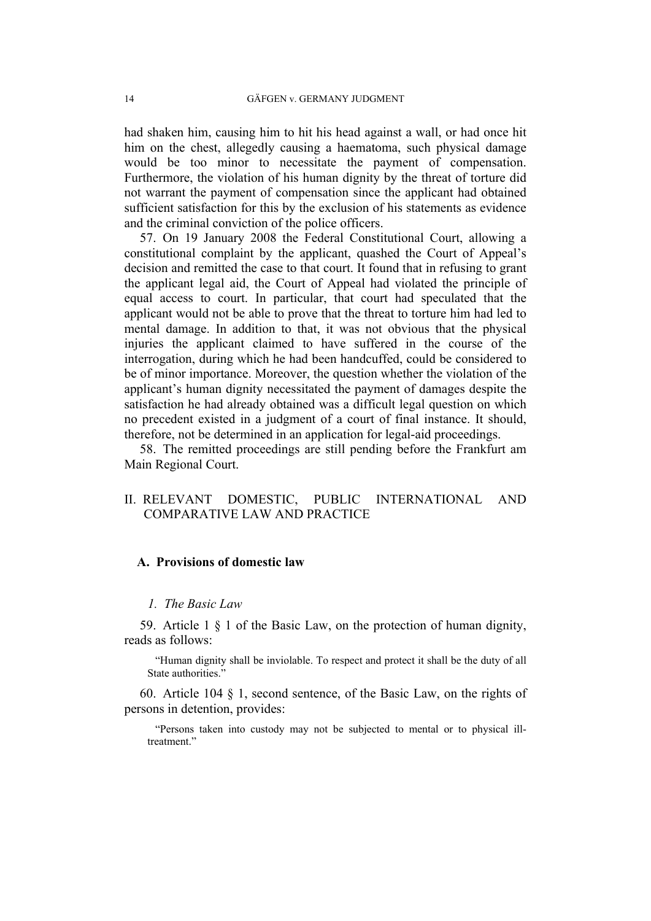had shaken him, causing him to hit his head against a wall, or had once hit him on the chest, allegedly causing a haematoma, such physical damage would be too minor to necessitate the payment of compensation. Furthermore, the violation of his human dignity by the threat of torture did not warrant the payment of compensation since the applicant had obtained sufficient satisfaction for this by the exclusion of his statements as evidence and the criminal conviction of the police officers.

57. On 19 January 2008 the Federal Constitutional Court, allowing a constitutional complaint by the applicant, quashed the Court of Appeal's decision and remitted the case to that court. It found that in refusing to grant the applicant legal aid, the Court of Appeal had violated the principle of equal access to court. In particular, that court had speculated that the applicant would not be able to prove that the threat to torture him had led to mental damage. In addition to that, it was not obvious that the physical injuries the applicant claimed to have suffered in the course of the interrogation, during which he had been handcuffed, could be considered to be of minor importance. Moreover, the question whether the violation of the applicant's human dignity necessitated the payment of damages despite the satisfaction he had already obtained was a difficult legal question on which no precedent existed in a judgment of a court of final instance. It should, therefore, not be determined in an application for legal-aid proceedings.

58. The remitted proceedings are still pending before the Frankfurt am Main Regional Court.

## II. RELEVANT DOMESTIC, PUBLIC INTERNATIONAL AND COMPARATIVE LAW AND PRACTICE

### A. Provisions of domestic law

#### *1. The Basic Law*

59. Article 1 § 1 of the Basic Law, on the protection of human dignity, reads as follows:

> "Human dignity shall be inviolable. To respect and protect it shall be the duty of all State authorities."

60. Article 104 § 1, second sentence, of the Basic Law, on the rights of persons in detention, provides:

> "Persons taken into custody may not be subjected to mental or to physical ill-treatment."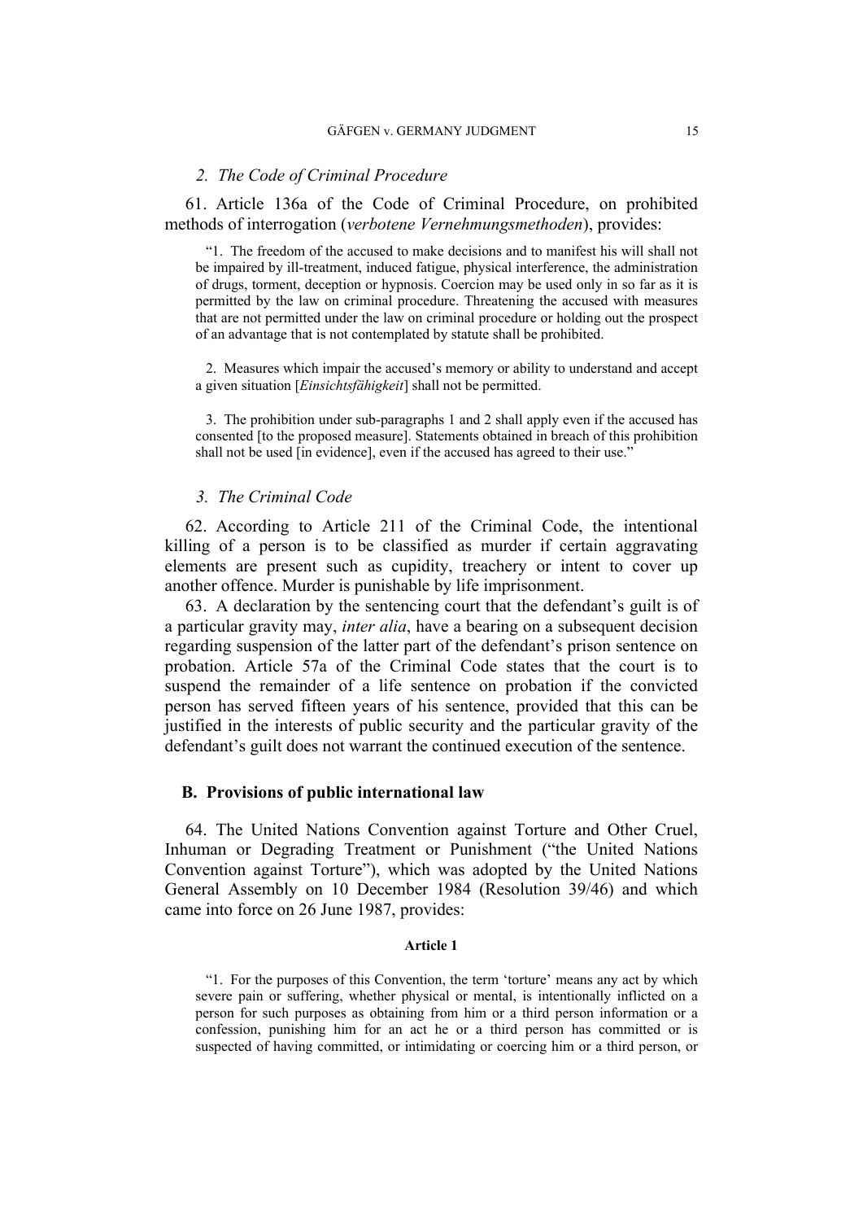### *2. The Code of Criminal Procedure*

61. Article 136a of the Code of Criminal Procedure, on prohibited methods of interrogation (*verbotene Vernehmungsmethoden*), provides:

> "1. The freedom of the accused to make decisions and to manifest his will shall not be impaired by ill-treatment, induced fatigue, physical interference, the administration of drugs, torment, deception or hypnosis. Coercion may be used only in so far as it is permitted by the law on criminal procedure. Threatening the accused with measures that are not permitted under the law on criminal procedure or holding out the prospect of an advantage that is not contemplated by statute shall be prohibited.
>
> 2. Measures which impair the accused's memory or ability to understand and accept a given situation [*Einsichtsfähigkeit*] shall not be permitted.
>
> 3. The prohibition under sub-paragraphs 1 and 2 shall apply even if the accused has consented [to the proposed measure]. Statements obtained in breach of this prohibition shall not be used [in evidence], even if the accused has agreed to their use."

### *3. The Criminal Code*

62. According to Article 211 of the Criminal Code, the intentional killing of a person is to be classified as murder if certain aggravating elements are present such as cupidity, treachery or intent to cover up another offence. Murder is punishable by life imprisonment.

63. A declaration by the sentencing court that the defendant's guilt is of a particular gravity may, *inter alia*, have a bearing on a subsequent decision regarding suspension of the latter part of the defendant's prison sentence on probation. Article 57a of the Criminal Code states that the court is to suspend the remainder of a life sentence on probation if the convicted person has served fifteen years of his sentence, provided that this can be justified in the interests of public security and the particular gravity of the defendant's guilt does not warrant the continued execution of the sentence.

## **B. Provisions of public international law**

64. The United Nations Convention against Torture and Other Cruel, Inhuman or Degrading Treatment or Punishment ("the United Nations Convention against Torture"), which was adopted by the United Nations General Assembly on 10 December 1984 (Resolution 39/46) and which came into force on 26 June 1987, provides:

**Article 1**

> "1. For the purposes of this Convention, the term 'torture' means any act by which severe pain or suffering, whether physical or mental, is intentionally inflicted on a person for such purposes as obtaining from him or a third person information or a confession, punishing him for an act he or a third person has committed or is suspected of having committed, or intimidating or coercing him or a third person, or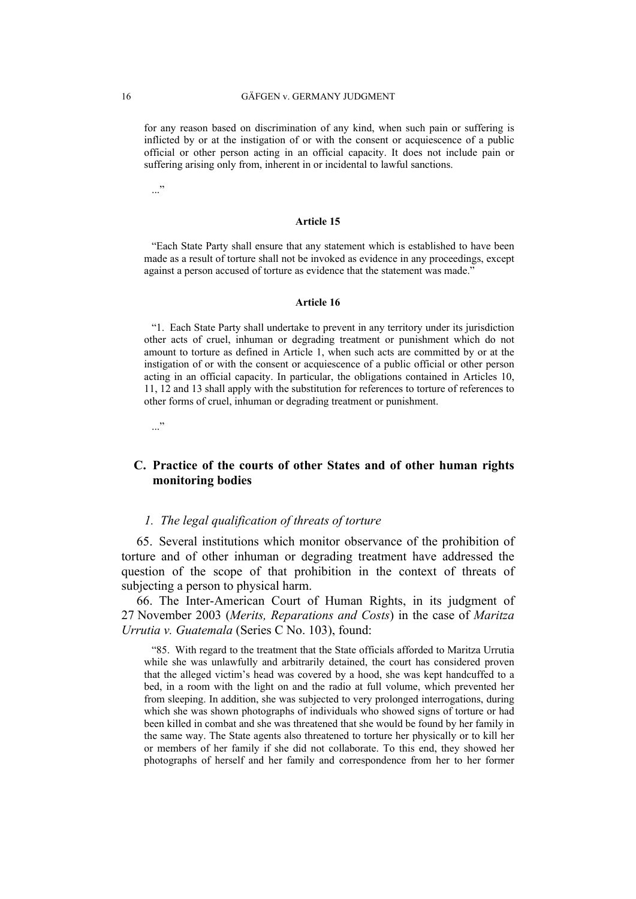for any reason based on discrimination of any kind, when such pain or suffering is inflicted by or at the instigation of or with the consent or acquiescence of a public official or other person acting in an official capacity. It does not include pain or suffering arising only from, inherent in or incidental to lawful sanctions.

..."

**Article 15**

"Each State Party shall ensure that any statement which is established to have been made as a result of torture shall not be invoked as evidence in any proceedings, except against a person accused of torture as evidence that the statement was made."

**Article 16**

"1. Each State Party shall undertake to prevent in any territory under its jurisdiction other acts of cruel, inhuman or degrading treatment or punishment which do not amount to torture as defined in Article 1, when such acts are committed by or at the instigation of or with the consent or acquiescence of a public official or other person acting in an official capacity. In particular, the obligations contained in Articles 10, 11, 12 and 13 shall apply with the substitution for references to torture of references to other forms of cruel, inhuman or degrading treatment or punishment.

..."

## C. Practice of the courts of other States and of other human rights monitoring bodies

### *1. The legal qualification of threats of torture*

65. Several institutions which monitor observance of the prohibition of torture and of other inhuman or degrading treatment have addressed the question of the scope of that prohibition in the context of threats of subjecting a person to physical harm.

66. The Inter-American Court of Human Rights, in its judgment of 27 November 2003 (*Merits, Reparations and Costs*) in the case of *Maritza Urrutia v. Guatemala* (Series C No. 103), found:

"85. With regard to the treatment that the State officials afforded to Maritza Urrutia while she was unlawfully and arbitrarily detained, the court has considered proven that the alleged victim's head was covered by a hood, she was kept handcuffed to a bed, in a room with the light on and the radio at full volume, which prevented her from sleeping. In addition, she was subjected to very prolonged interrogations, during which she was shown photographs of individuals who showed signs of torture or had been killed in combat and she was threatened that she would be found by her family in the same way. The State agents also threatened to torture her physically or to kill her or members of her family if she did not collaborate. To this end, they showed her photographs of herself and her family and correspondence from her to her former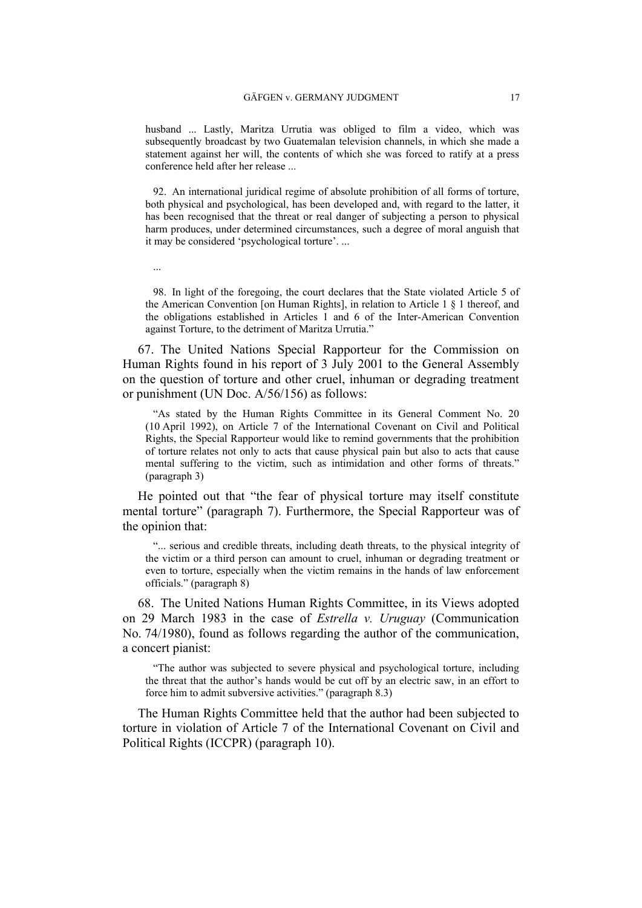> husband ... Lastly, Maritza Urrutia was obliged to film a video, which was subsequently broadcast by two Guatemalan television channels, in which she made a statement against her will, the contents of which she was forced to ratify at a press conference held after her release ...
>
> 92. An international juridical regime of absolute prohibition of all forms of torture, both physical and psychological, has been developed and, with regard to the latter, it has been recognised that the threat or real danger of subjecting a person to physical harm produces, under determined circumstances, such a degree of moral anguish that it may be considered 'psychological torture'. ...
>
> ...
>
> 98. In light of the foregoing, the court declares that the State violated Article 5 of the American Convention [on Human Rights], in relation to Article 1 § 1 thereof, and the obligations established in Articles 1 and 6 of the Inter-American Convention against Torture, to the detriment of Maritza Urrutia."

67. The United Nations Special Rapporteur for the Commission on Human Rights found in his report of 3 July 2001 to the General Assembly on the question of torture and other cruel, inhuman or degrading treatment or punishment (UN Doc. A/56/156) as follows:

> "As stated by the Human Rights Committee in its General Comment No. 20 (10 April 1992), on Article 7 of the International Covenant on Civil and Political Rights, the Special Rapporteur would like to remind governments that the prohibition of torture relates not only to acts that cause physical pain but also to acts that cause mental suffering to the victim, such as intimidation and other forms of threats." (paragraph 3)

He pointed out that "the fear of physical torture may itself constitute mental torture" (paragraph 7). Furthermore, the Special Rapporteur was of the opinion that:

> "... serious and credible threats, including death threats, to the physical integrity of the victim or a third person can amount to cruel, inhuman or degrading treatment or even to torture, especially when the victim remains in the hands of law enforcement officials." (paragraph 8)

68. The United Nations Human Rights Committee, in its Views adopted on 29 March 1983 in the case of *Estrella v. Uruguay* (Communication No. 74/1980), found as follows regarding the author of the communication, a concert pianist:

> "The author was subjected to severe physical and psychological torture, including the threat that the author's hands would be cut off by an electric saw, in an effort to force him to admit subversive activities." (paragraph 8.3)

The Human Rights Committee held that the author had been subjected to torture in violation of Article 7 of the International Covenant on Civil and Political Rights (ICCPR) (paragraph 10).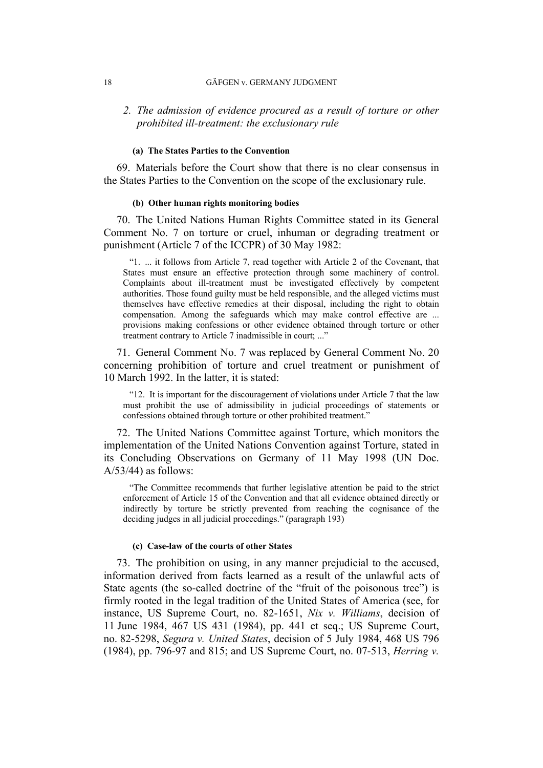### 2. *The admission of evidence procured as a result of torture or other prohibited ill-treatment: the exclusionary rule*

#### (a) The States Parties to the Convention

69. Materials before the Court show that there is no clear consensus in the States Parties to the Convention on the scope of the exclusionary rule.

#### (b) Other human rights monitoring bodies

70. The United Nations Human Rights Committee stated in its General Comment No. 7 on torture or cruel, inhuman or degrading treatment or punishment (Article 7 of the ICCPR) of 30 May 1982:

> "1. ... it follows from Article 7, read together with Article 2 of the Covenant, that States must ensure an effective protection through some machinery of control. Complaints about ill-treatment must be investigated effectively by competent authorities. Those found guilty must be held responsible, and the alleged victims must themselves have effective remedies at their disposal, including the right to obtain compensation. Among the safeguards which may make control effective are ... provisions making confessions or other evidence obtained through torture or other treatment contrary to Article 7 inadmissible in court; ..."

71. General Comment No. 7 was replaced by General Comment No. 20 concerning prohibition of torture and cruel treatment or punishment of 10 March 1992. In the latter, it is stated:

> "12. It is important for the discouragement of violations under Article 7 that the law must prohibit the use of admissibility in judicial proceedings of statements or confessions obtained through torture or other prohibited treatment."

72. The United Nations Committee against Torture, which monitors the implementation of the United Nations Convention against Torture, stated in its Concluding Observations on Germany of 11 May 1998 (UN Doc. A/53/44) as follows:

> "The Committee recommends that further legislative attention be paid to the strict enforcement of Article 15 of the Convention and that all evidence obtained directly or indirectly by torture be strictly prevented from reaching the cognisance of the deciding judges in all judicial proceedings." (paragraph 193)

#### (c) Case-law of the courts of other States

73. The prohibition on using, in any manner prejudicial to the accused, information derived from facts learned as a result of the unlawful acts of State agents (the so-called doctrine of the "fruit of the poisonous tree") is firmly rooted in the legal tradition of the United States of America (see, for instance, US Supreme Court, no. 82-1651, *Nix v. Williams*, decision of 11 June 1984, 467 US 431 (1984), pp. 441 et seq.; US Supreme Court, no. 82-5298, *Segura v. United States*, decision of 5 July 1984, 468 US 796 (1984), pp. 796-97 and 815; and US Supreme Court, no. 07-513, *Herring v.*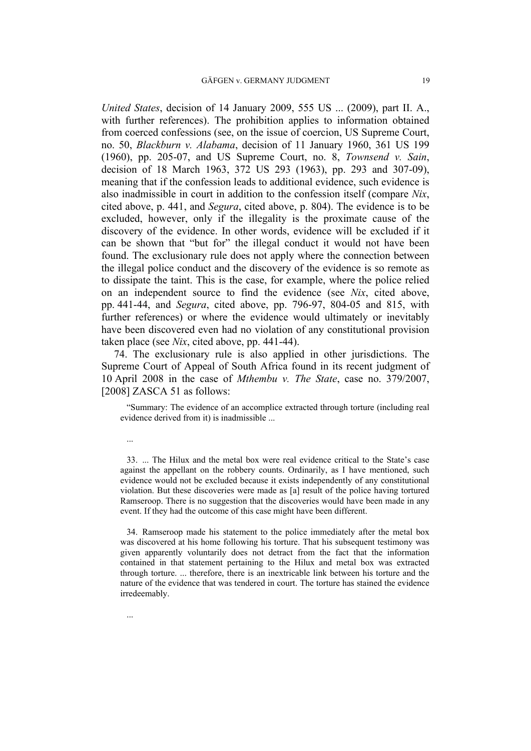*United States*, decision of 14 January 2009, 555 US ... (2009), part II. A., with further references). The prohibition applies to information obtained from coerced confessions (see, on the issue of coercion, US Supreme Court, no. 50, *Blackburn v. Alabama*, decision of 11 January 1960, 361 US 199 (1960), pp. 205-07, and US Supreme Court, no. 8, *Townsend v. Sain*, decision of 18 March 1963, 372 US 293 (1963), pp. 293 and 307-09), meaning that if the confession leads to additional evidence, such evidence is also inadmissible in court in addition to the confession itself (compare *Nix*, cited above, p. 441, and *Segura*, cited above, p. 804). The evidence is to be excluded, however, only if the illegality is the proximate cause of the discovery of the evidence. In other words, evidence will be excluded if it can be shown that "but for" the illegal conduct it would not have been found. The exclusionary rule does not apply where the connection between the illegal police conduct and the discovery of the evidence is so remote as to dissipate the taint. This is the case, for example, where the police relied on an independent source to find the evidence (see *Nix*, cited above, pp. 441-44, and *Segura*, cited above, pp. 796-97, 804-05 and 815, with further references) or where the evidence would ultimately or inevitably have been discovered even had no violation of any constitutional provision taken place (see *Nix*, cited above, pp. 441-44).

74. The exclusionary rule is also applied in other jurisdictions. The Supreme Court of Appeal of South Africa found in its recent judgment of 10 April 2008 in the case of *Mthembu v. The State*, case no. 379/2007, [2008] ZASCA 51 as follows:

> "Summary: The evidence of an accomplice extracted through torture (including real evidence derived from it) is inadmissible ...
>
> ...
>
> 33. ... The Hilux and the metal box were real evidence critical to the State's case against the appellant on the robbery counts. Ordinarily, as I have mentioned, such evidence would not be excluded because it exists independently of any constitutional violation. But these discoveries were made as [a] result of the police having tortured Ramseroop. There is no suggestion that the discoveries would have been made in any event. If they had the outcome of this case might have been different.
>
> 34. Ramseroop made his statement to the police immediately after the metal box was discovered at his home following his torture. That his subsequent testimony was given apparently voluntarily does not detract from the fact that the information contained in that statement pertaining to the Hilux and metal box was extracted through torture. ... therefore, there is an inextricable link between his torture and the nature of the evidence that was tendered in court. The torture has stained the evidence irredeemably.
>
> ...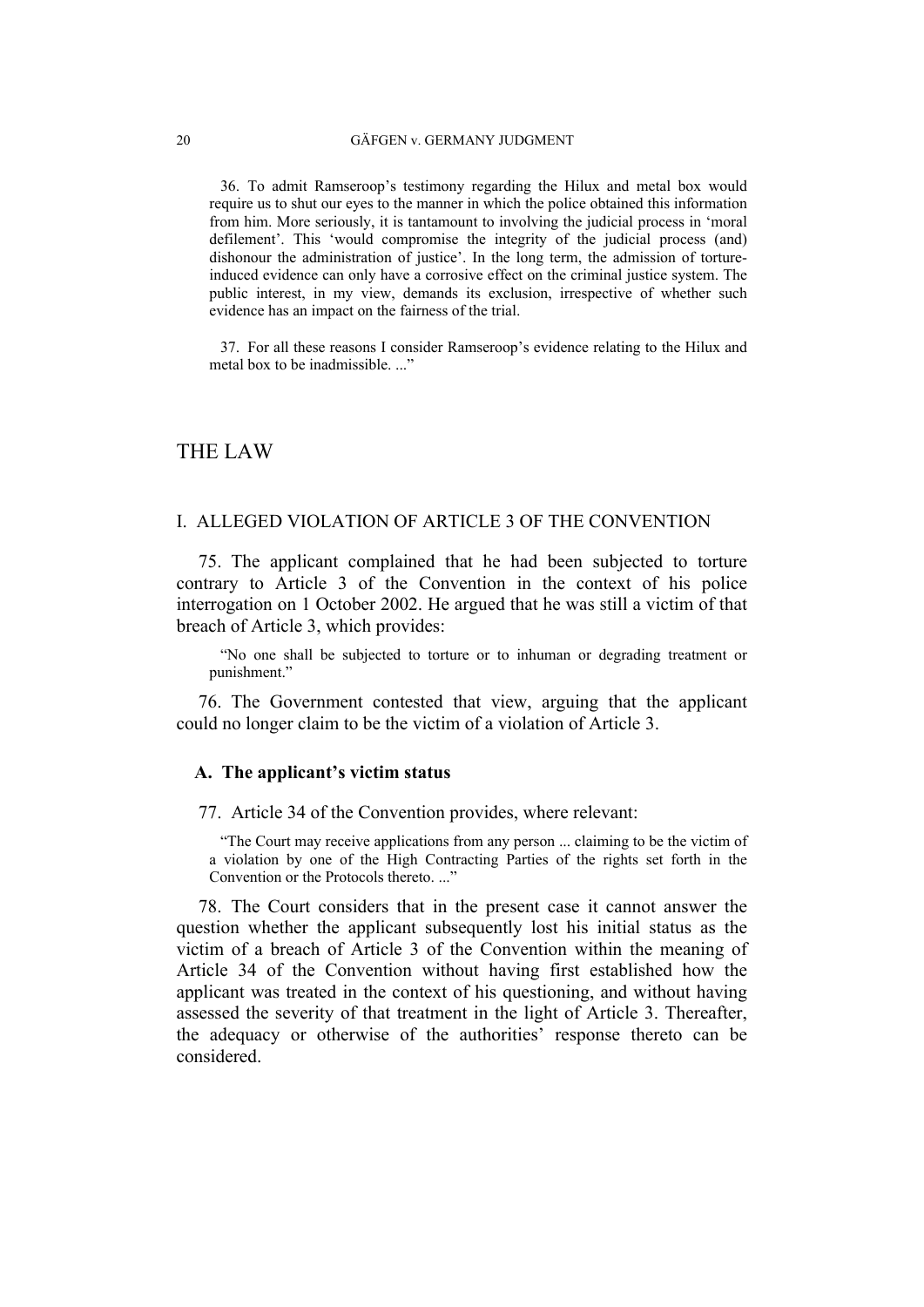> 36. To admit Ramseroop's testimony regarding the Hilux and metal box would require us to shut our eyes to the manner in which the police obtained this information from him. More seriously, it is tantamount to involving the judicial process in 'moral defilement'. This 'would compromise the integrity of the judicial process (and) dishonour the administration of justice'. In the long term, the admission of torture-induced evidence can only have a corrosive effect on the criminal justice system. The public interest, in my view, demands its exclusion, irrespective of whether such evidence has an impact on the fairness of the trial.
>
> 37. For all these reasons I consider Ramseroop's evidence relating to the Hilux and metal box to be inadmissible. ..."

# THE LAW

## I. ALLEGED VIOLATION OF ARTICLE 3 OF THE CONVENTION

75. The applicant complained that he had been subjected to torture contrary to Article 3 of the Convention in the context of his police interrogation on 1 October 2002. He argued that he was still a victim of that breach of Article 3, which provides:

> "No one shall be subjected to torture or to inhuman or degrading treatment or punishment."

76. The Government contested that view, arguing that the applicant could no longer claim to be the victim of a violation of Article 3.

### A. The applicant's victim status

77. Article 34 of the Convention provides, where relevant:

> "The Court may receive applications from any person ... claiming to be the victim of a violation by one of the High Contracting Parties of the rights set forth in the Convention or the Protocols thereto. ..."

78. The Court considers that in the present case it cannot answer the question whether the applicant subsequently lost his initial status as the victim of a breach of Article 3 of the Convention within the meaning of Article 34 of the Convention without having first established how the applicant was treated in the context of his questioning, and without having assessed the severity of that treatment in the light of Article 3. Thereafter, the adequacy or otherwise of the authorities' response thereto can be considered.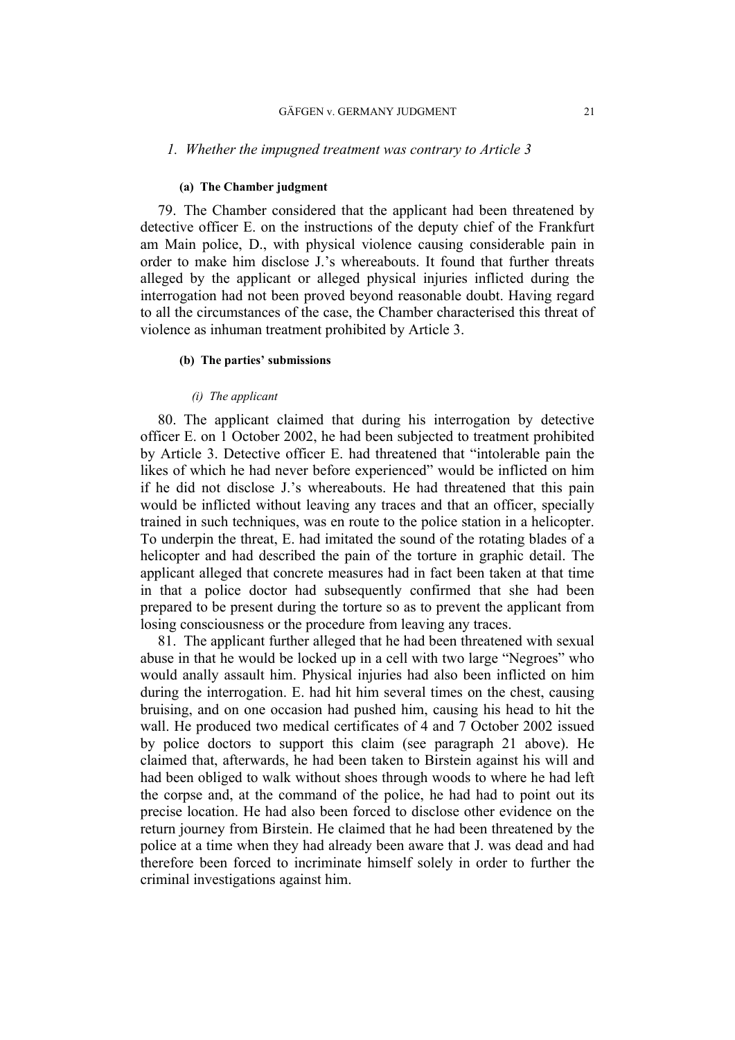### *1. Whether the impugned treatment was contrary to Article 3*

#### (a) The Chamber judgment

79. The Chamber considered that the applicant had been threatened by detective officer E. on the instructions of the deputy chief of the Frankfurt am Main police, D., with physical violence causing considerable pain in order to make him disclose J.'s whereabouts. It found that further threats alleged by the applicant or alleged physical injuries inflicted during the interrogation had not been proved beyond reasonable doubt. Having regard to all the circumstances of the case, the Chamber characterised this threat of violence as inhuman treatment prohibited by Article 3.

#### (b) The parties' submissions

##### *(i) The applicant*

80. The applicant claimed that during his interrogation by detective officer E. on 1 October 2002, he had been subjected to treatment prohibited by Article 3. Detective officer E. had threatened that "intolerable pain the likes of which he had never before experienced" would be inflicted on him if he did not disclose J.'s whereabouts. He had threatened that this pain would be inflicted without leaving any traces and that an officer, specially trained in such techniques, was en route to the police station in a helicopter. To underpin the threat, E. had imitated the sound of the rotating blades of a helicopter and had described the pain of the torture in graphic detail. The applicant alleged that concrete measures had in fact been taken at that time in that a police doctor had subsequently confirmed that she had been prepared to be present during the torture so as to prevent the applicant from losing consciousness or the procedure from leaving any traces.

81. The applicant further alleged that he had been threatened with sexual abuse in that he would be locked up in a cell with two large "Negroes" who would anally assault him. Physical injuries had also been inflicted on him during the interrogation. E. had hit him several times on the chest, causing bruising, and on one occasion had pushed him, causing his head to hit the wall. He produced two medical certificates of 4 and 7 October 2002 issued by police doctors to support this claim (see paragraph 21 above). He claimed that, afterwards, he had been taken to Birstein against his will and had been obliged to walk without shoes through woods to where he had left the corpse and, at the command of the police, he had had to point out its precise location. He had also been forced to disclose other evidence on the return journey from Birstein. He claimed that he had been threatened by the police at a time when they had already been aware that J. was dead and had therefore been forced to incriminate himself solely in order to further the criminal investigations against him.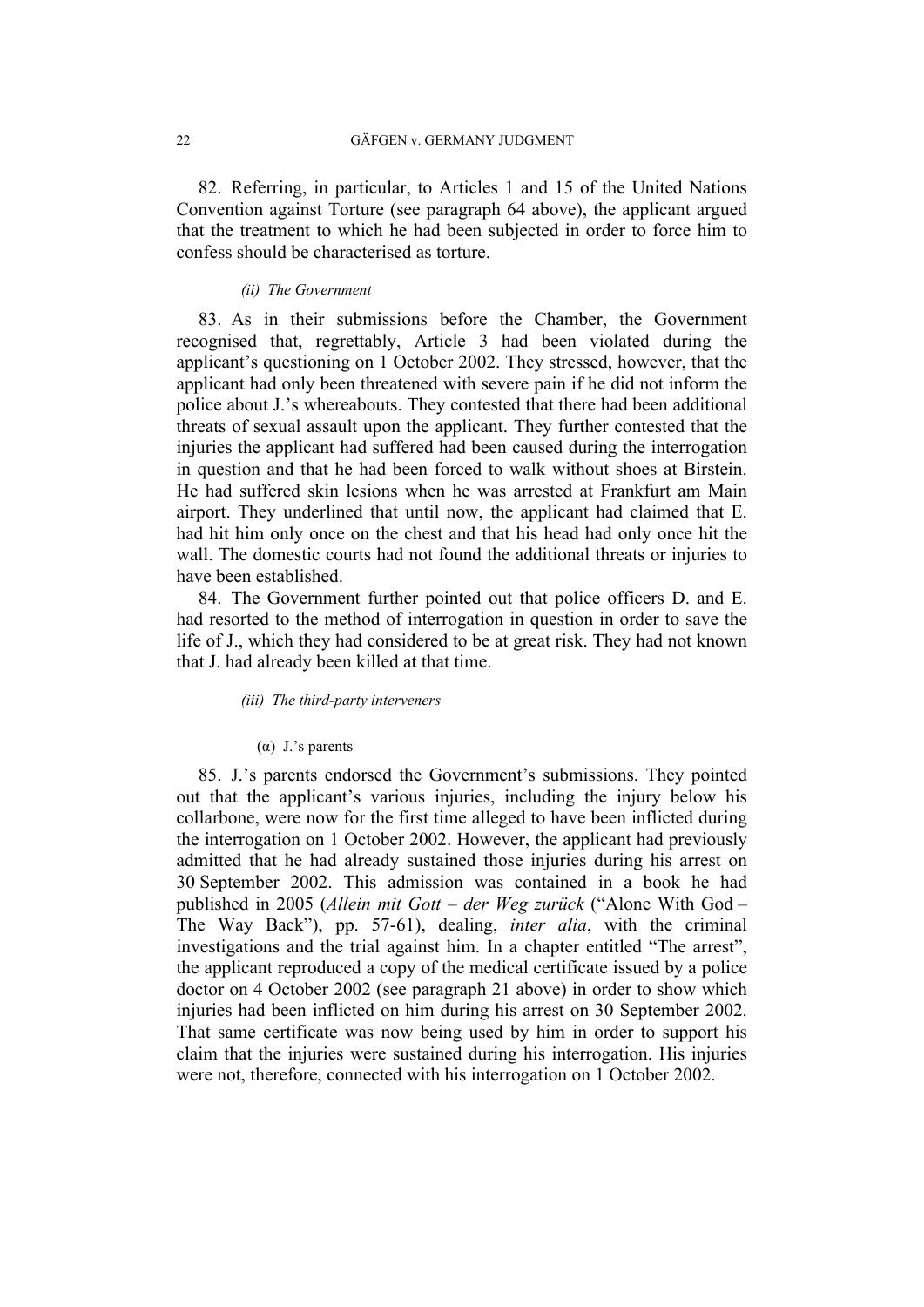82. Referring, in particular, to Articles 1 and 15 of the United Nations Convention against Torture (see paragraph 64 above), the applicant argued that the treatment to which he had been subjected in order to force him to confess should be characterised as torture.

*(ii) The Government*

83. As in their submissions before the Chamber, the Government recognised that, regrettably, Article 3 had been violated during the applicant's questioning on 1 October 2002. They stressed, however, that the applicant had only been threatened with severe pain if he did not inform the police about J.'s whereabouts. They contested that there had been additional threats of sexual assault upon the applicant. They further contested that the injuries the applicant had suffered had been caused during the interrogation in question and that he had been forced to walk without shoes at Birstein. He had suffered skin lesions when he was arrested at Frankfurt am Main airport. They underlined that until now, the applicant had claimed that E. had hit him only once on the chest and that his head had only once hit the wall. The domestic courts had not found the additional threats or injuries to have been established.

84. The Government further pointed out that police officers D. and E. had resorted to the method of interrogation in question in order to save the life of J., which they had considered to be at great risk. They had not known that J. had already been killed at that time.

*(iii) The third-party interveners*

(α) J.'s parents

85. J.'s parents endorsed the Government's submissions. They pointed out that the applicant's various injuries, including the injury below his collarbone, were now for the first time alleged to have been inflicted during the interrogation on 1 October 2002. However, the applicant had previously admitted that he had already sustained those injuries during his arrest on 30 September 2002. This admission was contained in a book he had published in 2005 (*Allein mit Gott – der Weg zurück* ("Alone With God – The Way Back"), pp. 57-61), dealing, *inter alia*, with the criminal investigations and the trial against him. In a chapter entitled "The arrest", the applicant reproduced a copy of the medical certificate issued by a police doctor on 4 October 2002 (see paragraph 21 above) in order to show which injuries had been inflicted on him during his arrest on 30 September 2002. That same certificate was now being used by him in order to support his claim that the injuries were sustained during his interrogation. His injuries were not, therefore, connected with his interrogation on 1 October 2002.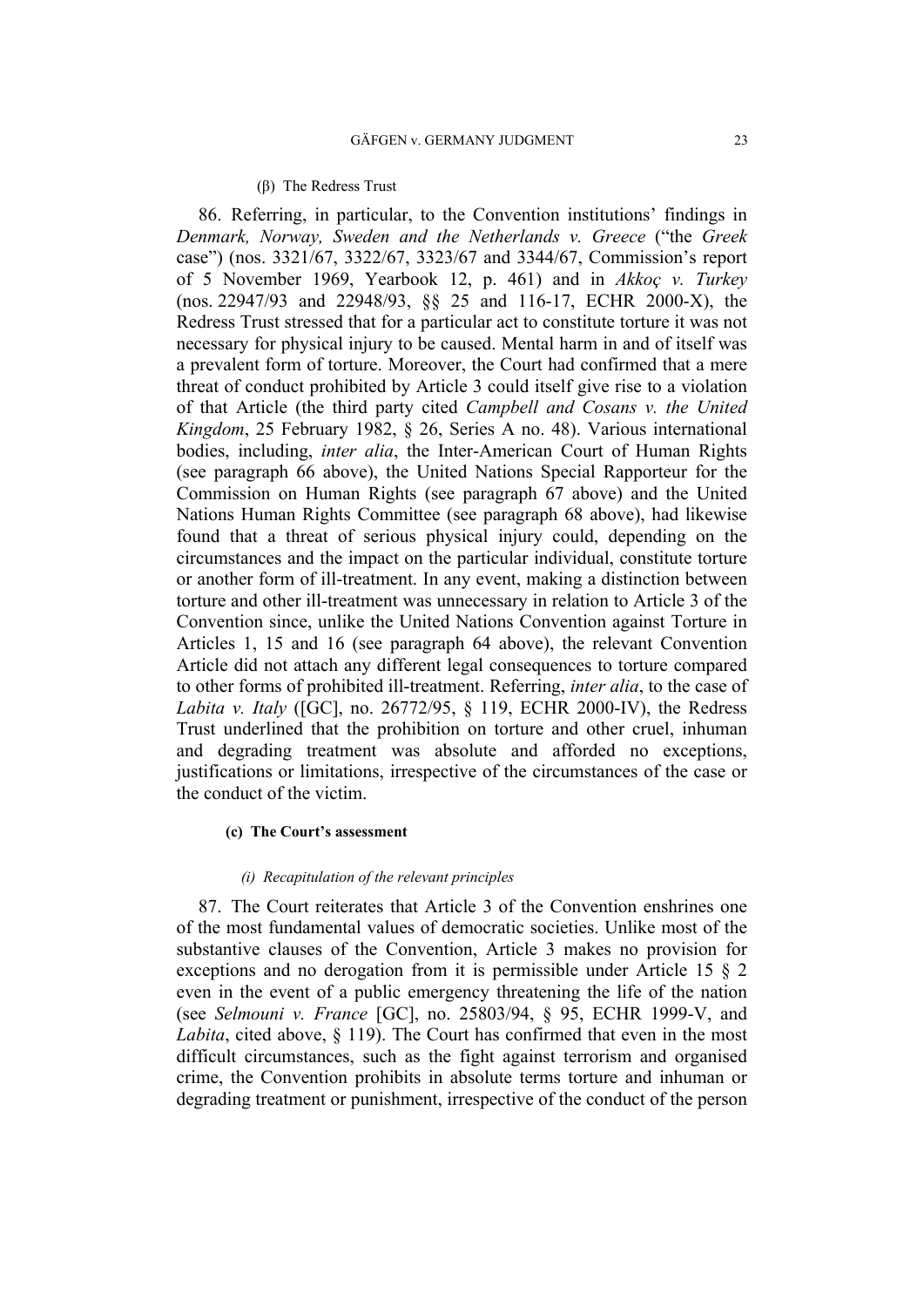(β) The Redress Trust

86. Referring, in particular, to the Convention institutions' findings in *Denmark, Norway, Sweden and the Netherlands v. Greece* ("the *Greek* case") (nos. 3321/67, 3322/67, 3323/67 and 3344/67, Commission's report of 5 November 1969, Yearbook 12, p. 461) and in *Akkoç v. Turkey* (nos. 22947/93 and 22948/93, §§ 25 and 116-17, ECHR 2000-X), the Redress Trust stressed that for a particular act to constitute torture it was not necessary for physical injury to be caused. Mental harm in and of itself was a prevalent form of torture. Moreover, the Court had confirmed that a mere threat of conduct prohibited by Article 3 could itself give rise to a violation of that Article (the third party cited *Campbell and Cosans v. the United Kingdom*, 25 February 1982, § 26, Series A no. 48). Various international bodies, including, *inter alia*, the Inter-American Court of Human Rights (see paragraph 66 above), the United Nations Special Rapporteur for the Commission on Human Rights (see paragraph 67 above) and the United Nations Human Rights Committee (see paragraph 68 above), had likewise found that a threat of serious physical injury could, depending on the circumstances and the impact on the particular individual, constitute torture or another form of ill-treatment. In any event, making a distinction between torture and other ill-treatment was unnecessary in relation to Article 3 of the Convention since, unlike the United Nations Convention against Torture in Articles 1, 15 and 16 (see paragraph 64 above), the relevant Convention Article did not attach any different legal consequences to torture compared to other forms of prohibited ill-treatment. Referring, *inter alia*, to the case of *Labita v. Italy* ([GC], no. 26772/95, § 119, ECHR 2000-IV), the Redress Trust underlined that the prohibition on torture and other cruel, inhuman and degrading treatment was absolute and afforded no exceptions, justifications or limitations, irrespective of the circumstances of the case or the conduct of the victim.

#### (c) The Court's assessment

##### *(i) Recapitulation of the relevant principles*

87. The Court reiterates that Article 3 of the Convention enshrines one of the most fundamental values of democratic societies. Unlike most of the substantive clauses of the Convention, Article 3 makes no provision for exceptions and no derogation from it is permissible under Article 15 § 2 even in the event of a public emergency threatening the life of the nation (see *Selmouni v. France* [GC], no. 25803/94, § 95, ECHR 1999-V, and *Labita*, cited above, § 119). The Court has confirmed that even in the most difficult circumstances, such as the fight against terrorism and organised crime, the Convention prohibits in absolute terms torture and inhuman or degrading treatment or punishment, irrespective of the conduct of the person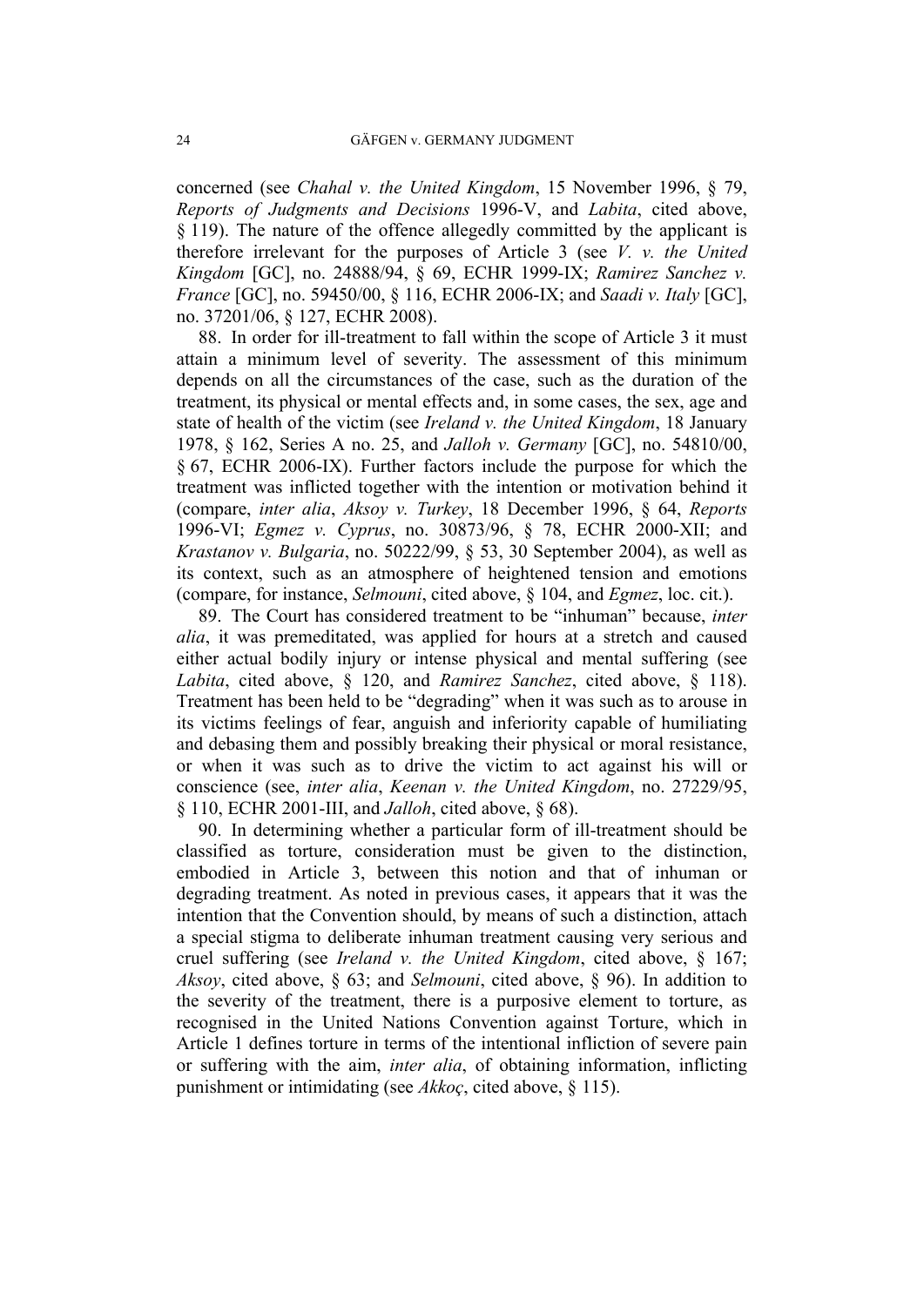concerned (see *Chahal v. the United Kingdom*, 15 November 1996, § 79, *Reports of Judgments and Decisions* 1996-V, and *Labita*, cited above, § 119). The nature of the offence allegedly committed by the applicant is therefore irrelevant for the purposes of Article 3 (see *V. v. the United Kingdom* [GC], no. 24888/94, § 69, ECHR 1999-IX; *Ramirez Sanchez v. France* [GC], no. 59450/00, § 116, ECHR 2006-IX; and *Saadi v. Italy* [GC], no. 37201/06, § 127, ECHR 2008).

88. In order for ill-treatment to fall within the scope of Article 3 it must attain a minimum level of severity. The assessment of this minimum depends on all the circumstances of the case, such as the duration of the treatment, its physical or mental effects and, in some cases, the sex, age and state of health of the victim (see *Ireland v. the United Kingdom*, 18 January 1978, § 162, Series A no. 25, and *Jalloh v. Germany* [GC], no. 54810/00, § 67, ECHR 2006-IX). Further factors include the purpose for which the treatment was inflicted together with the intention or motivation behind it (compare, *inter alia*, *Aksoy v. Turkey*, 18 December 1996, § 64, *Reports* 1996-VI; *Egmez v. Cyprus*, no. 30873/96, § 78, ECHR 2000-XII; and *Krastanov v. Bulgaria*, no. 50222/99, § 53, 30 September 2004), as well as its context, such as an atmosphere of heightened tension and emotions (compare, for instance, *Selmouni*, cited above, § 104, and *Egmez*, loc. cit.).

89. The Court has considered treatment to be "inhuman" because, *inter alia*, it was premeditated, was applied for hours at a stretch and caused either actual bodily injury or intense physical and mental suffering (see *Labita*, cited above, § 120, and *Ramirez Sanchez*, cited above, § 118). Treatment has been held to be "degrading" when it was such as to arouse in its victims feelings of fear, anguish and inferiority capable of humiliating and debasing them and possibly breaking their physical or moral resistance, or when it was such as to drive the victim to act against his will or conscience (see, *inter alia*, *Keenan v. the United Kingdom*, no. 27229/95, § 110, ECHR 2001-III, and *Jalloh*, cited above, § 68).

90. In determining whether a particular form of ill-treatment should be classified as torture, consideration must be given to the distinction, embodied in Article 3, between this notion and that of inhuman or degrading treatment. As noted in previous cases, it appears that it was the intention that the Convention should, by means of such a distinction, attach a special stigma to deliberate inhuman treatment causing very serious and cruel suffering (see *Ireland v. the United Kingdom*, cited above, § 167; *Aksoy*, cited above, § 63; and *Selmouni*, cited above, § 96). In addition to the severity of the treatment, there is a purposive element to torture, as recognised in the United Nations Convention against Torture, which in Article 1 defines torture in terms of the intentional infliction of severe pain or suffering with the aim, *inter alia*, of obtaining information, inflicting punishment or intimidating (see *Akkoç*, cited above, § 115).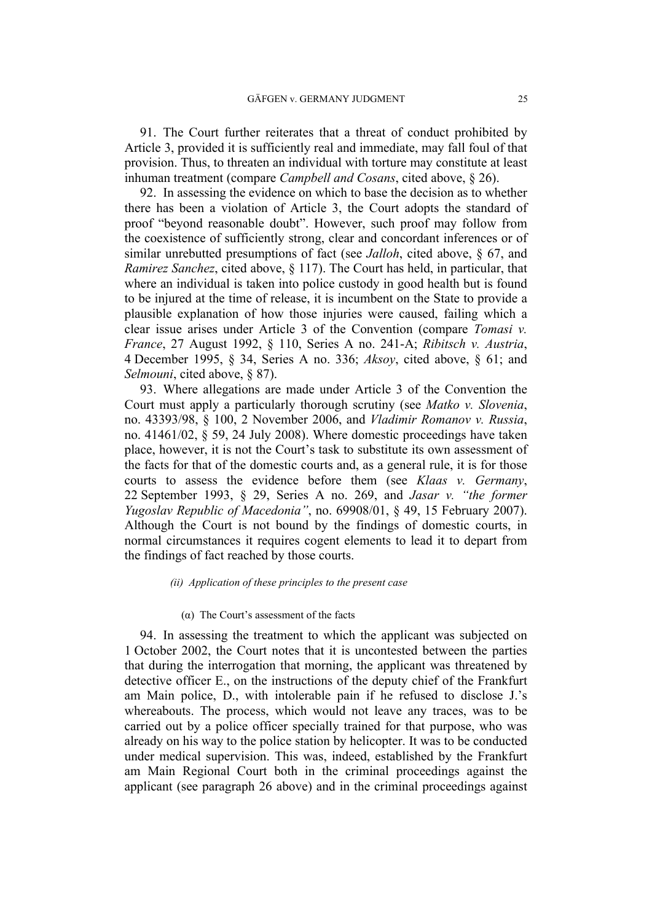91. The Court further reiterates that a threat of conduct prohibited by Article 3, provided it is sufficiently real and immediate, may fall foul of that provision. Thus, to threaten an individual with torture may constitute at least inhuman treatment (compare *Campbell and Cosans*, cited above, § 26).

92. In assessing the evidence on which to base the decision as to whether there has been a violation of Article 3, the Court adopts the standard of proof "beyond reasonable doubt". However, such proof may follow from the coexistence of sufficiently strong, clear and concordant inferences or of similar unrebutted presumptions of fact (see *Jalloh*, cited above, § 67, and *Ramirez Sanchez*, cited above, § 117). The Court has held, in particular, that where an individual is taken into police custody in good health but is found to be injured at the time of release, it is incumbent on the State to provide a plausible explanation of how those injuries were caused, failing which a clear issue arises under Article 3 of the Convention (compare *Tomasi v. France*, 27 August 1992, § 110, Series A no. 241-A; *Ribitsch v. Austria*, 4 December 1995, § 34, Series A no. 336; *Aksoy*, cited above, § 61; and *Selmouni*, cited above, § 87).

93. Where allegations are made under Article 3 of the Convention the Court must apply a particularly thorough scrutiny (see *Matko v. Slovenia*, no. 43393/98, § 100, 2 November 2006, and *Vladimir Romanov v. Russia*, no. 41461/02, § 59, 24 July 2008). Where domestic proceedings have taken place, however, it is not the Court's task to substitute its own assessment of the facts for that of the domestic courts and, as a general rule, it is for those courts to assess the evidence before them (see *Klaas v. Germany*, 22 September 1993, § 29, Series A no. 269, and *Jasar v. "the former Yugoslav Republic of Macedonia"*, no. 69908/01, § 49, 15 February 2007). Although the Court is not bound by the findings of domestic courts, in normal circumstances it requires cogent elements to lead it to depart from the findings of fact reached by those courts.

*(ii) Application of these principles to the present case*

(α) The Court's assessment of the facts

94. In assessing the treatment to which the applicant was subjected on 1 October 2002, the Court notes that it is uncontested between the parties that during the interrogation that morning, the applicant was threatened by detective officer E., on the instructions of the deputy chief of the Frankfurt am Main police, D., with intolerable pain if he refused to disclose J.'s whereabouts. The process, which would not leave any traces, was to be carried out by a police officer specially trained for that purpose, who was already on his way to the police station by helicopter. It was to be conducted under medical supervision. This was, indeed, established by the Frankfurt am Main Regional Court both in the criminal proceedings against the applicant (see paragraph 26 above) and in the criminal proceedings against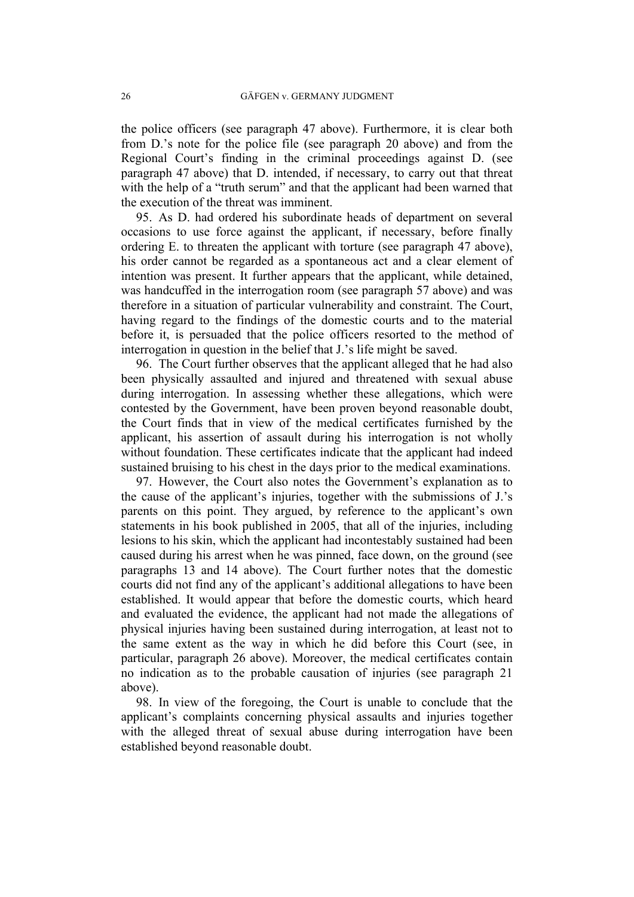the police officers (see paragraph 47 above). Furthermore, it is clear both from D.'s note for the police file (see paragraph 20 above) and from the Regional Court's finding in the criminal proceedings against D. (see paragraph 47 above) that D. intended, if necessary, to carry out that threat with the help of a "truth serum" and that the applicant had been warned that the execution of the threat was imminent.

95. As D. had ordered his subordinate heads of department on several occasions to use force against the applicant, if necessary, before finally ordering E. to threaten the applicant with torture (see paragraph 47 above), his order cannot be regarded as a spontaneous act and a clear element of intention was present. It further appears that the applicant, while detained, was handcuffed in the interrogation room (see paragraph 57 above) and was therefore in a situation of particular vulnerability and constraint. The Court, having regard to the findings of the domestic courts and to the material before it, is persuaded that the police officers resorted to the method of interrogation in question in the belief that J.'s life might be saved.

96. The Court further observes that the applicant alleged that he had also been physically assaulted and injured and threatened with sexual abuse during interrogation. In assessing whether these allegations, which were contested by the Government, have been proven beyond reasonable doubt, the Court finds that in view of the medical certificates furnished by the applicant, his assertion of assault during his interrogation is not wholly without foundation. These certificates indicate that the applicant had indeed sustained bruising to his chest in the days prior to the medical examinations.

97. However, the Court also notes the Government's explanation as to the cause of the applicant's injuries, together with the submissions of J.'s parents on this point. They argued, by reference to the applicant's own statements in his book published in 2005, that all of the injuries, including lesions to his skin, which the applicant had incontestably sustained had been caused during his arrest when he was pinned, face down, on the ground (see paragraphs 13 and 14 above). The Court further notes that the domestic courts did not find any of the applicant's additional allegations to have been established. It would appear that before the domestic courts, which heard and evaluated the evidence, the applicant had not made the allegations of physical injuries having been sustained during interrogation, at least not to the same extent as the way in which he did before this Court (see, in particular, paragraph 26 above). Moreover, the medical certificates contain no indication as to the probable causation of injuries (see paragraph 21 above).

98. In view of the foregoing, the Court is unable to conclude that the applicant's complaints concerning physical assaults and injuries together with the alleged threat of sexual abuse during interrogation have been established beyond reasonable doubt.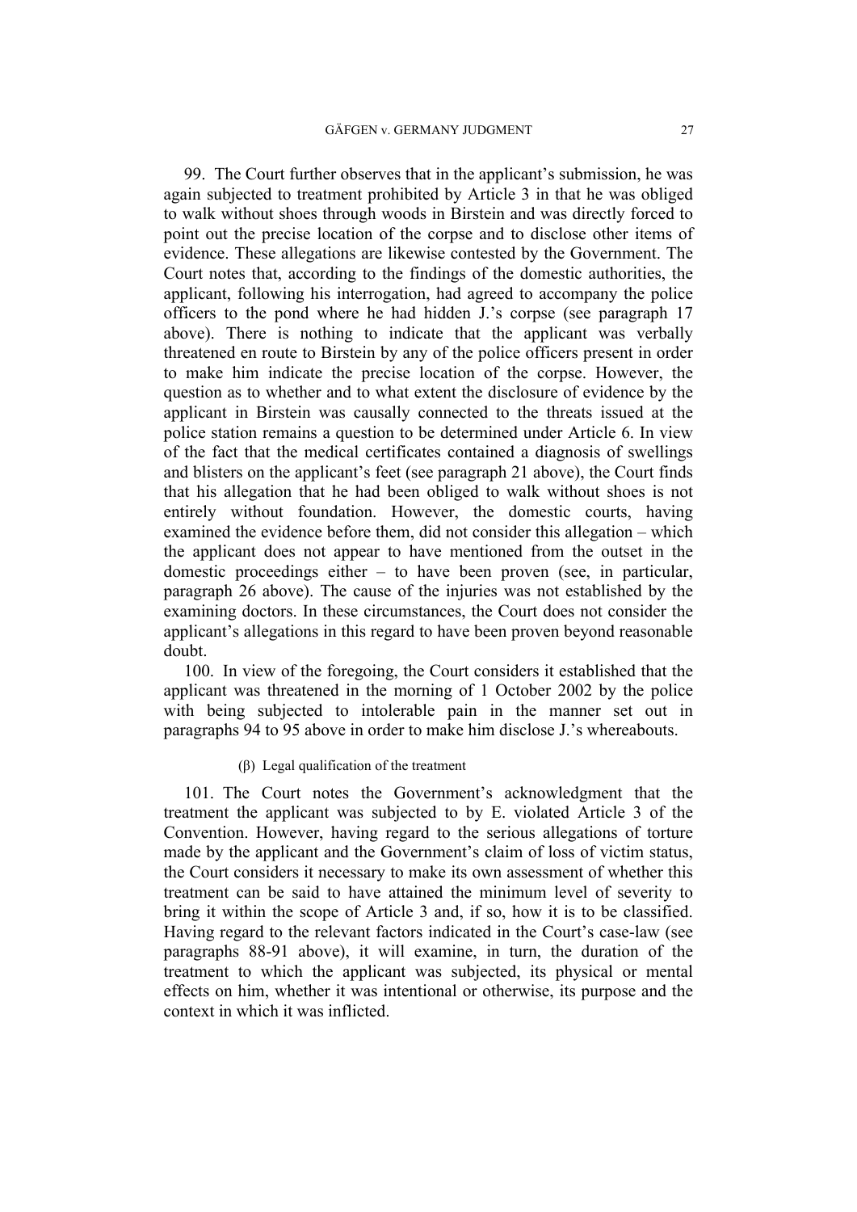99. The Court further observes that in the applicant's submission, he was again subjected to treatment prohibited by Article 3 in that he was obliged to walk without shoes through woods in Birstein and was directly forced to point out the precise location of the corpse and to disclose other items of evidence. These allegations are likewise contested by the Government. The Court notes that, according to the findings of the domestic authorities, the applicant, following his interrogation, had agreed to accompany the police officers to the pond where he had hidden J.'s corpse (see paragraph 17 above). There is nothing to indicate that the applicant was verbally threatened en route to Birstein by any of the police officers present in order to make him indicate the precise location of the corpse. However, the question as to whether and to what extent the disclosure of evidence by the applicant in Birstein was causally connected to the threats issued at the police station remains a question to be determined under Article 6. In view of the fact that the medical certificates contained a diagnosis of swellings and blisters on the applicant's feet (see paragraph 21 above), the Court finds that his allegation that he had been obliged to walk without shoes is not entirely without foundation. However, the domestic courts, having examined the evidence before them, did not consider this allegation – which the applicant does not appear to have mentioned from the outset in the domestic proceedings either – to have been proven (see, in particular, paragraph 26 above). The cause of the injuries was not established by the examining doctors. In these circumstances, the Court does not consider the applicant's allegations in this regard to have been proven beyond reasonable doubt.

100. In view of the foregoing, the Court considers it established that the applicant was threatened in the morning of 1 October 2002 by the police with being subjected to intolerable pain in the manner set out in paragraphs 94 to 95 above in order to make him disclose J.'s whereabouts.

(β) Legal qualification of the treatment

101. The Court notes the Government's acknowledgment that the treatment the applicant was subjected to by E. violated Article 3 of the Convention. However, having regard to the serious allegations of torture made by the applicant and the Government's claim of loss of victim status, the Court considers it necessary to make its own assessment of whether this treatment can be said to have attained the minimum level of severity to bring it within the scope of Article 3 and, if so, how it is to be classified. Having regard to the relevant factors indicated in the Court's case-law (see paragraphs 88-91 above), it will examine, in turn, the duration of the treatment to which the applicant was subjected, its physical or mental effects on him, whether it was intentional or otherwise, its purpose and the context in which it was inflicted.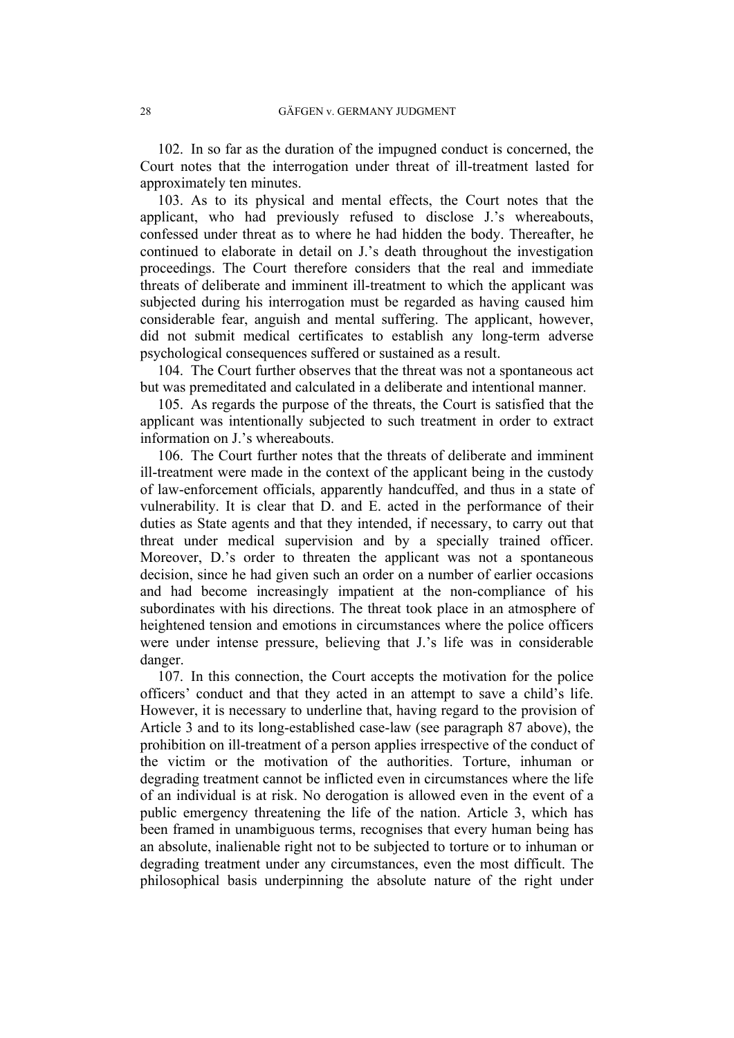102. In so far as the duration of the impugned conduct is concerned, the Court notes that the interrogation under threat of ill-treatment lasted for approximately ten minutes.

103. As to its physical and mental effects, the Court notes that the applicant, who had previously refused to disclose J.'s whereabouts, confessed under threat as to where he had hidden the body. Thereafter, he continued to elaborate in detail on J.'s death throughout the investigation proceedings. The Court therefore considers that the real and immediate threats of deliberate and imminent ill-treatment to which the applicant was subjected during his interrogation must be regarded as having caused him considerable fear, anguish and mental suffering. The applicant, however, did not submit medical certificates to establish any long-term adverse psychological consequences suffered or sustained as a result.

104. The Court further observes that the threat was not a spontaneous act but was premeditated and calculated in a deliberate and intentional manner.

105. As regards the purpose of the threats, the Court is satisfied that the applicant was intentionally subjected to such treatment in order to extract information on J.'s whereabouts.

106. The Court further notes that the threats of deliberate and imminent ill-treatment were made in the context of the applicant being in the custody of law-enforcement officials, apparently handcuffed, and thus in a state of vulnerability. It is clear that D. and E. acted in the performance of their duties as State agents and that they intended, if necessary, to carry out that threat under medical supervision and by a specially trained officer. Moreover, D.'s order to threaten the applicant was not a spontaneous decision, since he had given such an order on a number of earlier occasions and had become increasingly impatient at the non-compliance of his subordinates with his directions. The threat took place in an atmosphere of heightened tension and emotions in circumstances where the police officers were under intense pressure, believing that J.'s life was in considerable danger.

107. In this connection, the Court accepts the motivation for the police officers' conduct and that they acted in an attempt to save a child's life. However, it is necessary to underline that, having regard to the provision of Article 3 and to its long-established case-law (see paragraph 87 above), the prohibition on ill-treatment of a person applies irrespective of the conduct of the victim or the motivation of the authorities. Torture, inhuman or degrading treatment cannot be inflicted even in circumstances where the life of an individual is at risk. No derogation is allowed even in the event of a public emergency threatening the life of the nation. Article 3, which has been framed in unambiguous terms, recognises that every human being has an absolute, inalienable right not to be subjected to torture or to inhuman or degrading treatment under any circumstances, even the most difficult. The philosophical basis underpinning the absolute nature of the right under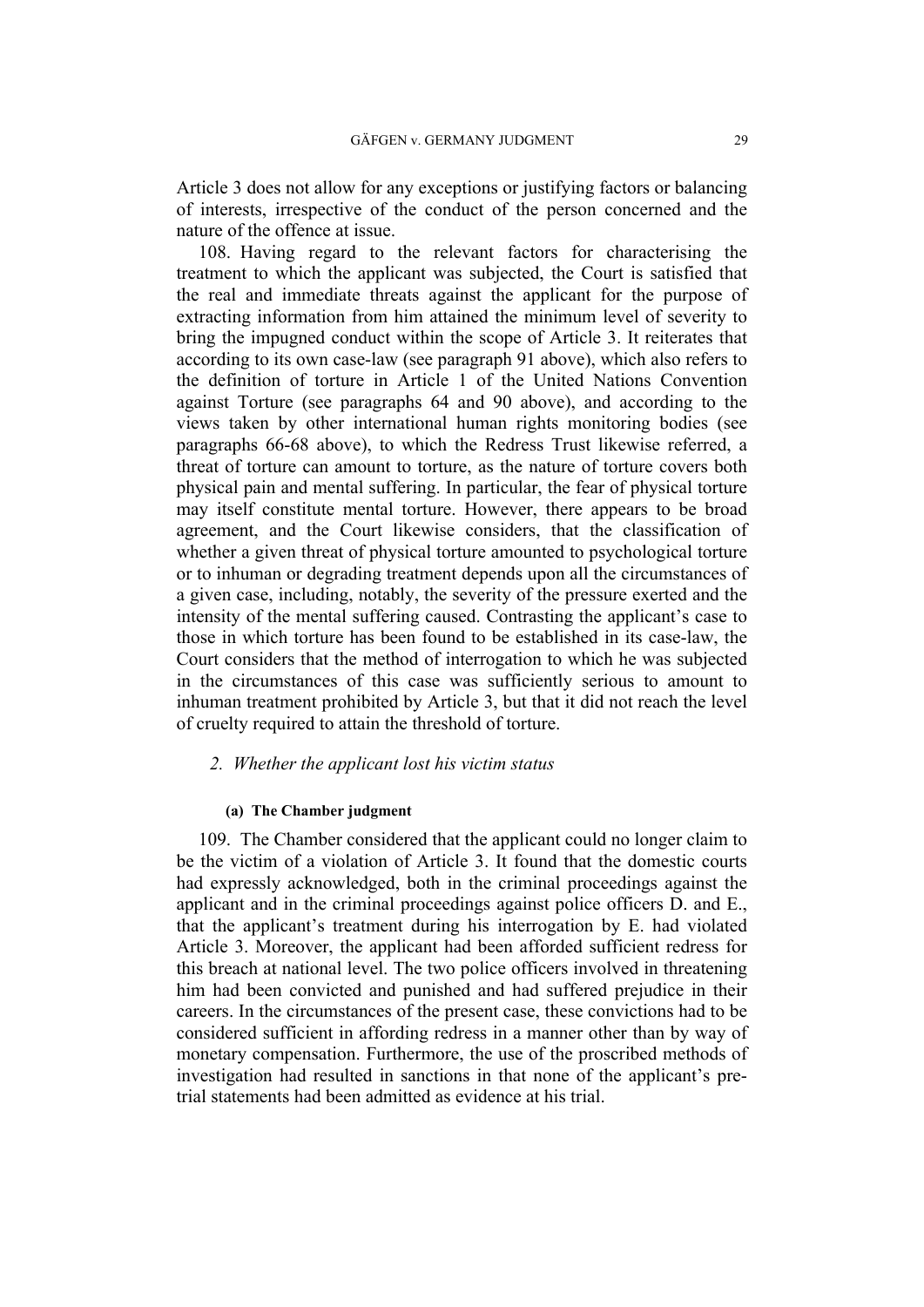Article 3 does not allow for any exceptions or justifying factors or balancing of interests, irrespective of the conduct of the person concerned and the nature of the offence at issue.

108. Having regard to the relevant factors for characterising the treatment to which the applicant was subjected, the Court is satisfied that the real and immediate threats against the applicant for the purpose of extracting information from him attained the minimum level of severity to bring the impugned conduct within the scope of Article 3. It reiterates that according to its own case-law (see paragraph 91 above), which also refers to the definition of torture in Article 1 of the United Nations Convention against Torture (see paragraphs 64 and 90 above), and according to the views taken by other international human rights monitoring bodies (see paragraphs 66-68 above), to which the Redress Trust likewise referred, a threat of torture can amount to torture, as the nature of torture covers both physical pain and mental suffering. In particular, the fear of physical torture may itself constitute mental torture. However, there appears to be broad agreement, and the Court likewise considers, that the classification of whether a given threat of physical torture amounted to psychological torture or to inhuman or degrading treatment depends upon all the circumstances of a given case, including, notably, the severity of the pressure exerted and the intensity of the mental suffering caused. Contrasting the applicant's case to those in which torture has been found to be established in its case-law, the Court considers that the method of interrogation to which he was subjected in the circumstances of this case was sufficiently serious to amount to inhuman treatment prohibited by Article 3, but that it did not reach the level of cruelty required to attain the threshold of torture.

### *2. Whether the applicant lost his victim status*

#### (a) The Chamber judgment

109. The Chamber considered that the applicant could no longer claim to be the victim of a violation of Article 3. It found that the domestic courts had expressly acknowledged, both in the criminal proceedings against the applicant and in the criminal proceedings against police officers D. and E., that the applicant's treatment during his interrogation by E. had violated Article 3. Moreover, the applicant had been afforded sufficient redress for this breach at national level. The two police officers involved in threatening him had been convicted and punished and had suffered prejudice in their careers. In the circumstances of the present case, these convictions had to be considered sufficient in affording redress in a manner other than by way of monetary compensation. Furthermore, the use of the proscribed methods of investigation had resulted in sanctions in that none of the applicant's pre-trial statements had been admitted as evidence at his trial.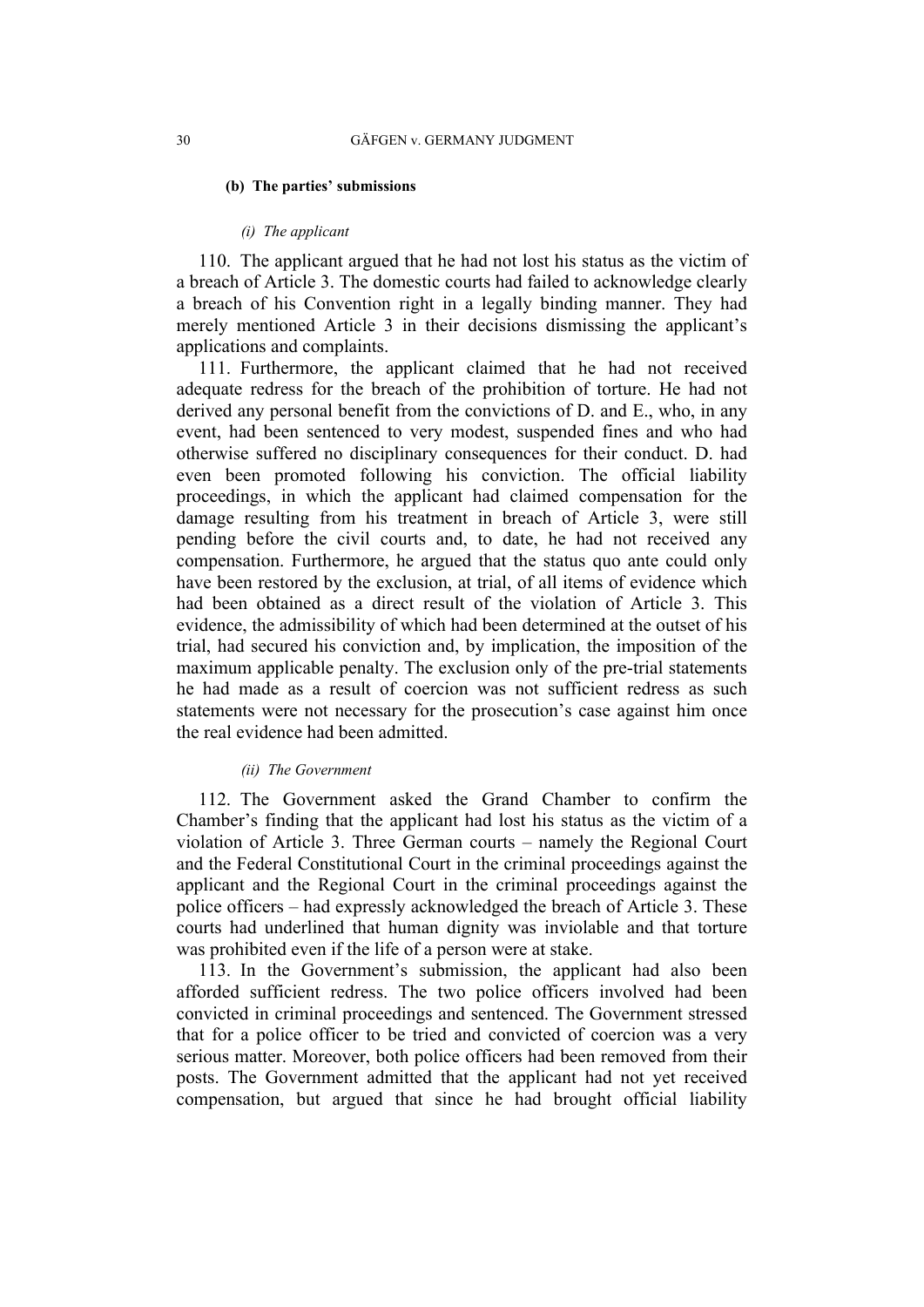#### (b) The parties' submissions

##### *(i) The applicant*

110. The applicant argued that he had not lost his status as the victim of a breach of Article 3. The domestic courts had failed to acknowledge clearly a breach of his Convention right in a legally binding manner. They had merely mentioned Article 3 in their decisions dismissing the applicant's applications and complaints.

111. Furthermore, the applicant claimed that he had not received adequate redress for the breach of the prohibition of torture. He had not derived any personal benefit from the convictions of D. and E., who, in any event, had been sentenced to very modest, suspended fines and who had otherwise suffered no disciplinary consequences for their conduct. D. had even been promoted following his conviction. The official liability proceedings, in which the applicant had claimed compensation for the damage resulting from his treatment in breach of Article 3, were still pending before the civil courts and, to date, he had not received any compensation. Furthermore, he argued that the status quo ante could only have been restored by the exclusion, at trial, of all items of evidence which had been obtained as a direct result of the violation of Article 3. This evidence, the admissibility of which had been determined at the outset of his trial, had secured his conviction and, by implication, the imposition of the maximum applicable penalty. The exclusion only of the pre-trial statements he had made as a result of coercion was not sufficient redress as such statements were not necessary for the prosecution's case against him once the real evidence had been admitted.

##### *(ii) The Government*

112. The Government asked the Grand Chamber to confirm the Chamber's finding that the applicant had lost his status as the victim of a violation of Article 3. Three German courts – namely the Regional Court and the Federal Constitutional Court in the criminal proceedings against the applicant and the Regional Court in the criminal proceedings against the police officers – had expressly acknowledged the breach of Article 3. These courts had underlined that human dignity was inviolable and that torture was prohibited even if the life of a person were at stake.

113. In the Government's submission, the applicant had also been afforded sufficient redress. The two police officers involved had been convicted in criminal proceedings and sentenced. The Government stressed that for a police officer to be tried and convicted of coercion was a very serious matter. Moreover, both police officers had been removed from their posts. The Government admitted that the applicant had not yet received compensation, but argued that since he had brought official liability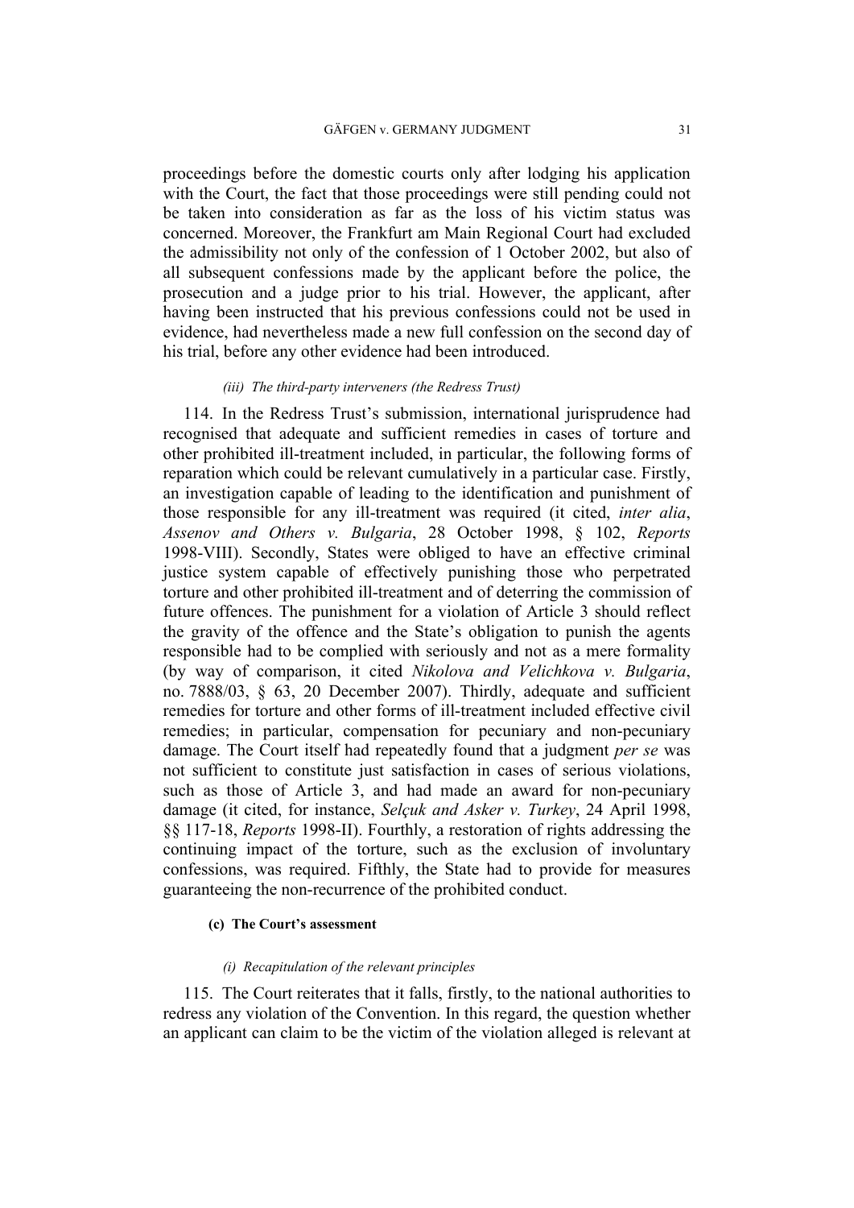proceedings before the domestic courts only after lodging his application with the Court, the fact that those proceedings were still pending could not be taken into consideration as far as the loss of his victim status was concerned. Moreover, the Frankfurt am Main Regional Court had excluded the admissibility not only of the confession of 1 October 2002, but also of all subsequent confessions made by the applicant before the police, the prosecution and a judge prior to his trial. However, the applicant, after having been instructed that his previous confessions could not be used in evidence, had nevertheless made a new full confession on the second day of his trial, before any other evidence had been introduced.

##### *(iii) The third-party interveners (the Redress Trust)*

114. In the Redress Trust's submission, international jurisprudence had recognised that adequate and sufficient remedies in cases of torture and other prohibited ill-treatment included, in particular, the following forms of reparation which could be relevant cumulatively in a particular case. Firstly, an investigation capable of leading to the identification and punishment of those responsible for any ill-treatment was required (it cited, *inter alia*, *Assenov and Others v. Bulgaria*, 28 October 1998, § 102, *Reports* 1998-VIII). Secondly, States were obliged to have an effective criminal justice system capable of effectively punishing those who perpetrated torture and other prohibited ill-treatment and of deterring the commission of future offences. The punishment for a violation of Article 3 should reflect the gravity of the offence and the State's obligation to punish the agents responsible had to be complied with seriously and not as a mere formality (by way of comparison, it cited *Nikolova and Velichkova v. Bulgaria*, no. 7888/03, § 63, 20 December 2007). Thirdly, adequate and sufficient remedies for torture and other forms of ill-treatment included effective civil remedies; in particular, compensation for pecuniary and non-pecuniary damage. The Court itself had repeatedly found that a judgment *per se* was not sufficient to constitute just satisfaction in cases of serious violations, such as those of Article 3, and had made an award for non-pecuniary damage (it cited, for instance, *Selçuk and Asker v. Turkey*, 24 April 1998, §§ 117-18, *Reports* 1998-II). Fourthly, a restoration of rights addressing the continuing impact of the torture, such as the exclusion of involuntary confessions, was required. Fifthly, the State had to provide for measures guaranteeing the non-recurrence of the prohibited conduct.

#### (c) The Court's assessment

##### *(i) Recapitulation of the relevant principles*

115. The Court reiterates that it falls, firstly, to the national authorities to redress any violation of the Convention. In this regard, the question whether an applicant can claim to be the victim of the violation alleged is relevant at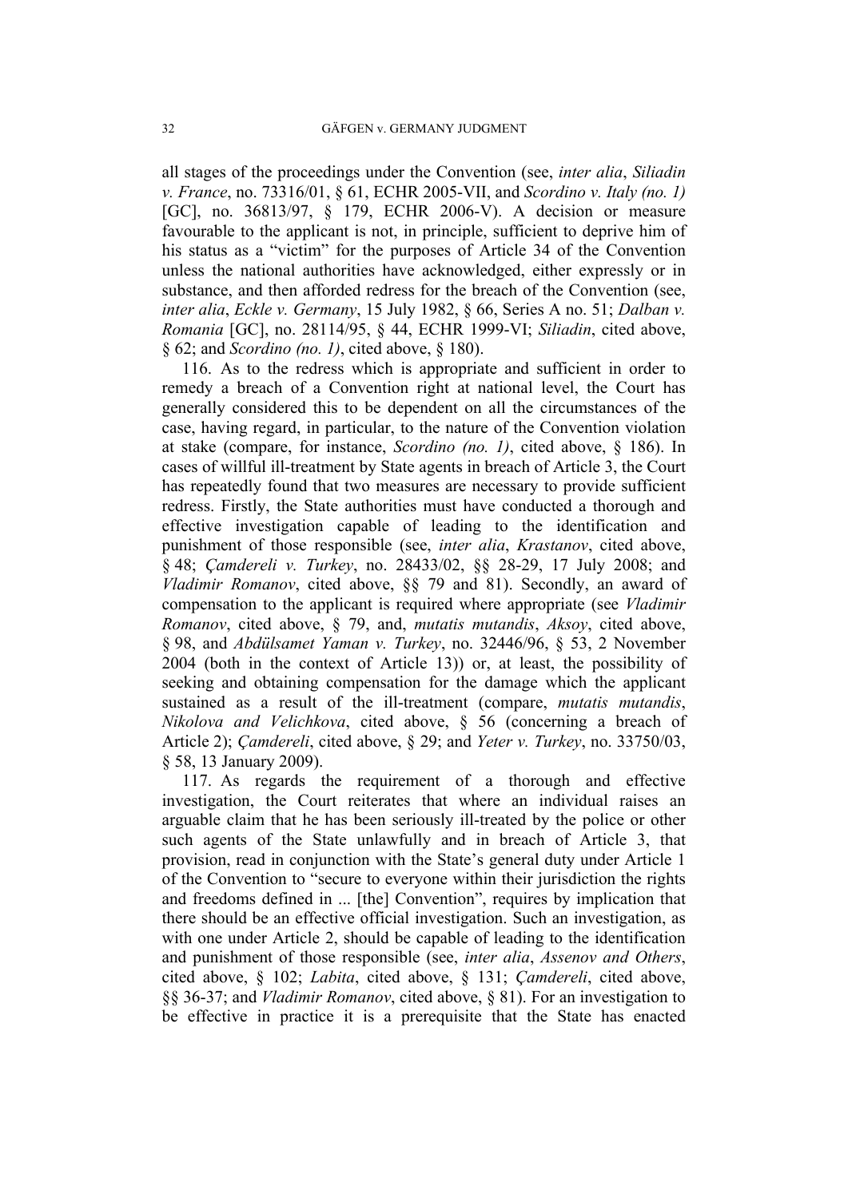all stages of the proceedings under the Convention (see, *inter alia*, *Siliadin v. France*, no. 73316/01, § 61, ECHR 2005-VII, and *Scordino v. Italy (no. 1)* [GC], no. 36813/97, § 179, ECHR 2006-V). A decision or measure favourable to the applicant is not, in principle, sufficient to deprive him of his status as a "victim" for the purposes of Article 34 of the Convention unless the national authorities have acknowledged, either expressly or in substance, and then afforded redress for the breach of the Convention (see, *inter alia*, *Eckle v. Germany*, 15 July 1982, § 66, Series A no. 51; *Dalban v. Romania* [GC], no. 28114/95, § 44, ECHR 1999-VI; *Siliadin*, cited above, § 62; and *Scordino (no. 1)*, cited above, § 180).

116. As to the redress which is appropriate and sufficient in order to remedy a breach of a Convention right at national level, the Court has generally considered this to be dependent on all the circumstances of the case, having regard, in particular, to the nature of the Convention violation at stake (compare, for instance, *Scordino (no. 1)*, cited above, § 186). In cases of willful ill-treatment by State agents in breach of Article 3, the Court has repeatedly found that two measures are necessary to provide sufficient redress. Firstly, the State authorities must have conducted a thorough and effective investigation capable of leading to the identification and punishment of those responsible (see, *inter alia*, *Krastanov*, cited above, § 48; *Çamdereli v. Turkey*, no. 28433/02, §§ 28-29, 17 July 2008; and *Vladimir Romanov*, cited above, §§ 79 and 81). Secondly, an award of compensation to the applicant is required where appropriate (see *Vladimir Romanov*, cited above, § 79, and, *mutatis mutandis*, *Aksoy*, cited above, § 98, and *Abdülsamet Yaman v. Turkey*, no. 32446/96, § 53, 2 November 2004 (both in the context of Article 13)) or, at least, the possibility of seeking and obtaining compensation for the damage which the applicant sustained as a result of the ill-treatment (compare, *mutatis mutandis*, *Nikolova and Velichkova*, cited above, § 56 (concerning a breach of Article 2); *Çamdereli*, cited above, § 29; and *Yeter v. Turkey*, no. 33750/03, § 58, 13 January 2009).

117. As regards the requirement of a thorough and effective investigation, the Court reiterates that where an individual raises an arguable claim that he has been seriously ill-treated by the police or other such agents of the State unlawfully and in breach of Article 3, that provision, read in conjunction with the State's general duty under Article 1 of the Convention to "secure to everyone within their jurisdiction the rights and freedoms defined in ... [the] Convention", requires by implication that there should be an effective official investigation. Such an investigation, as with one under Article 2, should be capable of leading to the identification and punishment of those responsible (see, *inter alia*, *Assenov and Others*, cited above, § 102; *Labita*, cited above, § 131; *Çamdereli*, cited above, §§ 36-37; and *Vladimir Romanov*, cited above, § 81). For an investigation to be effective in practice it is a prerequisite that the State has enacted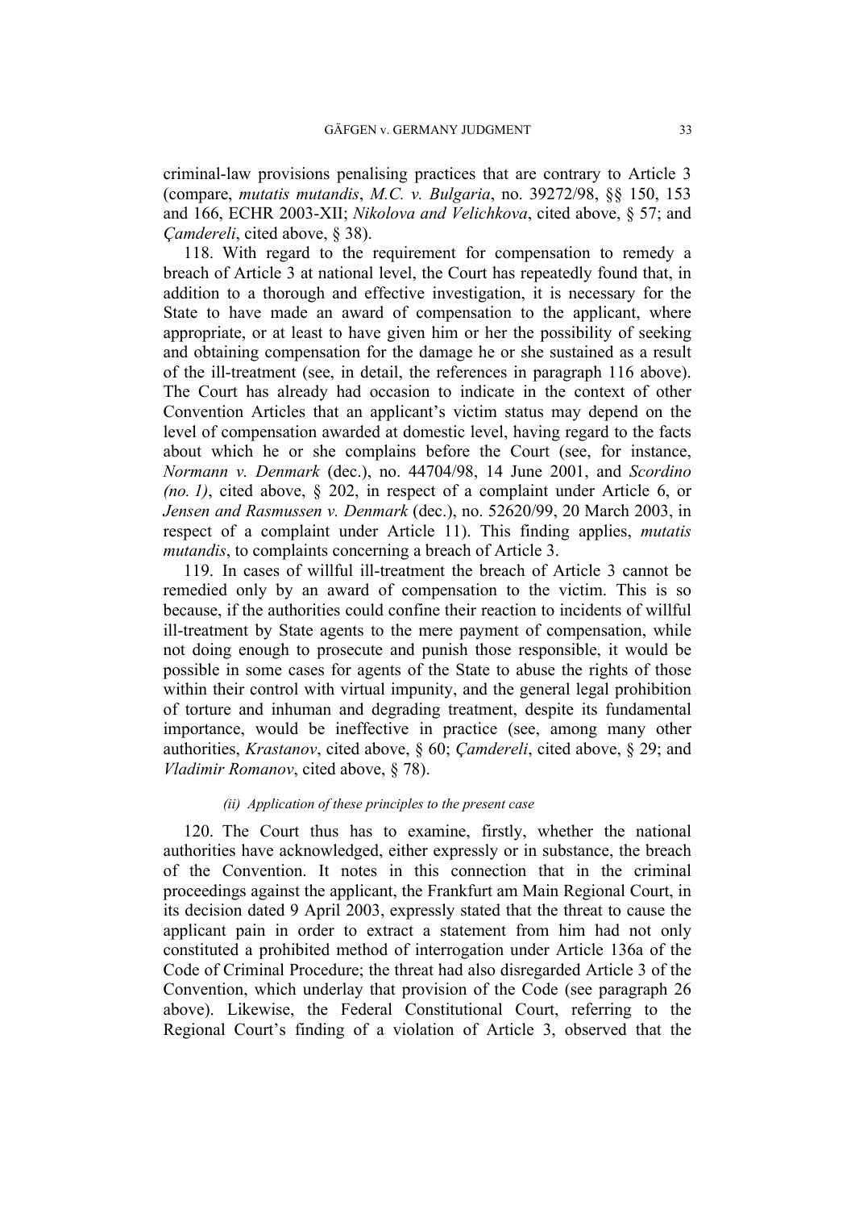criminal-law provisions penalising practices that are contrary to Article 3 (compare, *mutatis mutandis*, *M.C. v. Bulgaria*, no. 39272/98, §§ 150, 153 and 166, ECHR 2003-XII; *Nikolova and Velichkova*, cited above, § 57; and *Çamdereli*, cited above, § 38).

118. With regard to the requirement for compensation to remedy a breach of Article 3 at national level, the Court has repeatedly found that, in addition to a thorough and effective investigation, it is necessary for the State to have made an award of compensation to the applicant, where appropriate, or at least to have given him or her the possibility of seeking and obtaining compensation for the damage he or she sustained as a result of the ill-treatment (see, in detail, the references in paragraph 116 above). The Court has already had occasion to indicate in the context of other Convention Articles that an applicant's victim status may depend on the level of compensation awarded at domestic level, having regard to the facts about which he or she complains before the Court (see, for instance, *Normann v. Denmark* (dec.), no. 44704/98, 14 June 2001, and *Scordino (no. 1)*, cited above, § 202, in respect of a complaint under Article 6, or *Jensen and Rasmussen v. Denmark* (dec.), no. 52620/99, 20 March 2003, in respect of a complaint under Article 11). This finding applies, *mutatis mutandis*, to complaints concerning a breach of Article 3.

119. In cases of willful ill-treatment the breach of Article 3 cannot be remedied only by an award of compensation to the victim. This is so because, if the authorities could confine their reaction to incidents of willful ill-treatment by State agents to the mere payment of compensation, while not doing enough to prosecute and punish those responsible, it would be possible in some cases for agents of the State to abuse the rights of those within their control with virtual impunity, and the general legal prohibition of torture and inhuman and degrading treatment, despite its fundamental importance, would be ineffective in practice (see, among many other authorities, *Krastanov*, cited above, § 60; *Çamdereli*, cited above, § 29; and *Vladimir Romanov*, cited above, § 78).

*(ii) Application of these principles to the present case*

120. The Court thus has to examine, firstly, whether the national authorities have acknowledged, either expressly or in substance, the breach of the Convention. It notes in this connection that in the criminal proceedings against the applicant, the Frankfurt am Main Regional Court, in its decision dated 9 April 2003, expressly stated that the threat to cause the applicant pain in order to extract a statement from him had not only constituted a prohibited method of interrogation under Article 136a of the Code of Criminal Procedure; the threat had also disregarded Article 3 of the Convention, which underlay that provision of the Code (see paragraph 26 above). Likewise, the Federal Constitutional Court, referring to the Regional Court's finding of a violation of Article 3, observed that the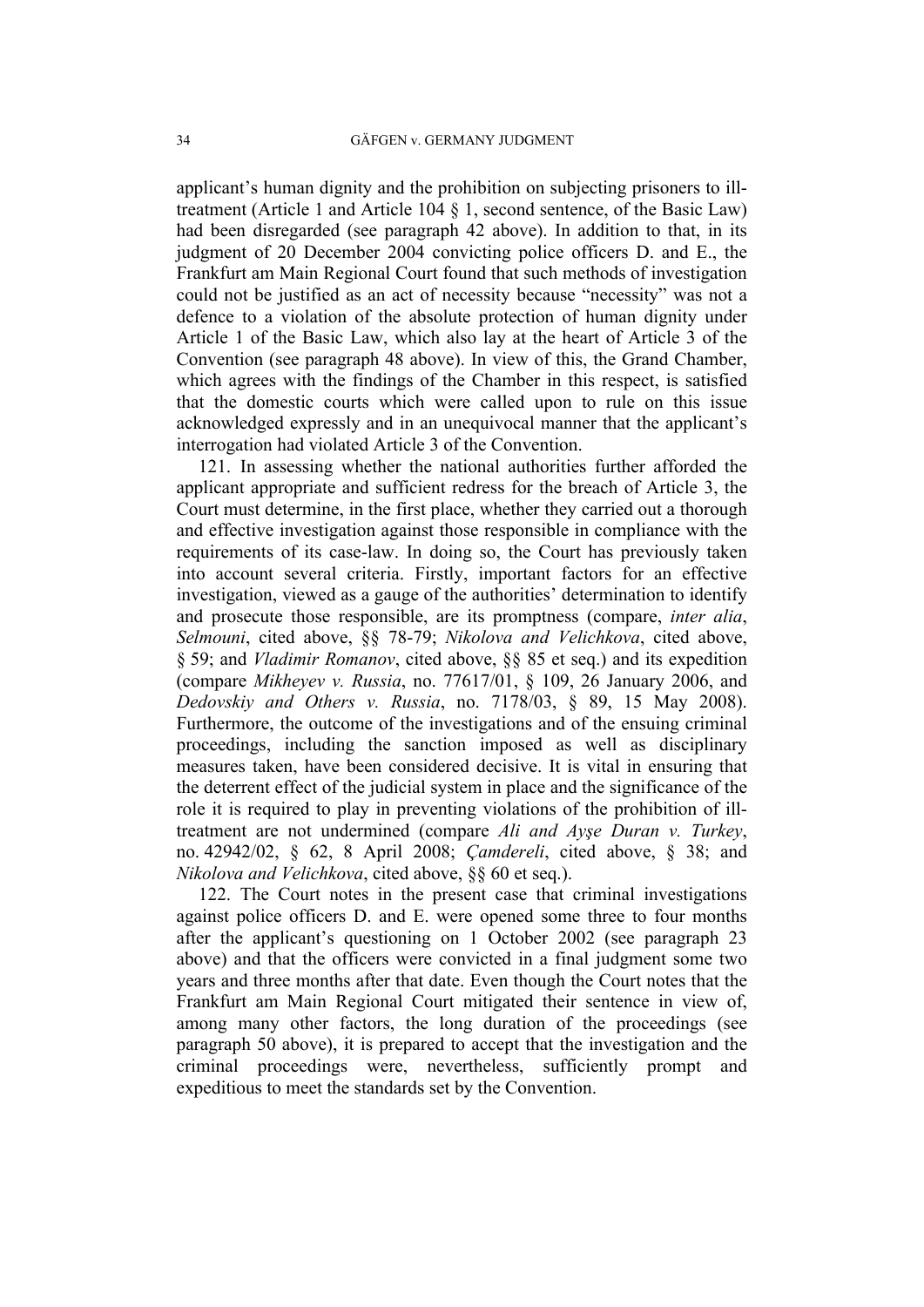applicant's human dignity and the prohibition on subjecting prisoners to ill-treatment (Article 1 and Article 104 § 1, second sentence, of the Basic Law) had been disregarded (see paragraph 42 above). In addition to that, in its judgment of 20 December 2004 convicting police officers D. and E., the Frankfurt am Main Regional Court found that such methods of investigation could not be justified as an act of necessity because "necessity" was not a defence to a violation of the absolute protection of human dignity under Article 1 of the Basic Law, which also lay at the heart of Article 3 of the Convention (see paragraph 48 above). In view of this, the Grand Chamber, which agrees with the findings of the Chamber in this respect, is satisfied that the domestic courts which were called upon to rule on this issue acknowledged expressly and in an unequivocal manner that the applicant's interrogation had violated Article 3 of the Convention.

121. In assessing whether the national authorities further afforded the applicant appropriate and sufficient redress for the breach of Article 3, the Court must determine, in the first place, whether they carried out a thorough and effective investigation against those responsible in compliance with the requirements of its case-law. In doing so, the Court has previously taken into account several criteria. Firstly, important factors for an effective investigation, viewed as a gauge of the authorities' determination to identify and prosecute those responsible, are its promptness (compare, *inter alia*, *Selmouni*, cited above, §§ 78-79; *Nikolova and Velichkova*, cited above, § 59; and *Vladimir Romanov*, cited above, §§ 85 et seq.) and its expedition (compare *Mikheyev v. Russia*, no. 77617/01, § 109, 26 January 2006, and *Dedovskiy and Others v. Russia*, no. 7178/03, § 89, 15 May 2008). Furthermore, the outcome of the investigations and of the ensuing criminal proceedings, including the sanction imposed as well as disciplinary measures taken, have been considered decisive. It is vital in ensuring that the deterrent effect of the judicial system in place and the significance of the role it is required to play in preventing violations of the prohibition of ill-treatment are not undermined (compare *Ali and Ayşe Duran v. Turkey*, no. 42942/02, § 62, 8 April 2008; *Çamdereli*, cited above, § 38; and *Nikolova and Velichkova*, cited above, §§ 60 et seq.).

122. The Court notes in the present case that criminal investigations against police officers D. and E. were opened some three to four months after the applicant's questioning on 1 October 2002 (see paragraph 23 above) and that the officers were convicted in a final judgment some two years and three months after that date. Even though the Court notes that the Frankfurt am Main Regional Court mitigated their sentence in view of, among many other factors, the long duration of the proceedings (see paragraph 50 above), it is prepared to accept that the investigation and the criminal proceedings were, nevertheless, sufficiently prompt and expeditious to meet the standards set by the Convention.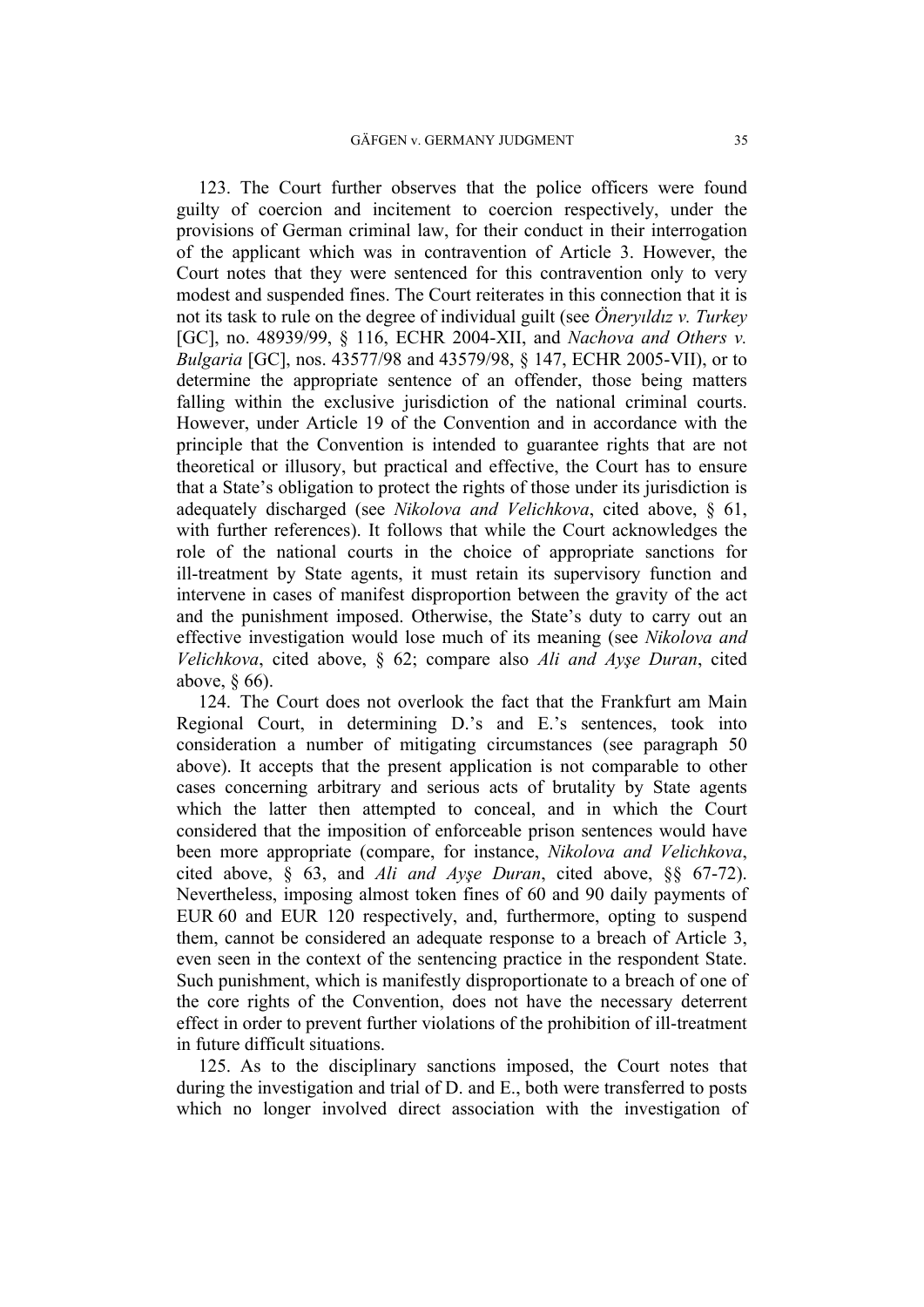123. The Court further observes that the police officers were found guilty of coercion and incitement to coercion respectively, under the provisions of German criminal law, for their conduct in their interrogation of the applicant which was in contravention of Article 3. However, the Court notes that they were sentenced for this contravention only to very modest and suspended fines. The Court reiterates in this connection that it is not its task to rule on the degree of individual guilt (see *Öneryıldız v. Turkey* [GC], no. 48939/99, § 116, ECHR 2004-XII, and *Nachova and Others v. Bulgaria* [GC], nos. 43577/98 and 43579/98, § 147, ECHR 2005-VII), or to determine the appropriate sentence of an offender, those being matters falling within the exclusive jurisdiction of the national criminal courts. However, under Article 19 of the Convention and in accordance with the principle that the Convention is intended to guarantee rights that are not theoretical or illusory, but practical and effective, the Court has to ensure that a State's obligation to protect the rights of those under its jurisdiction is adequately discharged (see *Nikolova and Velichkova*, cited above, § 61, with further references). It follows that while the Court acknowledges the role of the national courts in the choice of appropriate sanctions for ill-treatment by State agents, it must retain its supervisory function and intervene in cases of manifest disproportion between the gravity of the act and the punishment imposed. Otherwise, the State's duty to carry out an effective investigation would lose much of its meaning (see *Nikolova and Velichkova*, cited above, § 62; compare also *Ali and Ayşe Duran*, cited above, § 66).

124. The Court does not overlook the fact that the Frankfurt am Main Regional Court, in determining D.'s and E.'s sentences, took into consideration a number of mitigating circumstances (see paragraph 50 above). It accepts that the present application is not comparable to other cases concerning arbitrary and serious acts of brutality by State agents which the latter then attempted to conceal, and in which the Court considered that the imposition of enforceable prison sentences would have been more appropriate (compare, for instance, *Nikolova and Velichkova*, cited above, § 63, and *Ali and Ayşe Duran*, cited above, §§ 67-72). Nevertheless, imposing almost token fines of 60 and 90 daily payments of EUR 60 and EUR 120 respectively, and, furthermore, opting to suspend them, cannot be considered an adequate response to a breach of Article 3, even seen in the context of the sentencing practice in the respondent State. Such punishment, which is manifestly disproportionate to a breach of one of the core rights of the Convention, does not have the necessary deterrent effect in order to prevent further violations of the prohibition of ill-treatment in future difficult situations.

125. As to the disciplinary sanctions imposed, the Court notes that during the investigation and trial of D. and E., both were transferred to posts which no longer involved direct association with the investigation of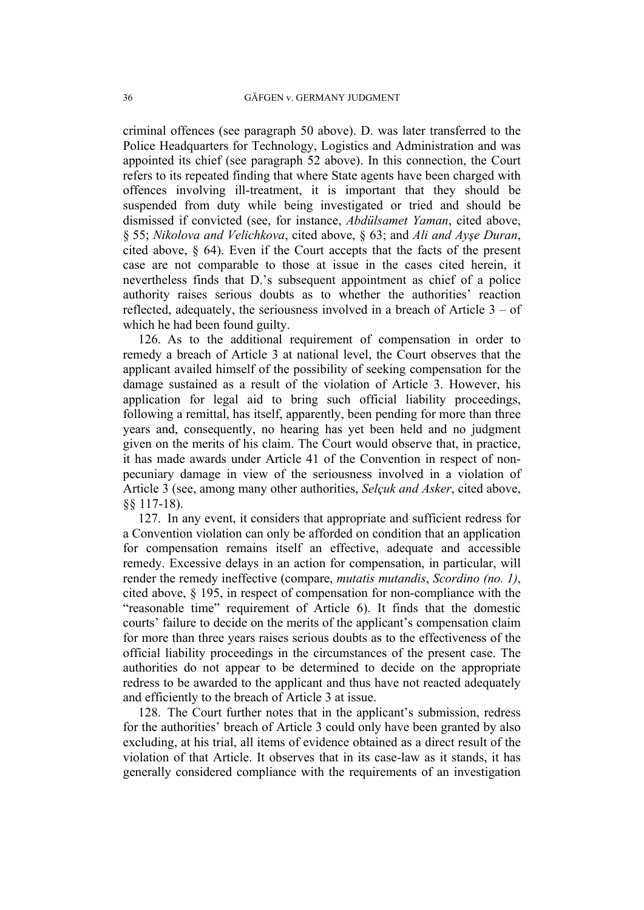criminal offences (see paragraph 50 above). D. was later transferred to the Police Headquarters for Technology, Logistics and Administration and was appointed its chief (see paragraph 52 above). In this connection, the Court refers to its repeated finding that where State agents have been charged with offences involving ill-treatment, it is important that they should be suspended from duty while being investigated or tried and should be dismissed if convicted (see, for instance, *Abdülsamet Yaman*, cited above, § 55; *Nikolova and Velichkova*, cited above, § 63; and *Ali and Ayşe Duran*, cited above, § 64). Even if the Court accepts that the facts of the present case are not comparable to those at issue in the cases cited herein, it nevertheless finds that D.'s subsequent appointment as chief of a police authority raises serious doubts as to whether the authorities' reaction reflected, adequately, the seriousness involved in a breach of Article 3 – of which he had been found guilty.

126. As to the additional requirement of compensation in order to remedy a breach of Article 3 at national level, the Court observes that the applicant availed himself of the possibility of seeking compensation for the damage sustained as a result of the violation of Article 3. However, his application for legal aid to bring such official liability proceedings, following a remittal, has itself, apparently, been pending for more than three years and, consequently, no hearing has yet been held and no judgment given on the merits of his claim. The Court would observe that, in practice, it has made awards under Article 41 of the Convention in respect of non-pecuniary damage in view of the seriousness involved in a violation of Article 3 (see, among many other authorities, *Selçuk and Asker*, cited above, §§ 117-18).

127. In any event, it considers that appropriate and sufficient redress for a Convention violation can only be afforded on condition that an application for compensation remains itself an effective, adequate and accessible remedy. Excessive delays in an action for compensation, in particular, will render the remedy ineffective (compare, *mutatis mutandis*, *Scordino (no. 1)*, cited above, § 195, in respect of compensation for non-compliance with the "reasonable time" requirement of Article 6). It finds that the domestic courts' failure to decide on the merits of the applicant's compensation claim for more than three years raises serious doubts as to the effectiveness of the official liability proceedings in the circumstances of the present case. The authorities do not appear to be determined to decide on the appropriate redress to be awarded to the applicant and thus have not reacted adequately and efficiently to the breach of Article 3 at issue.

128. The Court further notes that in the applicant's submission, redress for the authorities' breach of Article 3 could only have been granted by also excluding, at his trial, all items of evidence obtained as a direct result of the violation of that Article. It observes that in its case-law as it stands, it has generally considered compliance with the requirements of an investigation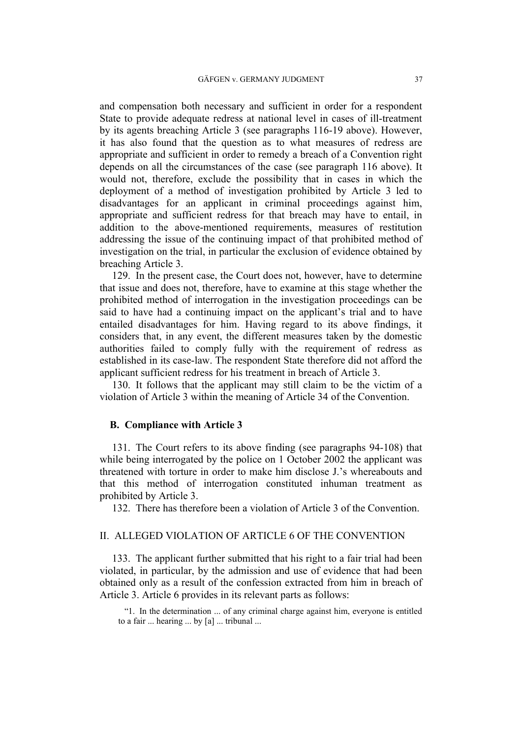and compensation both necessary and sufficient in order for a respondent State to provide adequate redress at national level in cases of ill-treatment by its agents breaching Article 3 (see paragraphs 116-19 above). However, it has also found that the question as to what measures of redress are appropriate and sufficient in order to remedy a breach of a Convention right depends on all the circumstances of the case (see paragraph 116 above). It would not, therefore, exclude the possibility that in cases in which the deployment of a method of investigation prohibited by Article 3 led to disadvantages for an applicant in criminal proceedings against him, appropriate and sufficient redress for that breach may have to entail, in addition to the above-mentioned requirements, measures of restitution addressing the issue of the continuing impact of that prohibited method of investigation on the trial, in particular the exclusion of evidence obtained by breaching Article 3.

129. In the present case, the Court does not, however, have to determine that issue and does not, therefore, have to examine at this stage whether the prohibited method of interrogation in the investigation proceedings can be said to have had a continuing impact on the applicant's trial and to have entailed disadvantages for him. Having regard to its above findings, it considers that, in any event, the different measures taken by the domestic authorities failed to comply fully with the requirement of redress as established in its case-law. The respondent State therefore did not afford the applicant sufficient redress for his treatment in breach of Article 3.

130. It follows that the applicant may still claim to be the victim of a violation of Article 3 within the meaning of Article 34 of the Convention.

### B. Compliance with Article 3

131. The Court refers to its above finding (see paragraphs 94-108) that while being interrogated by the police on 1 October 2002 the applicant was threatened with torture in order to make him disclose J.'s whereabouts and that this method of interrogation constituted inhuman treatment as prohibited by Article 3.

132. There has therefore been a violation of Article 3 of the Convention.

## II. ALLEGED VIOLATION OF ARTICLE 6 OF THE CONVENTION

133. The applicant further submitted that his right to a fair trial had been violated, in particular, by the admission and use of evidence that had been obtained only as a result of the confession extracted from him in breach of Article 3. Article 6 provides in its relevant parts as follows:

> "1. In the determination ... of any criminal charge against him, everyone is entitled to a fair ... hearing ... by [a] ... tribunal ...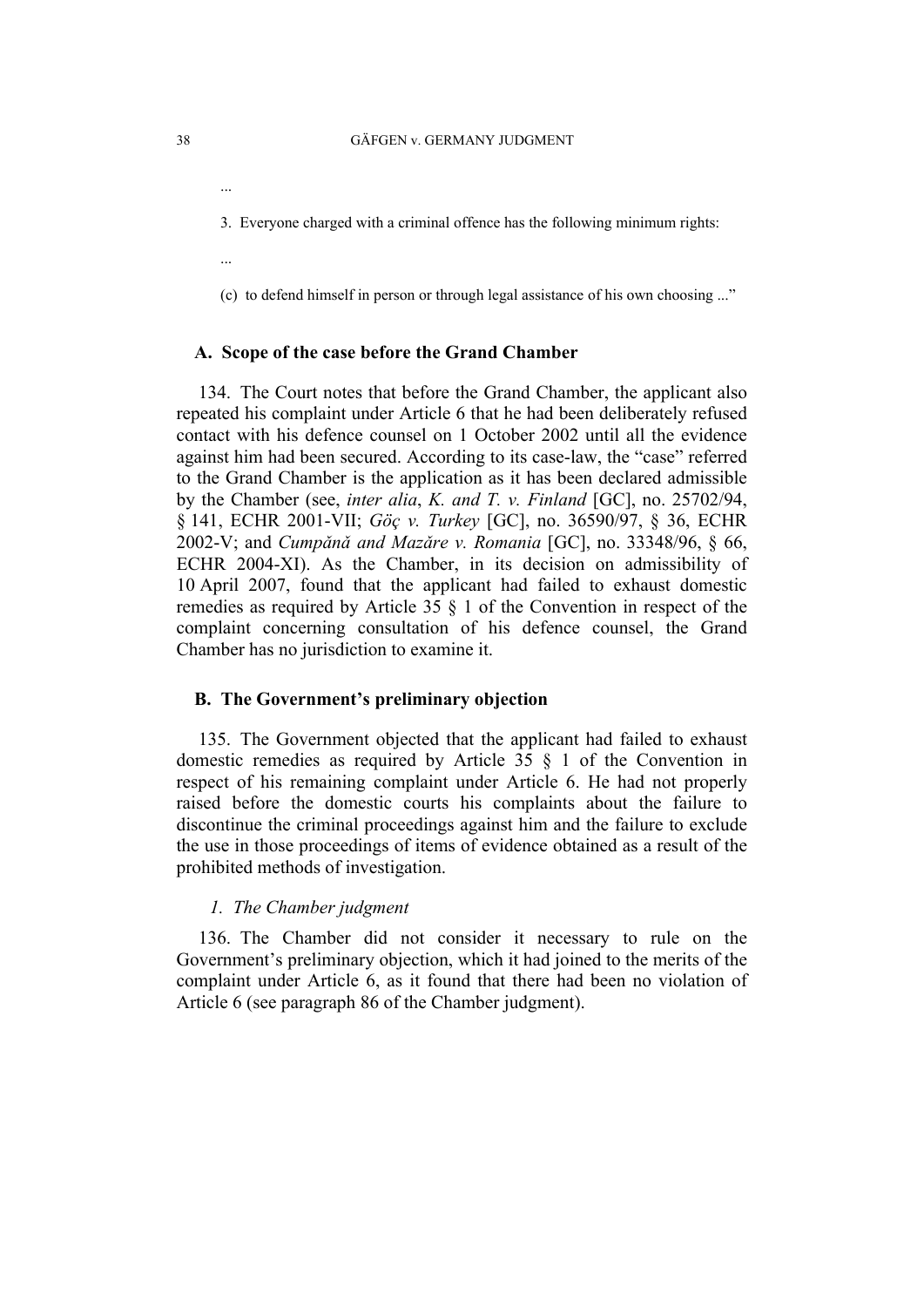...

3. Everyone charged with a criminal offence has the following minimum rights:

...

(c) to defend himself in person or through legal assistance of his own choosing ..."

## A. Scope of the case before the Grand Chamber

134. The Court notes that before the Grand Chamber, the applicant also repeated his complaint under Article 6 that he had been deliberately refused contact with his defence counsel on 1 October 2002 until all the evidence against him had been secured. According to its case-law, the "case" referred to the Grand Chamber is the application as it has been declared admissible by the Chamber (see, *inter alia*, *K. and T. v. Finland* [GC], no. 25702/94, § 141, ECHR 2001-VII; *Göç v. Turkey* [GC], no. 36590/97, § 36, ECHR 2002-V; and *Cumpănă and Mazăre v. Romania* [GC], no. 33348/96, § 66, ECHR 2004-XI). As the Chamber, in its decision on admissibility of 10 April 2007, found that the applicant had failed to exhaust domestic remedies as required by Article 35 § 1 of the Convention in respect of the complaint concerning consultation of his defence counsel, the Grand Chamber has no jurisdiction to examine it.

## B. The Government's preliminary objection

135. The Government objected that the applicant had failed to exhaust domestic remedies as required by Article 35 § 1 of the Convention in respect of his remaining complaint under Article 6. He had not properly raised before the domestic courts his complaints about the failure to discontinue the criminal proceedings against him and the failure to exclude the use in those proceedings of items of evidence obtained as a result of the prohibited methods of investigation.

### *1. The Chamber judgment*

136. The Chamber did not consider it necessary to rule on the Government's preliminary objection, which it had joined to the merits of the complaint under Article 6, as it found that there had been no violation of Article 6 (see paragraph 86 of the Chamber judgment).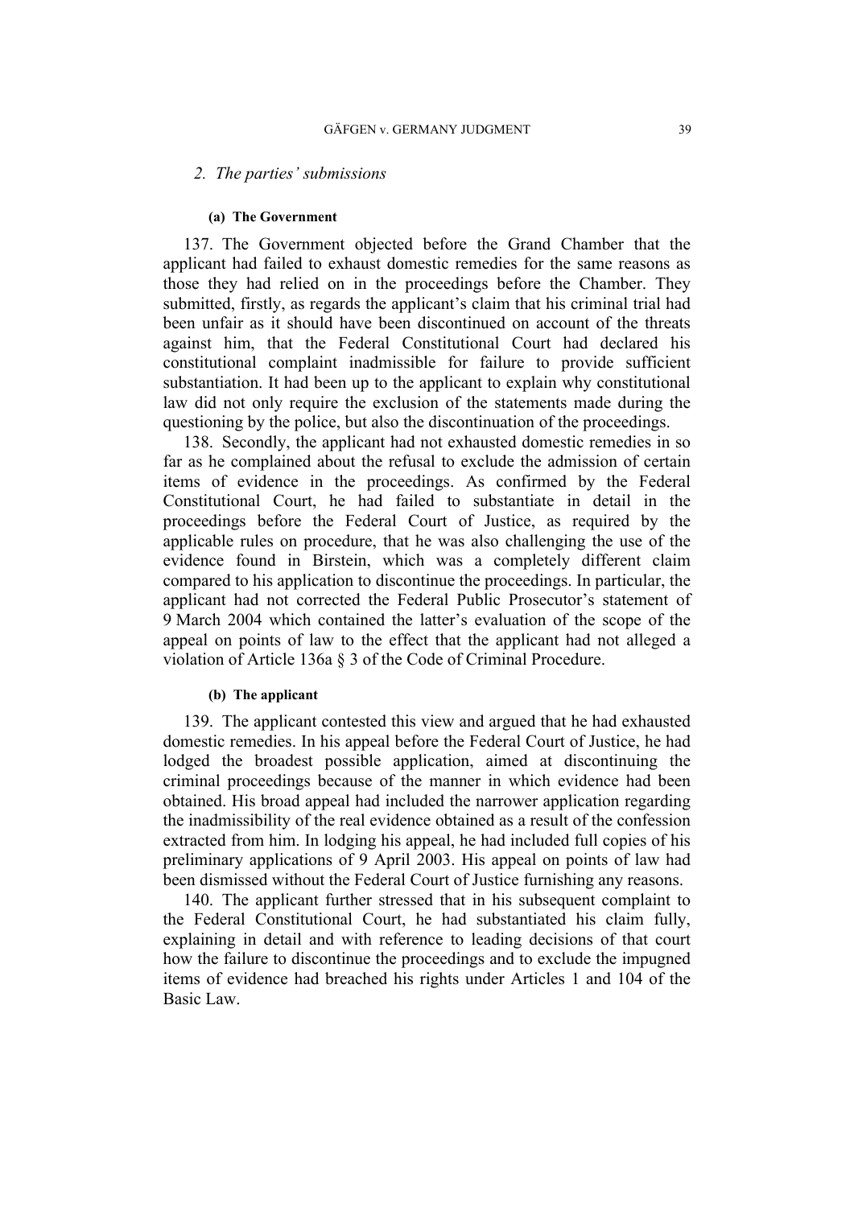*2. The parties' submissions*

**(a) The Government**

137. The Government objected before the Grand Chamber that the applicant had failed to exhaust domestic remedies for the same reasons as those they had relied on in the proceedings before the Chamber. They submitted, firstly, as regards the applicant's claim that his criminal trial had been unfair as it should have been discontinued on account of the threats against him, that the Federal Constitutional Court had declared his constitutional complaint inadmissible for failure to provide sufficient substantiation. It had been up to the applicant to explain why constitutional law did not only require the exclusion of the statements made during the questioning by the police, but also the discontinuation of the proceedings.

138. Secondly, the applicant had not exhausted domestic remedies in so far as he complained about the refusal to exclude the admission of certain items of evidence in the proceedings. As confirmed by the Federal Constitutional Court, he had failed to substantiate in detail in the proceedings before the Federal Court of Justice, as required by the applicable rules on procedure, that he was also challenging the use of the evidence found in Birstein, which was a completely different claim compared to his application to discontinue the proceedings. In particular, the applicant had not corrected the Federal Public Prosecutor's statement of 9 March 2004 which contained the latter's evaluation of the scope of the appeal on points of law to the effect that the applicant had not alleged a violation of Article 136a § 3 of the Code of Criminal Procedure.

**(b) The applicant**

139. The applicant contested this view and argued that he had exhausted domestic remedies. In his appeal before the Federal Court of Justice, he had lodged the broadest possible application, aimed at discontinuing the criminal proceedings because of the manner in which evidence had been obtained. His broad appeal had included the narrower application regarding the inadmissibility of the real evidence obtained as a result of the confession extracted from him. In lodging his appeal, he had included full copies of his preliminary applications of 9 April 2003. His appeal on points of law had been dismissed without the Federal Court of Justice furnishing any reasons.

140. The applicant further stressed that in his subsequent complaint to the Federal Constitutional Court, he had substantiated his claim fully, explaining in detail and with reference to leading decisions of that court how the failure to discontinue the proceedings and to exclude the impugned items of evidence had breached his rights under Articles 1 and 104 of the Basic Law.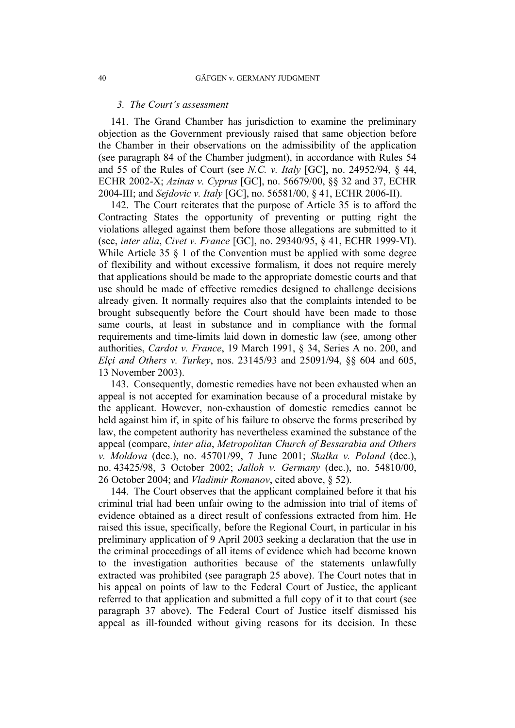### *3. The Court's assessment*

141. The Grand Chamber has jurisdiction to examine the preliminary objection as the Government previously raised that same objection before the Chamber in their observations on the admissibility of the application (see paragraph 84 of the Chamber judgment), in accordance with Rules 54 and 55 of the Rules of Court (see *N.C. v. Italy* [GC], no. 24952/94, § 44, ECHR 2002-X; *Azinas v. Cyprus* [GC], no. 56679/00, §§ 32 and 37, ECHR 2004-III; and *Sejdovic v. Italy* [GC], no. 56581/00, § 41, ECHR 2006-II).

142. The Court reiterates that the purpose of Article 35 is to afford the Contracting States the opportunity of preventing or putting right the violations alleged against them before those allegations are submitted to it (see, *inter alia*, *Civet v. France* [GC], no. 29340/95, § 41, ECHR 1999-VI). While Article 35 § 1 of the Convention must be applied with some degree of flexibility and without excessive formalism, it does not require merely that applications should be made to the appropriate domestic courts and that use should be made of effective remedies designed to challenge decisions already given. It normally requires also that the complaints intended to be brought subsequently before the Court should have been made to those same courts, at least in substance and in compliance with the formal requirements and time-limits laid down in domestic law (see, among other authorities, *Cardot v. France*, 19 March 1991, § 34, Series A no. 200, and *Elçi and Others v. Turkey*, nos. 23145/93 and 25091/94, §§ 604 and 605, 13 November 2003).

143. Consequently, domestic remedies have not been exhausted when an appeal is not accepted for examination because of a procedural mistake by the applicant. However, non-exhaustion of domestic remedies cannot be held against him if, in spite of his failure to observe the forms prescribed by law, the competent authority has nevertheless examined the substance of the appeal (compare, *inter alia*, *Metropolitan Church of Bessarabia and Others v. Moldova* (dec.), no. 45701/99, 7 June 2001; *Skałka v. Poland* (dec.), no. 43425/98, 3 October 2002; *Jalloh v. Germany* (dec.), no. 54810/00, 26 October 2004; and *Vladimir Romanov*, cited above, § 52).

144. The Court observes that the applicant complained before it that his criminal trial had been unfair owing to the admission into trial of items of evidence obtained as a direct result of confessions extracted from him. He raised this issue, specifically, before the Regional Court, in particular in his preliminary application of 9 April 2003 seeking a declaration that the use in the criminal proceedings of all items of evidence which had become known to the investigation authorities because of the statements unlawfully extracted was prohibited (see paragraph 25 above). The Court notes that in his appeal on points of law to the Federal Court of Justice, the applicant referred to that application and submitted a full copy of it to that court (see paragraph 37 above). The Federal Court of Justice itself dismissed his appeal as ill-founded without giving reasons for its decision. In these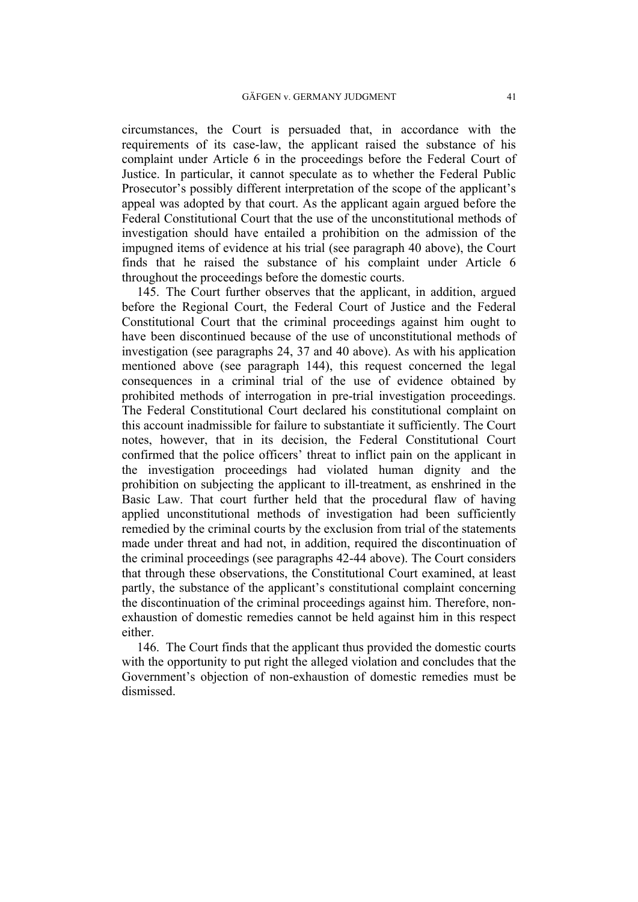circumstances, the Court is persuaded that, in accordance with the requirements of its case-law, the applicant raised the substance of his complaint under Article 6 in the proceedings before the Federal Court of Justice. In particular, it cannot speculate as to whether the Federal Public Prosecutor's possibly different interpretation of the scope of the applicant's appeal was adopted by that court. As the applicant again argued before the Federal Constitutional Court that the use of the unconstitutional methods of investigation should have entailed a prohibition on the admission of the impugned items of evidence at his trial (see paragraph 40 above), the Court finds that he raised the substance of his complaint under Article 6 throughout the proceedings before the domestic courts.

145. The Court further observes that the applicant, in addition, argued before the Regional Court, the Federal Court of Justice and the Federal Constitutional Court that the criminal proceedings against him ought to have been discontinued because of the use of unconstitutional methods of investigation (see paragraphs 24, 37 and 40 above). As with his application mentioned above (see paragraph 144), this request concerned the legal consequences in a criminal trial of the use of evidence obtained by prohibited methods of interrogation in pre-trial investigation proceedings. The Federal Constitutional Court declared his constitutional complaint on this account inadmissible for failure to substantiate it sufficiently. The Court notes, however, that in its decision, the Federal Constitutional Court confirmed that the police officers' threat to inflict pain on the applicant in the investigation proceedings had violated human dignity and the prohibition on subjecting the applicant to ill-treatment, as enshrined in the Basic Law. That court further held that the procedural flaw of having applied unconstitutional methods of investigation had been sufficiently remedied by the criminal courts by the exclusion from trial of the statements made under threat and had not, in addition, required the discontinuation of the criminal proceedings (see paragraphs 42-44 above). The Court considers that through these observations, the Constitutional Court examined, at least partly, the substance of the applicant's constitutional complaint concerning the discontinuation of the criminal proceedings against him. Therefore, non-exhaustion of domestic remedies cannot be held against him in this respect either.

146. The Court finds that the applicant thus provided the domestic courts with the opportunity to put right the alleged violation and concludes that the Government's objection of non-exhaustion of domestic remedies must be dismissed.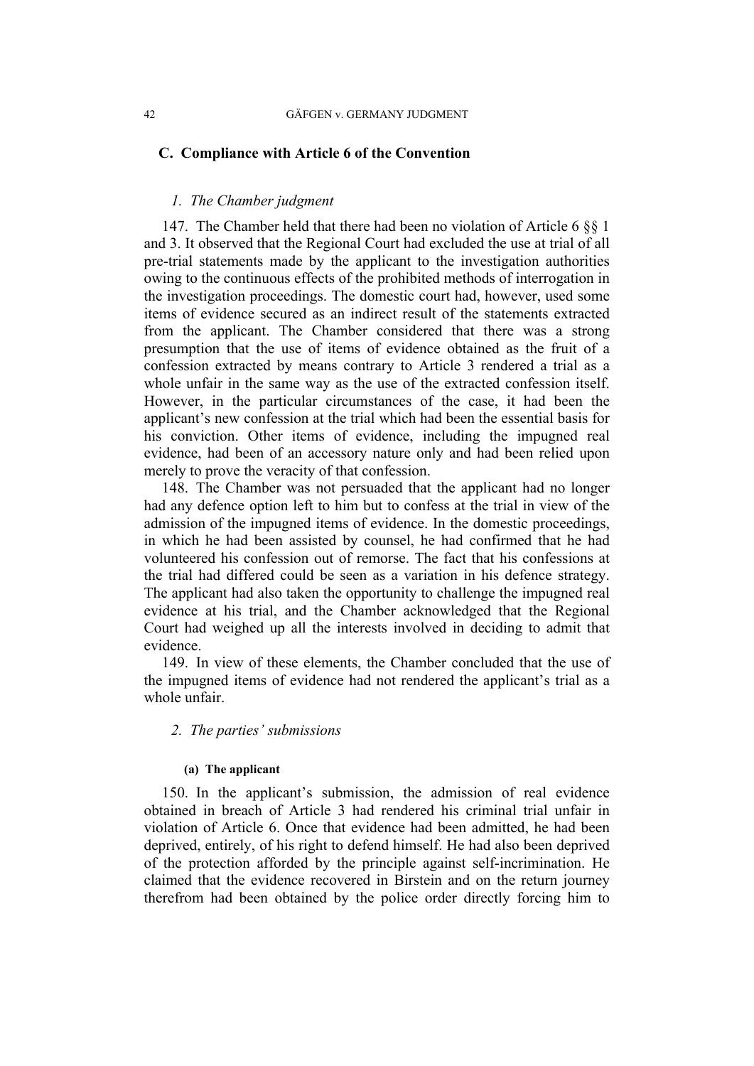## C. Compliance with Article 6 of the Convention

### *1. The Chamber judgment*

147. The Chamber held that there had been no violation of Article 6 §§ 1 and 3. It observed that the Regional Court had excluded the use at trial of all pre-trial statements made by the applicant to the investigation authorities owing to the continuous effects of the prohibited methods of interrogation in the investigation proceedings. The domestic court had, however, used some items of evidence secured as an indirect result of the statements extracted from the applicant. The Chamber considered that there was a strong presumption that the use of items of evidence obtained as the fruit of a confession extracted by means contrary to Article 3 rendered a trial as a whole unfair in the same way as the use of the extracted confession itself. However, in the particular circumstances of the case, it had been the applicant's new confession at the trial which had been the essential basis for his conviction. Other items of evidence, including the impugned real evidence, had been of an accessory nature only and had been relied upon merely to prove the veracity of that confession.

148. The Chamber was not persuaded that the applicant had no longer had any defence option left to him but to confess at the trial in view of the admission of the impugned items of evidence. In the domestic proceedings, in which he had been assisted by counsel, he had confirmed that he had volunteered his confession out of remorse. The fact that his confessions at the trial had differed could be seen as a variation in his defence strategy. The applicant had also taken the opportunity to challenge the impugned real evidence at his trial, and the Chamber acknowledged that the Regional Court had weighed up all the interests involved in deciding to admit that evidence.

149. In view of these elements, the Chamber concluded that the use of the impugned items of evidence had not rendered the applicant's trial as a whole unfair.

### *2. The parties' submissions*

#### (a) The applicant

150. In the applicant's submission, the admission of real evidence obtained in breach of Article 3 had rendered his criminal trial unfair in violation of Article 6. Once that evidence had been admitted, he had been deprived, entirely, of his right to defend himself. He had also been deprived of the protection afforded by the principle against self-incrimination. He claimed that the evidence recovered in Birstein and on the return journey therefrom had been obtained by the police order directly forcing him to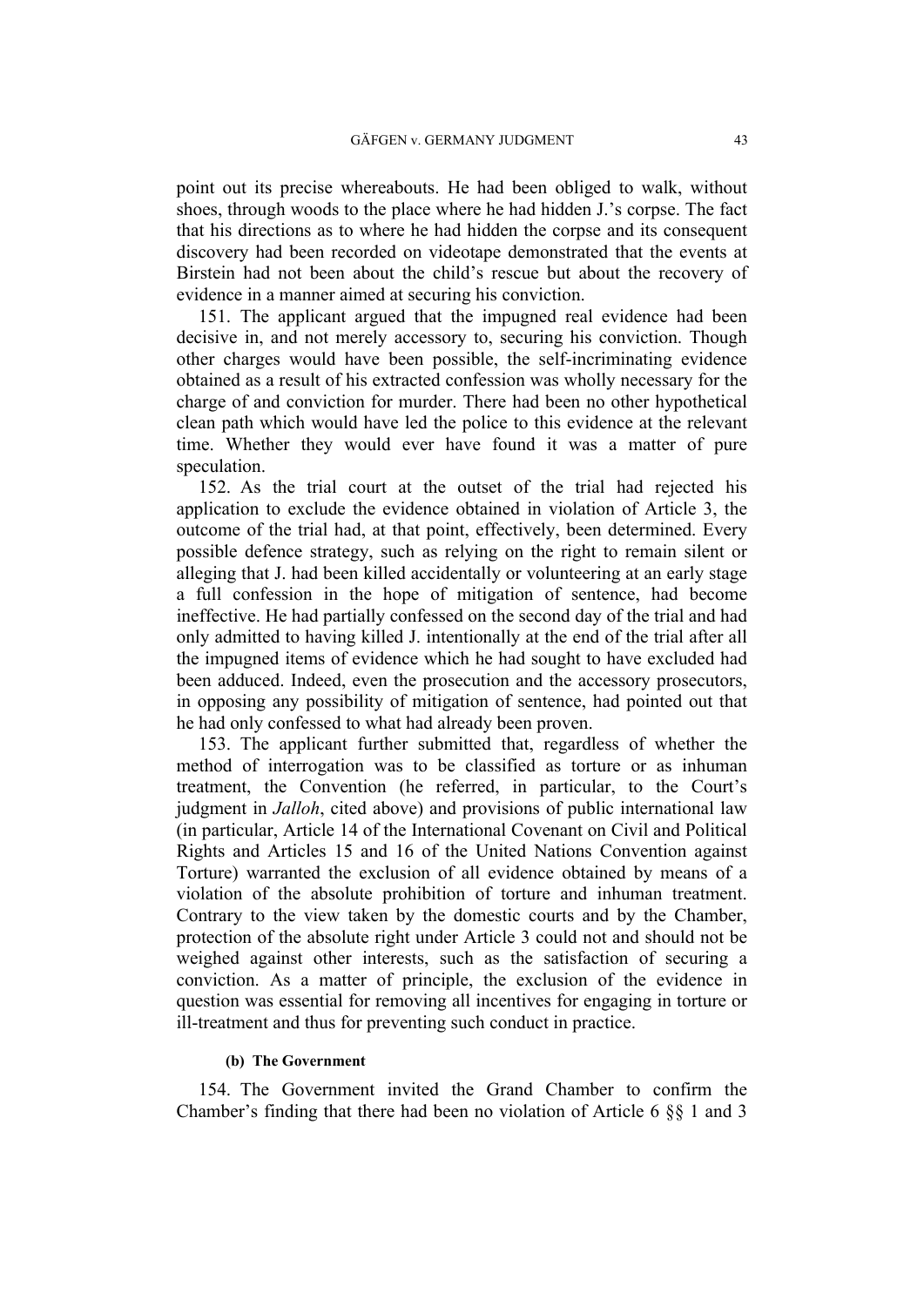point out its precise whereabouts. He had been obliged to walk, without shoes, through woods to the place where he had hidden J.'s corpse. The fact that his directions as to where he had hidden the corpse and its consequent discovery had been recorded on videotape demonstrated that the events at Birstein had not been about the child's rescue but about the recovery of evidence in a manner aimed at securing his conviction.

151. The applicant argued that the impugned real evidence had been decisive in, and not merely accessory to, securing his conviction. Though other charges would have been possible, the self-incriminating evidence obtained as a result of his extracted confession was wholly necessary for the charge of and conviction for murder. There had been no other hypothetical clean path which would have led the police to this evidence at the relevant time. Whether they would ever have found it was a matter of pure speculation.

152. As the trial court at the outset of the trial had rejected his application to exclude the evidence obtained in violation of Article 3, the outcome of the trial had, at that point, effectively, been determined. Every possible defence strategy, such as relying on the right to remain silent or alleging that J. had been killed accidentally or volunteering at an early stage a full confession in the hope of mitigation of sentence, had become ineffective. He had partially confessed on the second day of the trial and had only admitted to having killed J. intentionally at the end of the trial after all the impugned items of evidence which he had sought to have excluded had been adduced. Indeed, even the prosecution and the accessory prosecutors, in opposing any possibility of mitigation of sentence, had pointed out that he had only confessed to what had already been proven.

153. The applicant further submitted that, regardless of whether the method of interrogation was to be classified as torture or as inhuman treatment, the Convention (he referred, in particular, to the Court's judgment in *Jalloh*, cited above) and provisions of public international law (in particular, Article 14 of the International Covenant on Civil and Political Rights and Articles 15 and 16 of the United Nations Convention against Torture) warranted the exclusion of all evidence obtained by means of a violation of the absolute prohibition of torture and inhuman treatment. Contrary to the view taken by the domestic courts and by the Chamber, protection of the absolute right under Article 3 could not and should not be weighed against other interests, such as the satisfaction of securing a conviction. As a matter of principle, the exclusion of the evidence in question was essential for removing all incentives for engaging in torture or ill-treatment and thus for preventing such conduct in practice.

#### (b) The Government

154. The Government invited the Grand Chamber to confirm the Chamber's finding that there had been no violation of Article 6 §§ 1 and 3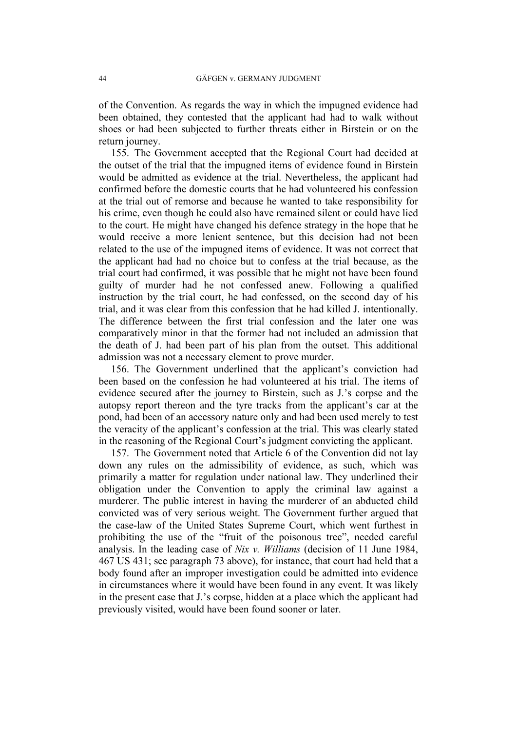of the Convention. As regards the way in which the impugned evidence had been obtained, they contested that the applicant had had to walk without shoes or had been subjected to further threats either in Birstein or on the return journey.

155. The Government accepted that the Regional Court had decided at the outset of the trial that the impugned items of evidence found in Birstein would be admitted as evidence at the trial. Nevertheless, the applicant had confirmed before the domestic courts that he had volunteered his confession at the trial out of remorse and because he wanted to take responsibility for his crime, even though he could also have remained silent or could have lied to the court. He might have changed his defence strategy in the hope that he would receive a more lenient sentence, but this decision had not been related to the use of the impugned items of evidence. It was not correct that the applicant had had no choice but to confess at the trial because, as the trial court had confirmed, it was possible that he might not have been found guilty of murder had he not confessed anew. Following a qualified instruction by the trial court, he had confessed, on the second day of his trial, and it was clear from this confession that he had killed J. intentionally. The difference between the first trial confession and the later one was comparatively minor in that the former had not included an admission that the death of J. had been part of his plan from the outset. This additional admission was not a necessary element to prove murder.

156. The Government underlined that the applicant's conviction had been based on the confession he had volunteered at his trial. The items of evidence secured after the journey to Birstein, such as J.'s corpse and the autopsy report thereon and the tyre tracks from the applicant's car at the pond, had been of an accessory nature only and had been used merely to test the veracity of the applicant's confession at the trial. This was clearly stated in the reasoning of the Regional Court's judgment convicting the applicant.

157. The Government noted that Article 6 of the Convention did not lay down any rules on the admissibility of evidence, as such, which was primarily a matter for regulation under national law. They underlined their obligation under the Convention to apply the criminal law against a murderer. The public interest in having the murderer of an abducted child convicted was of very serious weight. The Government further argued that the case-law of the United States Supreme Court, which went furthest in prohibiting the use of the "fruit of the poisonous tree", needed careful analysis. In the leading case of *Nix v. Williams* (decision of 11 June 1984, 467 US 431; see paragraph 73 above), for instance, that court had held that a body found after an improper investigation could be admitted into evidence in circumstances where it would have been found in any event. It was likely in the present case that J.'s corpse, hidden at a place which the applicant had previously visited, would have been found sooner or later.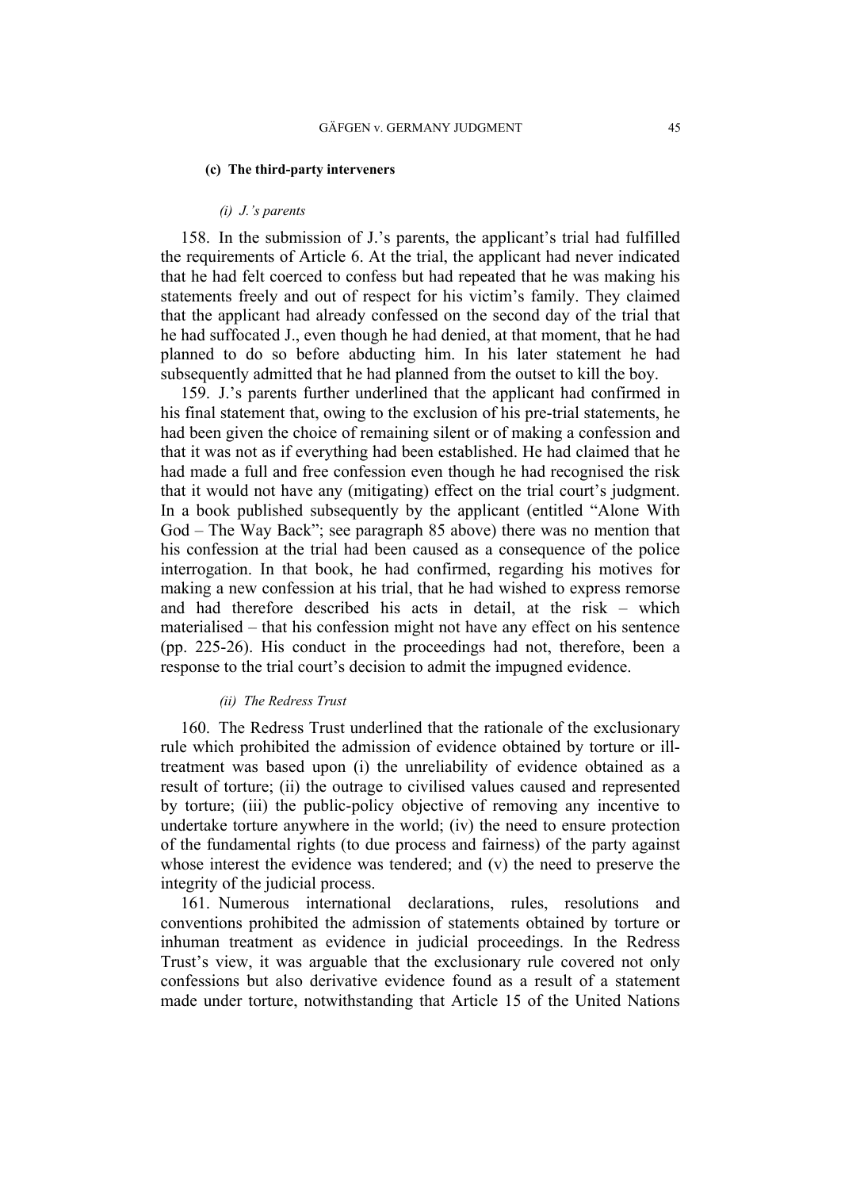#### (c) The third-party interveners

##### *(i) J.'s parents*

158. In the submission of J.'s parents, the applicant's trial had fulfilled the requirements of Article 6. At the trial, the applicant had never indicated that he had felt coerced to confess but had repeated that he was making his statements freely and out of respect for his victim's family. They claimed that the applicant had already confessed on the second day of the trial that he had suffocated J., even though he had denied, at that moment, that he had planned to do so before abducting him. In his later statement he had subsequently admitted that he had planned from the outset to kill the boy.

159. J.'s parents further underlined that the applicant had confirmed in his final statement that, owing to the exclusion of his pre-trial statements, he had been given the choice of remaining silent or of making a confession and that it was not as if everything had been established. He had claimed that he had made a full and free confession even though he had recognised the risk that it would not have any (mitigating) effect on the trial court's judgment. In a book published subsequently by the applicant (entitled "Alone With God – The Way Back"; see paragraph 85 above) there was no mention that his confession at the trial had been caused as a consequence of the police interrogation. In that book, he had confirmed, regarding his motives for making a new confession at his trial, that he had wished to express remorse and had therefore described his acts in detail, at the risk – which materialised – that his confession might not have any effect on his sentence (pp. 225-26). His conduct in the proceedings had not, therefore, been a response to the trial court's decision to admit the impugned evidence.

##### *(ii) The Redress Trust*

160. The Redress Trust underlined that the rationale of the exclusionary rule which prohibited the admission of evidence obtained by torture or ill-treatment was based upon (i) the unreliability of evidence obtained as a result of torture; (ii) the outrage to civilised values caused and represented by torture; (iii) the public-policy objective of removing any incentive to undertake torture anywhere in the world; (iv) the need to ensure protection of the fundamental rights (to due process and fairness) of the party against whose interest the evidence was tendered; and (v) the need to preserve the integrity of the judicial process.

161. Numerous international declarations, rules, resolutions and conventions prohibited the admission of statements obtained by torture or inhuman treatment as evidence in judicial proceedings. In the Redress Trust's view, it was arguable that the exclusionary rule covered not only confessions but also derivative evidence found as a result of a statement made under torture, notwithstanding that Article 15 of the United Nations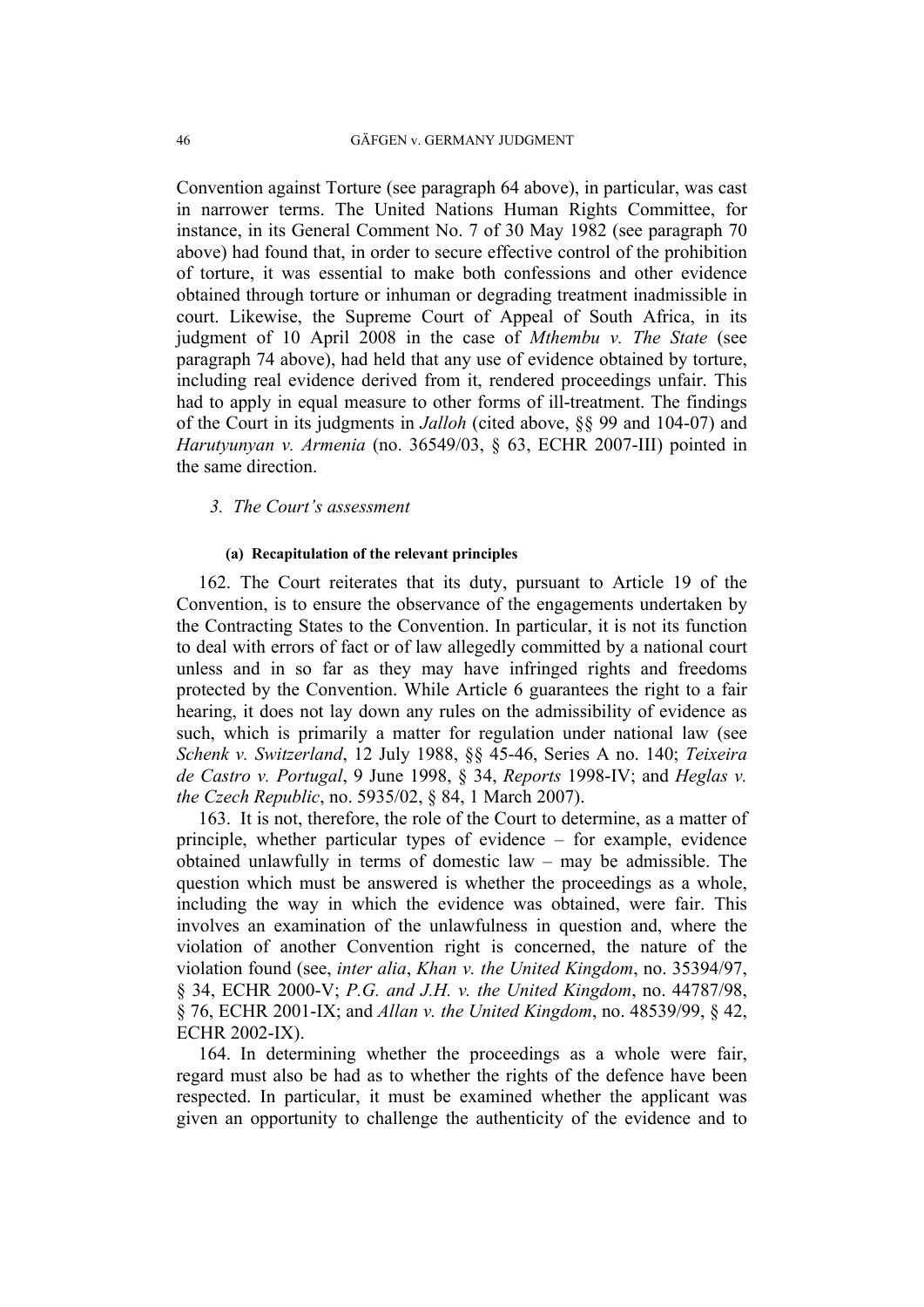Convention against Torture (see paragraph 64 above), in particular, was cast in narrower terms. The United Nations Human Rights Committee, for instance, in its General Comment No. 7 of 30 May 1982 (see paragraph 70 above) had found that, in order to secure effective control of the prohibition of torture, it was essential to make both confessions and other evidence obtained through torture or inhuman or degrading treatment inadmissible in court. Likewise, the Supreme Court of Appeal of South Africa, in its judgment of 10 April 2008 in the case of *Mthembu v. The State* (see paragraph 74 above), had held that any use of evidence obtained by torture, including real evidence derived from it, rendered proceedings unfair. This had to apply in equal measure to other forms of ill-treatment. The findings of the Court in its judgments in *Jalloh* (cited above, §§ 99 and 104-07) and *Harutyunyan v. Armenia* (no. 36549/03, § 63, ECHR 2007-III) pointed in the same direction.

### *3. The Court's assessment*

#### **(a) Recapitulation of the relevant principles**

162. The Court reiterates that its duty, pursuant to Article 19 of the Convention, is to ensure the observance of the engagements undertaken by the Contracting States to the Convention. In particular, it is not its function to deal with errors of fact or of law allegedly committed by a national court unless and in so far as they may have infringed rights and freedoms protected by the Convention. While Article 6 guarantees the right to a fair hearing, it does not lay down any rules on the admissibility of evidence as such, which is primarily a matter for regulation under national law (see *Schenk v. Switzerland*, 12 July 1988, §§ 45-46, Series A no. 140; *Teixeira de Castro v. Portugal*, 9 June 1998, § 34, *Reports* 1998-IV; and *Heglas v. the Czech Republic*, no. 5935/02, § 84, 1 March 2007).

163. It is not, therefore, the role of the Court to determine, as a matter of principle, whether particular types of evidence – for example, evidence obtained unlawfully in terms of domestic law – may be admissible. The question which must be answered is whether the proceedings as a whole, including the way in which the evidence was obtained, were fair. This involves an examination of the unlawfulness in question and, where the violation of another Convention right is concerned, the nature of the violation found (see, *inter alia*, *Khan v. the United Kingdom*, no. 35394/97, § 34, ECHR 2000-V; *P.G. and J.H. v. the United Kingdom*, no. 44787/98, § 76, ECHR 2001-IX; and *Allan v. the United Kingdom*, no. 48539/99, § 42, ECHR 2002-IX).

164. In determining whether the proceedings as a whole were fair, regard must also be had as to whether the rights of the defence have been respected. In particular, it must be examined whether the applicant was given an opportunity to challenge the authenticity of the evidence and to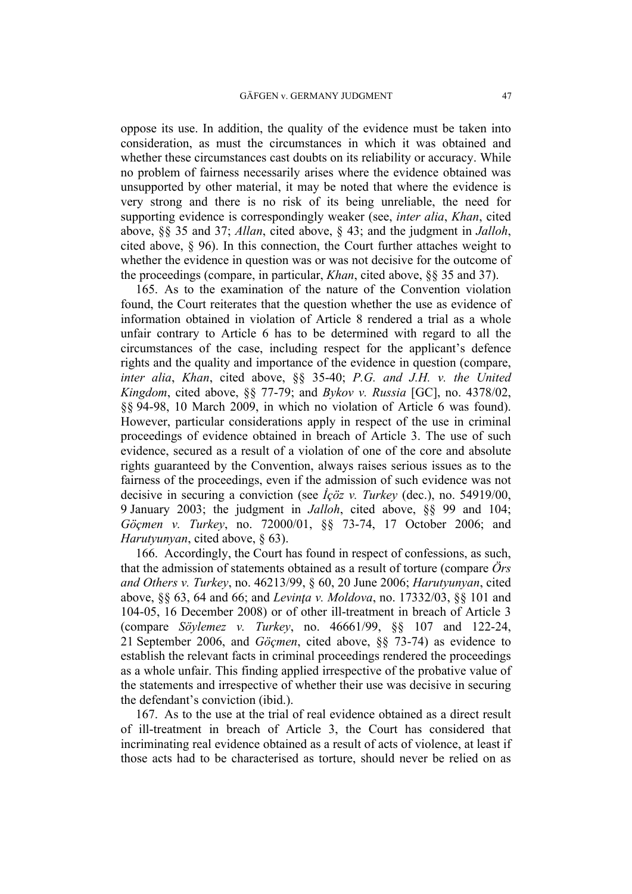oppose its use. In addition, the quality of the evidence must be taken into consideration, as must the circumstances in which it was obtained and whether these circumstances cast doubts on its reliability or accuracy. While no problem of fairness necessarily arises where the evidence obtained was unsupported by other material, it may be noted that where the evidence is very strong and there is no risk of its being unreliable, the need for supporting evidence is correspondingly weaker (see, *inter alia*, *Khan*, cited above, §§ 35 and 37; *Allan*, cited above, § 43; and the judgment in *Jalloh*, cited above, § 96). In this connection, the Court further attaches weight to whether the evidence in question was or was not decisive for the outcome of the proceedings (compare, in particular, *Khan*, cited above, §§ 35 and 37).

165. As to the examination of the nature of the Convention violation found, the Court reiterates that the question whether the use as evidence of information obtained in violation of Article 8 rendered a trial as a whole unfair contrary to Article 6 has to be determined with regard to all the circumstances of the case, including respect for the applicant's defence rights and the quality and importance of the evidence in question (compare, *inter alia*, *Khan*, cited above, §§ 35-40; *P.G. and J.H. v. the United Kingdom*, cited above, §§ 77-79; and *Bykov v. Russia* [GC], no. 4378/02, §§ 94-98, 10 March 2009, in which no violation of Article 6 was found). However, particular considerations apply in respect of the use in criminal proceedings of evidence obtained in breach of Article 3. The use of such evidence, secured as a result of a violation of one of the core and absolute rights guaranteed by the Convention, always raises serious issues as to the fairness of the proceedings, even if the admission of such evidence was not decisive in securing a conviction (see *İçöz v. Turkey* (dec.), no. 54919/00, 9 January 2003; the judgment in *Jalloh*, cited above, §§ 99 and 104; *Göçmen v. Turkey*, no. 72000/01, §§ 73-74, 17 October 2006; and *Harutyunyan*, cited above, § 63).

166. Accordingly, the Court has found in respect of confessions, as such, that the admission of statements obtained as a result of torture (compare *Örs and Others v. Turkey*, no. 46213/99, § 60, 20 June 2006; *Harutyunyan*, cited above, §§ 63, 64 and 66; and *Levinţa v. Moldova*, no. 17332/03, §§ 101 and 104-05, 16 December 2008) or of other ill-treatment in breach of Article 3 (compare *Söylemez v. Turkey*, no. 46661/99, §§ 107 and 122-24, 21 September 2006, and *Göçmen*, cited above, §§ 73-74) as evidence to establish the relevant facts in criminal proceedings rendered the proceedings as a whole unfair. This finding applied irrespective of the probative value of the statements and irrespective of whether their use was decisive in securing the defendant's conviction (ibid.).

167. As to the use at the trial of real evidence obtained as a direct result of ill-treatment in breach of Article 3, the Court has considered that incriminating real evidence obtained as a result of acts of violence, at least if those acts had to be characterised as torture, should never be relied on as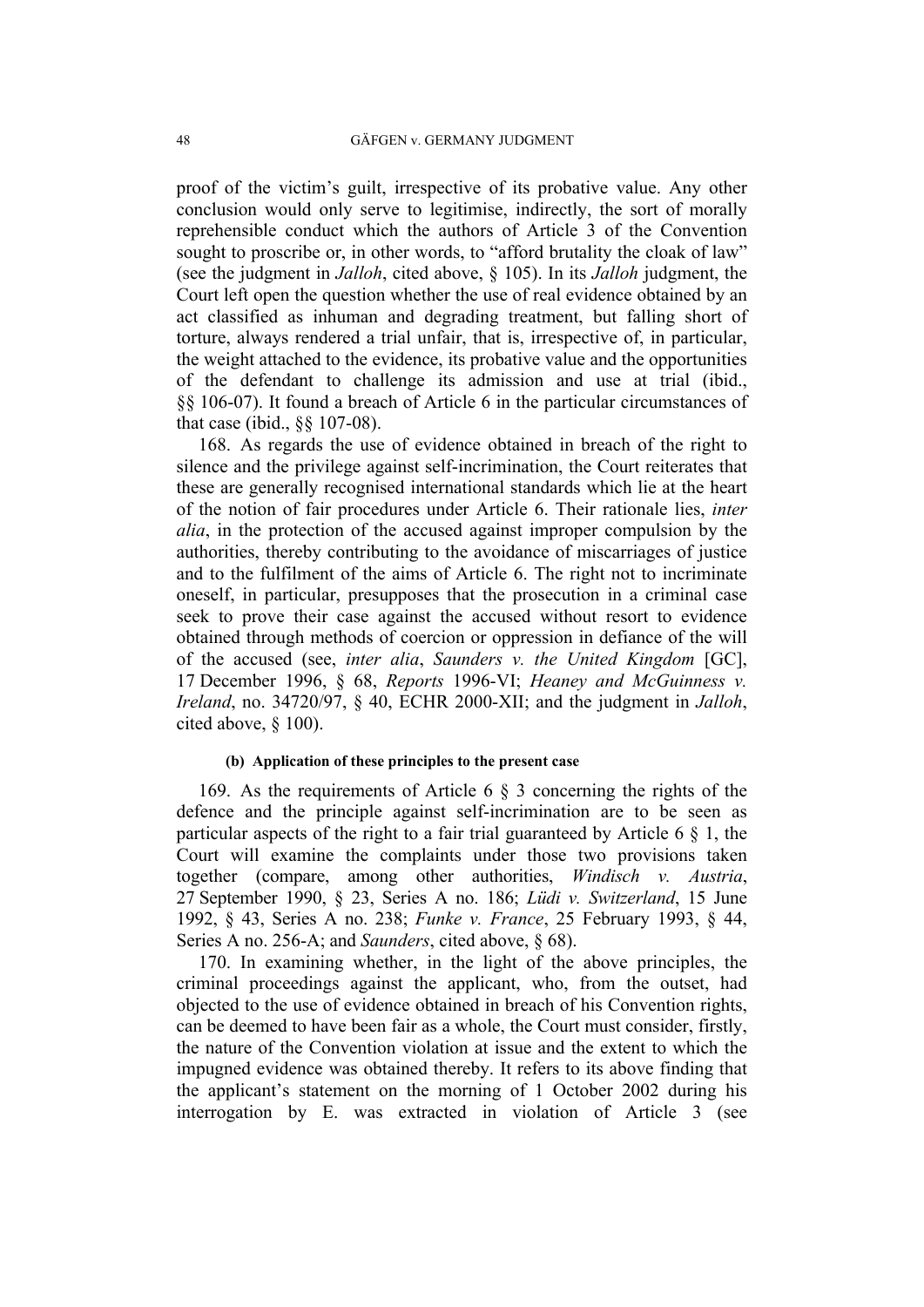proof of the victim's guilt, irrespective of its probative value. Any other conclusion would only serve to legitimise, indirectly, the sort of morally reprehensible conduct which the authors of Article 3 of the Convention sought to proscribe or, in other words, to "afford brutality the cloak of law" (see the judgment in *Jalloh*, cited above, § 105). In its *Jalloh* judgment, the Court left open the question whether the use of real evidence obtained by an act classified as inhuman and degrading treatment, but falling short of torture, always rendered a trial unfair, that is, irrespective of, in particular, the weight attached to the evidence, its probative value and the opportunities of the defendant to challenge its admission and use at trial (ibid., §§ 106-07). It found a breach of Article 6 in the particular circumstances of that case (ibid., §§ 107-08).

168. As regards the use of evidence obtained in breach of the right to silence and the privilege against self-incrimination, the Court reiterates that these are generally recognised international standards which lie at the heart of the notion of fair procedures under Article 6. Their rationale lies, *inter alia*, in the protection of the accused against improper compulsion by the authorities, thereby contributing to the avoidance of miscarriages of justice and to the fulfilment of the aims of Article 6. The right not to incriminate oneself, in particular, presupposes that the prosecution in a criminal case seek to prove their case against the accused without resort to evidence obtained through methods of coercion or oppression in defiance of the will of the accused (see, *inter alia*, *Saunders v. the United Kingdom* [GC], 17 December 1996, § 68, *Reports* 1996-VI; *Heaney and McGuinness v. Ireland*, no. 34720/97, § 40, ECHR 2000-XII; and the judgment in *Jalloh*, cited above, § 100).

#### (b) Application of these principles to the present case

169. As the requirements of Article 6 § 3 concerning the rights of the defence and the principle against self-incrimination are to be seen as particular aspects of the right to a fair trial guaranteed by Article 6 § 1, the Court will examine the complaints under those two provisions taken together (compare, among other authorities, *Windisch v. Austria*, 27 September 1990, § 23, Series A no. 186; *Lüdi v. Switzerland*, 15 June 1992, § 43, Series A no. 238; *Funke v. France*, 25 February 1993, § 44, Series A no. 256-A; and *Saunders*, cited above, § 68).

170. In examining whether, in the light of the above principles, the criminal proceedings against the applicant, who, from the outset, had objected to the use of evidence obtained in breach of his Convention rights, can be deemed to have been fair as a whole, the Court must consider, firstly, the nature of the Convention violation at issue and the extent to which the impugned evidence was obtained thereby. It refers to its above finding that the applicant's statement on the morning of 1 October 2002 during his interrogation by E. was extracted in violation of Article 3 (see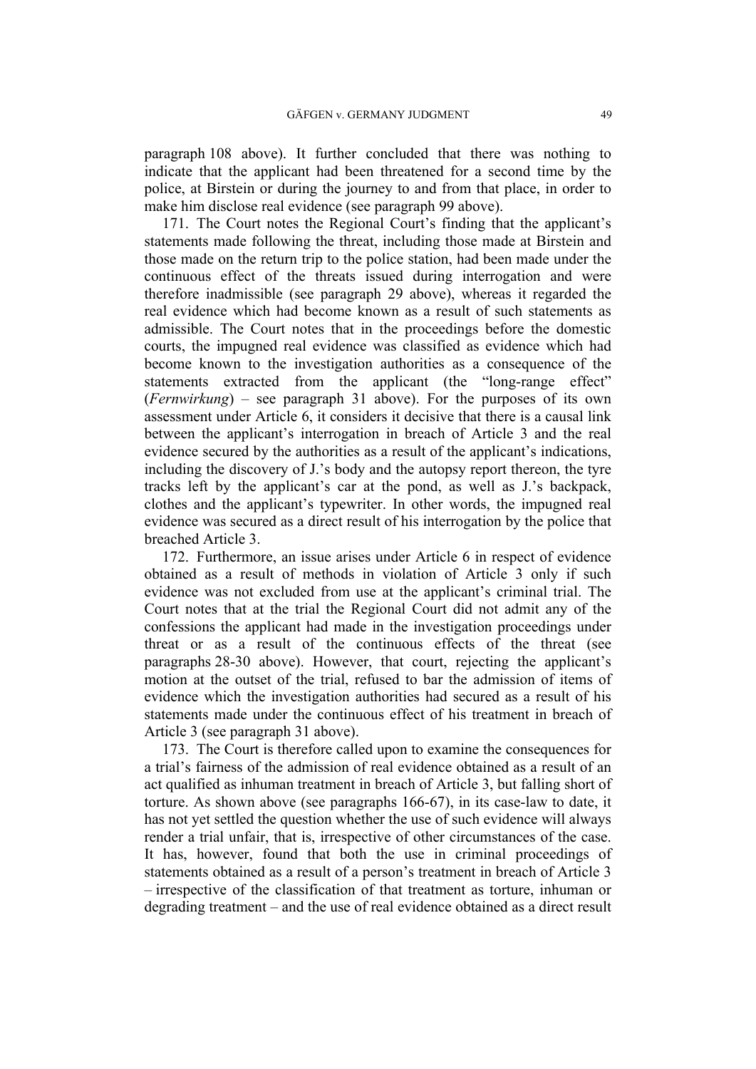paragraph 108 above). It further concluded that there was nothing to indicate that the applicant had been threatened for a second time by the police, at Birstein or during the journey to and from that place, in order to make him disclose real evidence (see paragraph 99 above).

171. The Court notes the Regional Court's finding that the applicant's statements made following the threat, including those made at Birstein and those made on the return trip to the police station, had been made under the continuous effect of the threats issued during interrogation and were therefore inadmissible (see paragraph 29 above), whereas it regarded the real evidence which had become known as a result of such statements as admissible. The Court notes that in the proceedings before the domestic courts, the impugned real evidence was classified as evidence which had become known to the investigation authorities as a consequence of the statements extracted from the applicant (the "long-range effect" (*Fernwirkung*) – see paragraph 31 above). For the purposes of its own assessment under Article 6, it considers it decisive that there is a causal link between the applicant's interrogation in breach of Article 3 and the real evidence secured by the authorities as a result of the applicant's indications, including the discovery of J.'s body and the autopsy report thereon, the tyre tracks left by the applicant's car at the pond, as well as J.'s backpack, clothes and the applicant's typewriter. In other words, the impugned real evidence was secured as a direct result of his interrogation by the police that breached Article 3.

172. Furthermore, an issue arises under Article 6 in respect of evidence obtained as a result of methods in violation of Article 3 only if such evidence was not excluded from use at the applicant's criminal trial. The Court notes that at the trial the Regional Court did not admit any of the confessions the applicant had made in the investigation proceedings under threat or as a result of the continuous effects of the threat (see paragraphs 28-30 above). However, that court, rejecting the applicant's motion at the outset of the trial, refused to bar the admission of items of evidence which the investigation authorities had secured as a result of his statements made under the continuous effect of his treatment in breach of Article 3 (see paragraph 31 above).

173. The Court is therefore called upon to examine the consequences for a trial's fairness of the admission of real evidence obtained as a result of an act qualified as inhuman treatment in breach of Article 3, but falling short of torture. As shown above (see paragraphs 166-67), in its case-law to date, it has not yet settled the question whether the use of such evidence will always render a trial unfair, that is, irrespective of other circumstances of the case. It has, however, found that both the use in criminal proceedings of statements obtained as a result of a person's treatment in breach of Article 3 – irrespective of the classification of that treatment as torture, inhuman or degrading treatment – and the use of real evidence obtained as a direct result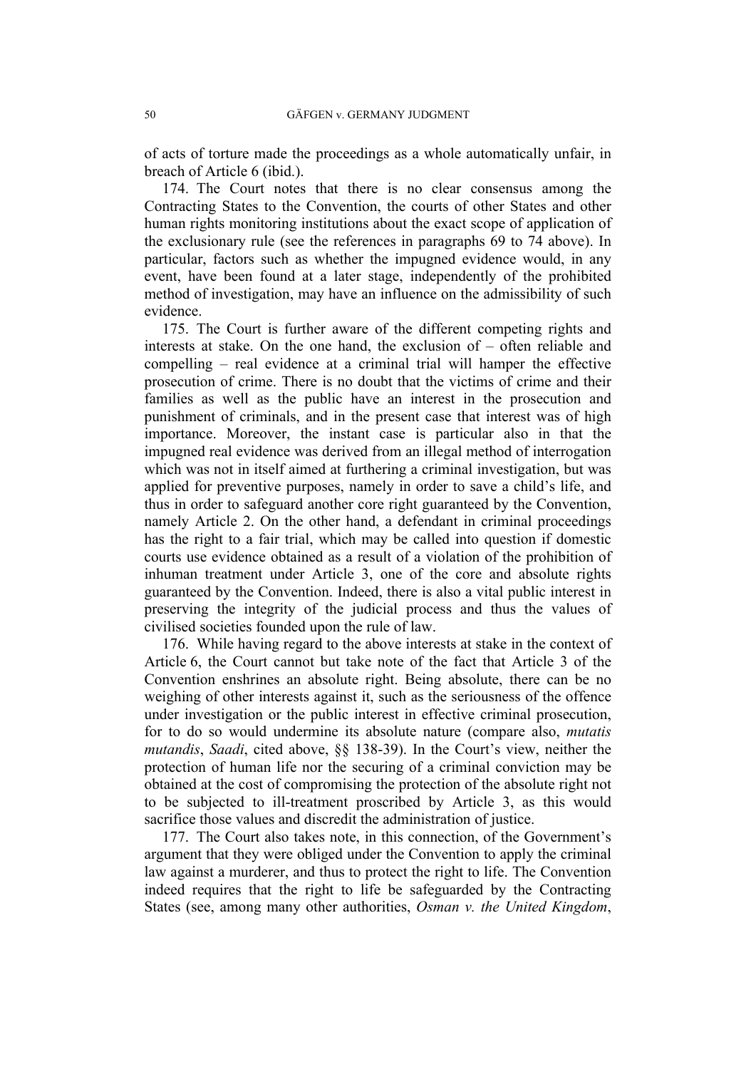of acts of torture made the proceedings as a whole automatically unfair, in breach of Article 6 (ibid.).

174. The Court notes that there is no clear consensus among the Contracting States to the Convention, the courts of other States and other human rights monitoring institutions about the exact scope of application of the exclusionary rule (see the references in paragraphs 69 to 74 above). In particular, factors such as whether the impugned evidence would, in any event, have been found at a later stage, independently of the prohibited method of investigation, may have an influence on the admissibility of such evidence.

175. The Court is further aware of the different competing rights and interests at stake. On the one hand, the exclusion of – often reliable and compelling – real evidence at a criminal trial will hamper the effective prosecution of crime. There is no doubt that the victims of crime and their families as well as the public have an interest in the prosecution and punishment of criminals, and in the present case that interest was of high importance. Moreover, the instant case is particular also in that the impugned real evidence was derived from an illegal method of interrogation which was not in itself aimed at furthering a criminal investigation, but was applied for preventive purposes, namely in order to save a child's life, and thus in order to safeguard another core right guaranteed by the Convention, namely Article 2. On the other hand, a defendant in criminal proceedings has the right to a fair trial, which may be called into question if domestic courts use evidence obtained as a result of a violation of the prohibition of inhuman treatment under Article 3, one of the core and absolute rights guaranteed by the Convention. Indeed, there is also a vital public interest in preserving the integrity of the judicial process and thus the values of civilised societies founded upon the rule of law.

176. While having regard to the above interests at stake in the context of Article 6, the Court cannot but take note of the fact that Article 3 of the Convention enshrines an absolute right. Being absolute, there can be no weighing of other interests against it, such as the seriousness of the offence under investigation or the public interest in effective criminal prosecution, for to do so would undermine its absolute nature (compare also, *mutatis mutandis*, *Saadi*, cited above, §§ 138-39). In the Court's view, neither the protection of human life nor the securing of a criminal conviction may be obtained at the cost of compromising the protection of the absolute right not to be subjected to ill-treatment proscribed by Article 3, as this would sacrifice those values and discredit the administration of justice.

177. The Court also takes note, in this connection, of the Government's argument that they were obliged under the Convention to apply the criminal law against a murderer, and thus to protect the right to life. The Convention indeed requires that the right to life be safeguarded by the Contracting States (see, among many other authorities, *Osman v. the United Kingdom*,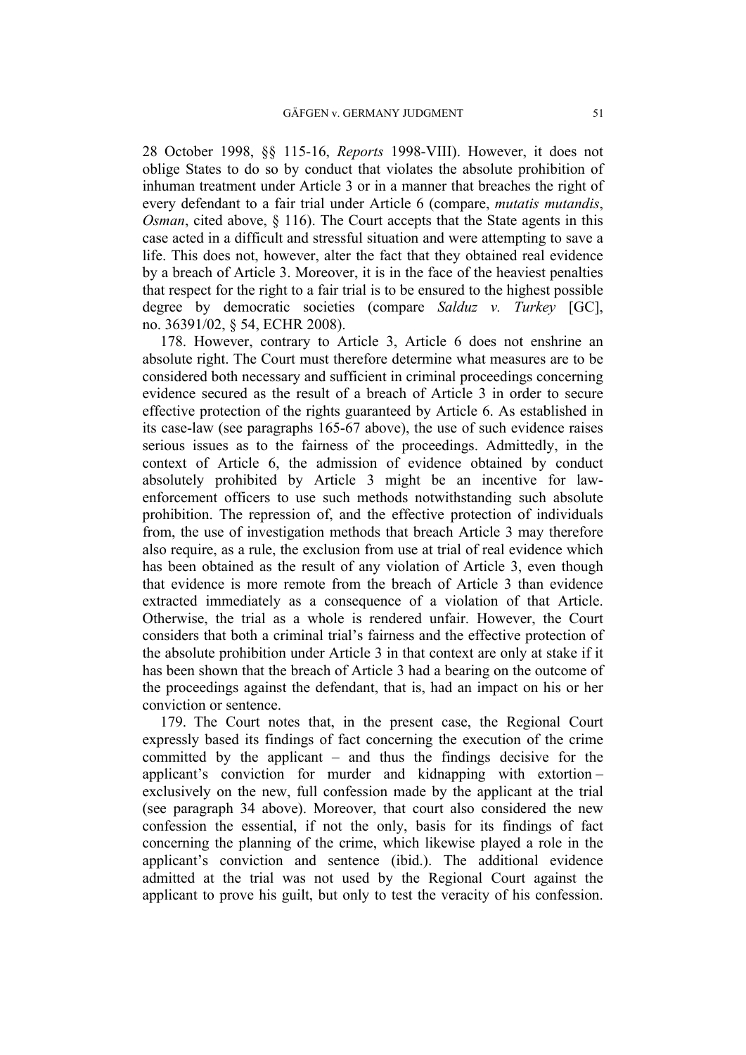28 October 1998, §§ 115-16, *Reports* 1998-VIII). However, it does not oblige States to do so by conduct that violates the absolute prohibition of inhuman treatment under Article 3 or in a manner that breaches the right of every defendant to a fair trial under Article 6 (compare, *mutatis mutandis*, *Osman*, cited above, § 116). The Court accepts that the State agents in this case acted in a difficult and stressful situation and were attempting to save a life. This does not, however, alter the fact that they obtained real evidence by a breach of Article 3. Moreover, it is in the face of the heaviest penalties that respect for the right to a fair trial is to be ensured to the highest possible degree by democratic societies (compare *Salduz v. Turkey* [GC], no. 36391/02, § 54, ECHR 2008).

178. However, contrary to Article 3, Article 6 does not enshrine an absolute right. The Court must therefore determine what measures are to be considered both necessary and sufficient in criminal proceedings concerning evidence secured as the result of a breach of Article 3 in order to secure effective protection of the rights guaranteed by Article 6. As established in its case-law (see paragraphs 165-67 above), the use of such evidence raises serious issues as to the fairness of the proceedings. Admittedly, in the context of Article 6, the admission of evidence obtained by conduct absolutely prohibited by Article 3 might be an incentive for law-enforcement officers to use such methods notwithstanding such absolute prohibition. The repression of, and the effective protection of individuals from, the use of investigation methods that breach Article 3 may therefore also require, as a rule, the exclusion from use at trial of real evidence which has been obtained as the result of any violation of Article 3, even though that evidence is more remote from the breach of Article 3 than evidence extracted immediately as a consequence of a violation of that Article. Otherwise, the trial as a whole is rendered unfair. However, the Court considers that both a criminal trial's fairness and the effective protection of the absolute prohibition under Article 3 in that context are only at stake if it has been shown that the breach of Article 3 had a bearing on the outcome of the proceedings against the defendant, that is, had an impact on his or her conviction or sentence.

179. The Court notes that, in the present case, the Regional Court expressly based its findings of fact concerning the execution of the crime committed by the applicant – and thus the findings decisive for the applicant's conviction for murder and kidnapping with extortion – exclusively on the new, full confession made by the applicant at the trial (see paragraph 34 above). Moreover, that court also considered the new confession the essential, if not the only, basis for its findings of fact concerning the planning of the crime, which likewise played a role in the applicant's conviction and sentence (ibid.). The additional evidence admitted at the trial was not used by the Regional Court against the applicant to prove his guilt, but only to test the veracity of his confession.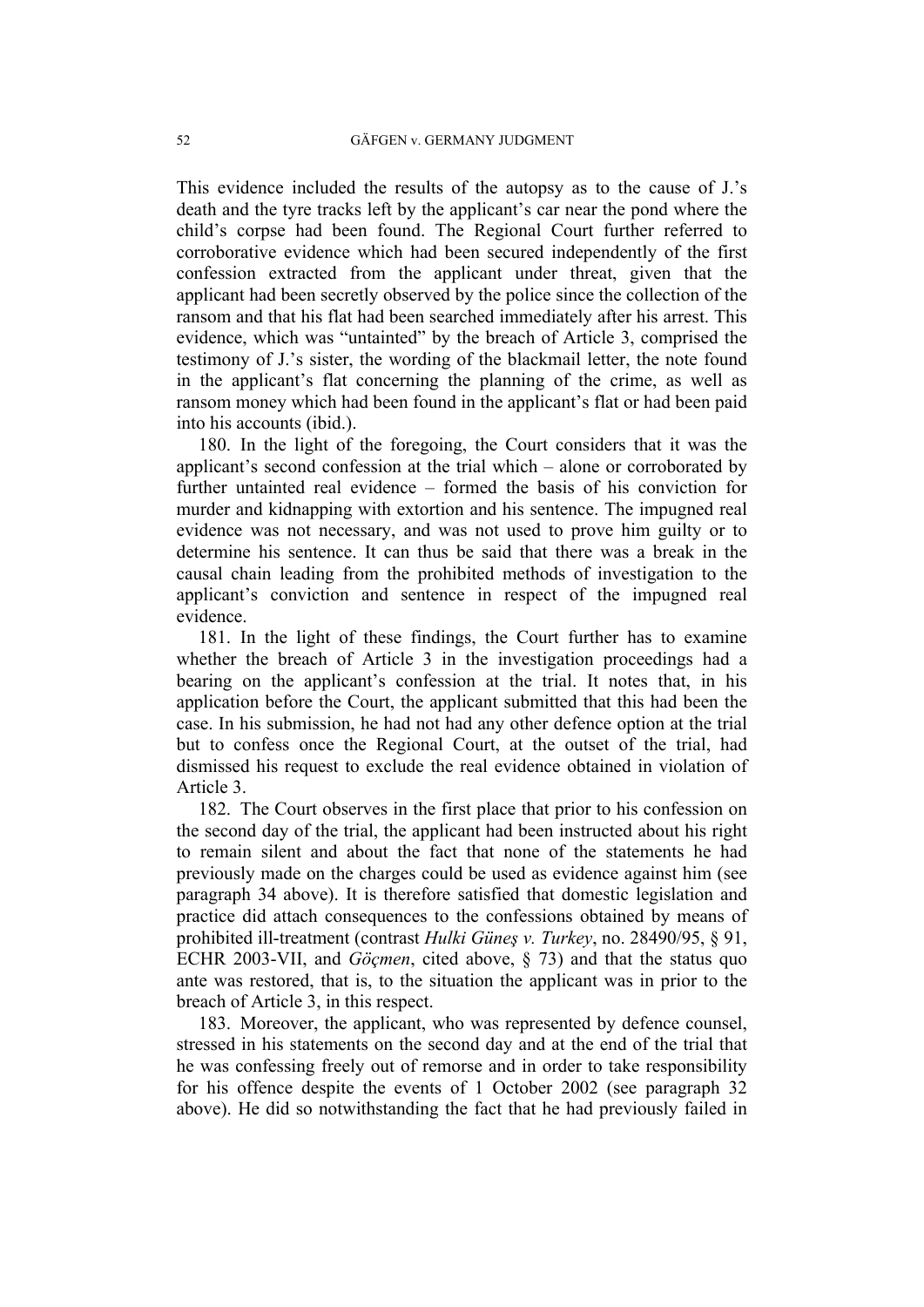This evidence included the results of the autopsy as to the cause of J.'s death and the tyre tracks left by the applicant's car near the pond where the child's corpse had been found. The Regional Court further referred to corroborative evidence which had been secured independently of the first confession extracted from the applicant under threat, given that the applicant had been secretly observed by the police since the collection of the ransom and that his flat had been searched immediately after his arrest. This evidence, which was "untainted" by the breach of Article 3, comprised the testimony of J.'s sister, the wording of the blackmail letter, the note found in the applicant's flat concerning the planning of the crime, as well as ransom money which had been found in the applicant's flat or had been paid into his accounts (ibid.).

180. In the light of the foregoing, the Court considers that it was the applicant's second confession at the trial which – alone or corroborated by further untainted real evidence – formed the basis of his conviction for murder and kidnapping with extortion and his sentence. The impugned real evidence was not necessary, and was not used to prove him guilty or to determine his sentence. It can thus be said that there was a break in the causal chain leading from the prohibited methods of investigation to the applicant's conviction and sentence in respect of the impugned real evidence.

181. In the light of these findings, the Court further has to examine whether the breach of Article 3 in the investigation proceedings had a bearing on the applicant's confession at the trial. It notes that, in his application before the Court, the applicant submitted that this had been the case. In his submission, he had not had any other defence option at the trial but to confess once the Regional Court, at the outset of the trial, had dismissed his request to exclude the real evidence obtained in violation of Article 3.

182. The Court observes in the first place that prior to his confession on the second day of the trial, the applicant had been instructed about his right to remain silent and about the fact that none of the statements he had previously made on the charges could be used as evidence against him (see paragraph 34 above). It is therefore satisfied that domestic legislation and practice did attach consequences to the confessions obtained by means of prohibited ill-treatment (contrast *Hulki Güneş v. Turkey*, no. 28490/95, § 91, ECHR 2003-VII, and *Göçmen*, cited above, § 73) and that the status quo ante was restored, that is, to the situation the applicant was in prior to the breach of Article 3, in this respect.

183. Moreover, the applicant, who was represented by defence counsel, stressed in his statements on the second day and at the end of the trial that he was confessing freely out of remorse and in order to take responsibility for his offence despite the events of 1 October 2002 (see paragraph 32 above). He did so notwithstanding the fact that he had previously failed in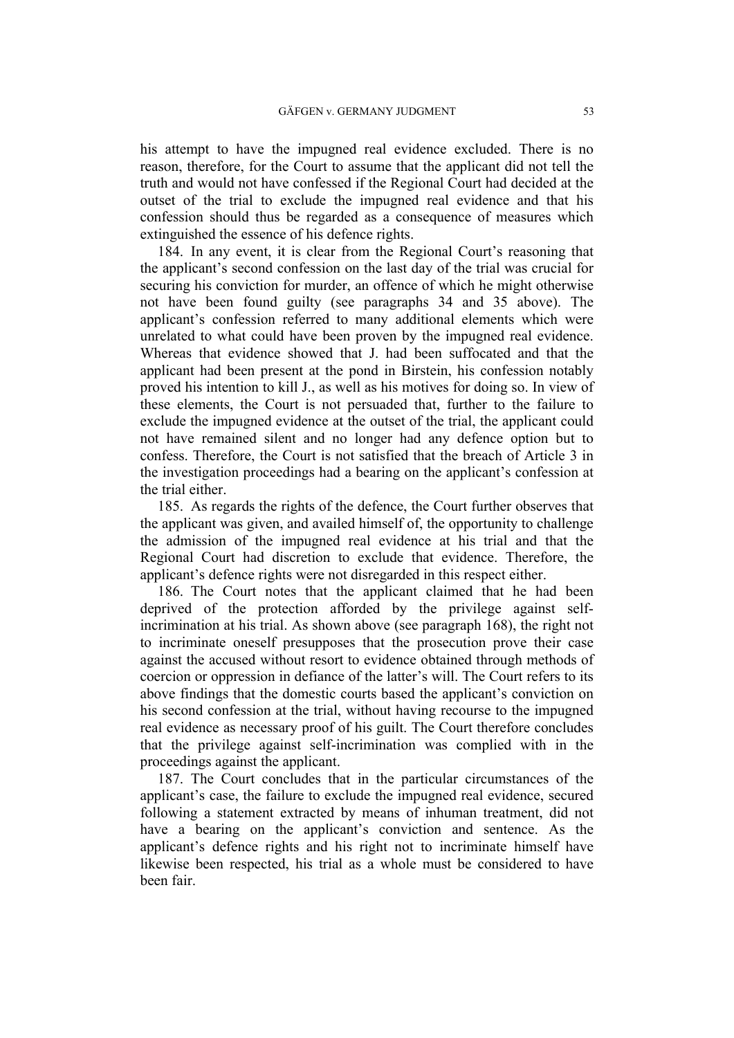his attempt to have the impugned real evidence excluded. There is no reason, therefore, for the Court to assume that the applicant did not tell the truth and would not have confessed if the Regional Court had decided at the outset of the trial to exclude the impugned real evidence and that his confession should thus be regarded as a consequence of measures which extinguished the essence of his defence rights.

184. In any event, it is clear from the Regional Court's reasoning that the applicant's second confession on the last day of the trial was crucial for securing his conviction for murder, an offence of which he might otherwise not have been found guilty (see paragraphs 34 and 35 above). The applicant's confession referred to many additional elements which were unrelated to what could have been proven by the impugned real evidence. Whereas that evidence showed that J. had been suffocated and that the applicant had been present at the pond in Birstein, his confession notably proved his intention to kill J., as well as his motives for doing so. In view of these elements, the Court is not persuaded that, further to the failure to exclude the impugned evidence at the outset of the trial, the applicant could not have remained silent and no longer had any defence option but to confess. Therefore, the Court is not satisfied that the breach of Article 3 in the investigation proceedings had a bearing on the applicant's confession at the trial either.

185. As regards the rights of the defence, the Court further observes that the applicant was given, and availed himself of, the opportunity to challenge the admission of the impugned real evidence at his trial and that the Regional Court had discretion to exclude that evidence. Therefore, the applicant's defence rights were not disregarded in this respect either.

186. The Court notes that the applicant claimed that he had been deprived of the protection afforded by the privilege against self-incrimination at his trial. As shown above (see paragraph 168), the right not to incriminate oneself presupposes that the prosecution prove their case against the accused without resort to evidence obtained through methods of coercion or oppression in defiance of the latter's will. The Court refers to its above findings that the domestic courts based the applicant's conviction on his second confession at the trial, without having recourse to the impugned real evidence as necessary proof of his guilt. The Court therefore concludes that the privilege against self-incrimination was complied with in the proceedings against the applicant.

187. The Court concludes that in the particular circumstances of the applicant's case, the failure to exclude the impugned real evidence, secured following a statement extracted by means of inhuman treatment, did not have a bearing on the applicant's conviction and sentence. As the applicant's defence rights and his right not to incriminate himself have likewise been respected, his trial as a whole must be considered to have been fair.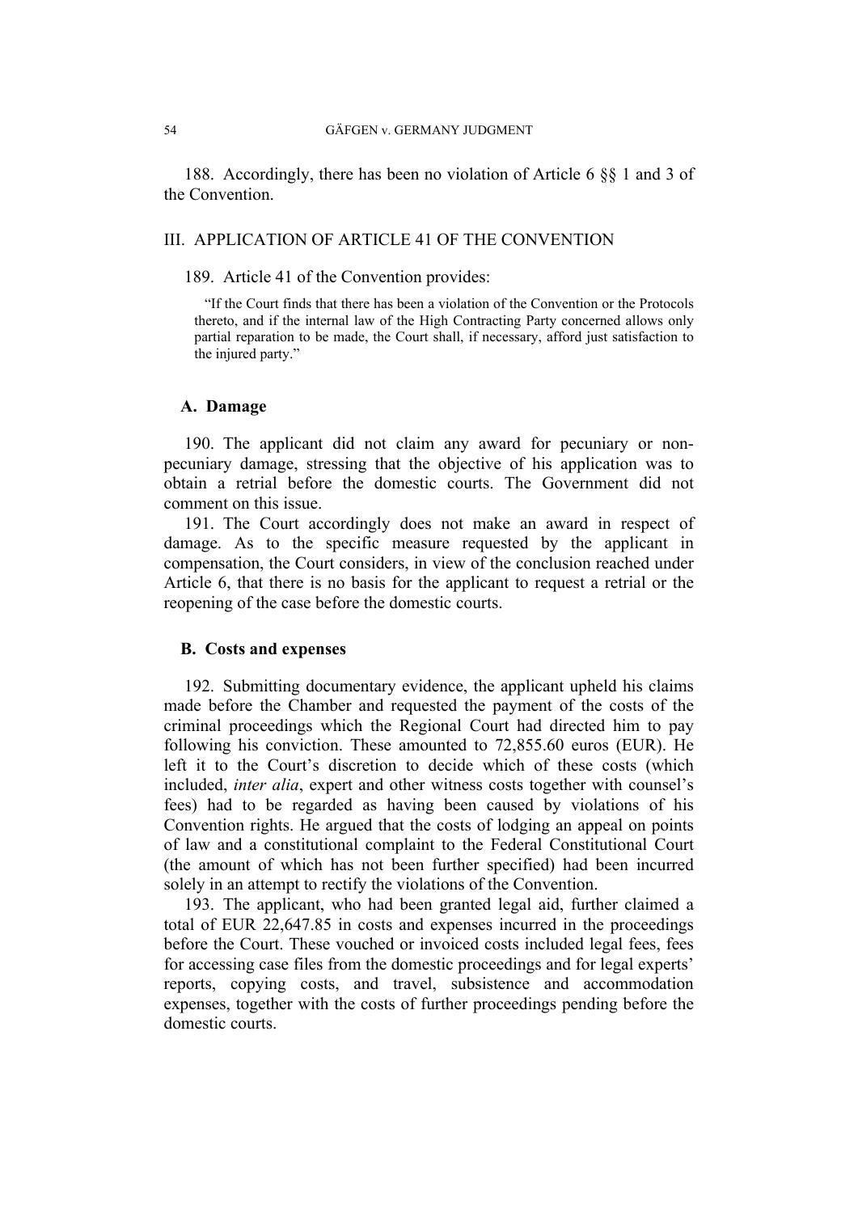188. Accordingly, there has been no violation of Article 6 §§ 1 and 3 of the Convention.

## III. APPLICATION OF ARTICLE 41 OF THE CONVENTION

189. Article 41 of the Convention provides:

> "If the Court finds that there has been a violation of the Convention or the Protocols thereto, and if the internal law of the High Contracting Party concerned allows only partial reparation to be made, the Court shall, if necessary, afford just satisfaction to the injured party."

### A. Damage

190. The applicant did not claim any award for pecuniary or non-pecuniary damage, stressing that the objective of his application was to obtain a retrial before the domestic courts. The Government did not comment on this issue.

191. The Court accordingly does not make an award in respect of damage. As to the specific measure requested by the applicant in compensation, the Court considers, in view of the conclusion reached under Article 6, that there is no basis for the applicant to request a retrial or the reopening of the case before the domestic courts.

### B. Costs and expenses

192. Submitting documentary evidence, the applicant upheld his claims made before the Chamber and requested the payment of the costs of the criminal proceedings which the Regional Court had directed him to pay following his conviction. These amounted to 72,855.60 euros (EUR). He left it to the Court's discretion to decide which of these costs (which included, *inter alia*, expert and other witness costs together with counsel's fees) had to be regarded as having been caused by violations of his Convention rights. He argued that the costs of lodging an appeal on points of law and a constitutional complaint to the Federal Constitutional Court (the amount of which has not been further specified) had been incurred solely in an attempt to rectify the violations of the Convention.

193. The applicant, who had been granted legal aid, further claimed a total of EUR 22,647.85 in costs and expenses incurred in the proceedings before the Court. These vouched or invoiced costs included legal fees, fees for accessing case files from the domestic proceedings and for legal experts' reports, copying costs, and travel, subsistence and accommodation expenses, together with the costs of further proceedings pending before the domestic courts.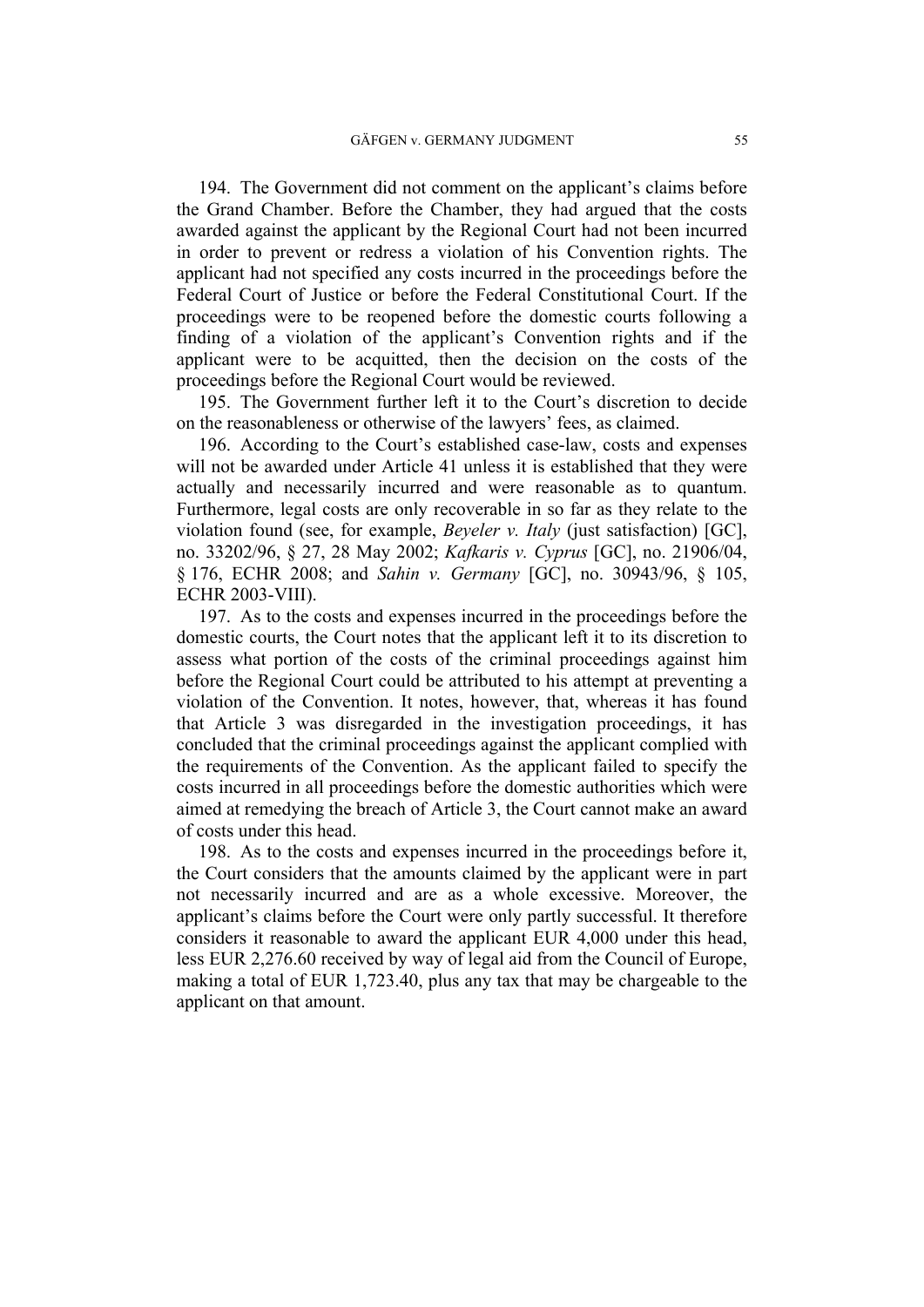194. The Government did not comment on the applicant's claims before the Grand Chamber. Before the Chamber, they had argued that the costs awarded against the applicant by the Regional Court had not been incurred in order to prevent or redress a violation of his Convention rights. The applicant had not specified any costs incurred in the proceedings before the Federal Court of Justice or before the Federal Constitutional Court. If the proceedings were to be reopened before the domestic courts following a finding of a violation of the applicant's Convention rights and if the applicant were to be acquitted, then the decision on the costs of the proceedings before the Regional Court would be reviewed.

195. The Government further left it to the Court's discretion to decide on the reasonableness or otherwise of the lawyers' fees, as claimed.

196. According to the Court's established case-law, costs and expenses will not be awarded under Article 41 unless it is established that they were actually and necessarily incurred and were reasonable as to quantum. Furthermore, legal costs are only recoverable in so far as they relate to the violation found (see, for example, *Beyeler v. Italy* (just satisfaction) [GC], no. 33202/96, § 27, 28 May 2002; *Kafkaris v. Cyprus* [GC], no. 21906/04, § 176, ECHR 2008; and *Sahin v. Germany* [GC], no. 30943/96, § 105, ECHR 2003-VIII).

197. As to the costs and expenses incurred in the proceedings before the domestic courts, the Court notes that the applicant left it to its discretion to assess what portion of the costs of the criminal proceedings against him before the Regional Court could be attributed to his attempt at preventing a violation of the Convention. It notes, however, that, whereas it has found that Article 3 was disregarded in the investigation proceedings, it has concluded that the criminal proceedings against the applicant complied with the requirements of the Convention. As the applicant failed to specify the costs incurred in all proceedings before the domestic authorities which were aimed at remedying the breach of Article 3, the Court cannot make an award of costs under this head.

198. As to the costs and expenses incurred in the proceedings before it, the Court considers that the amounts claimed by the applicant were in part not necessarily incurred and are as a whole excessive. Moreover, the applicant's claims before the Court were only partly successful. It therefore considers it reasonable to award the applicant EUR 4,000 under this head, less EUR 2,276.60 received by way of legal aid from the Council of Europe, making a total of EUR 1,723.40, plus any tax that may be chargeable to the applicant on that amount.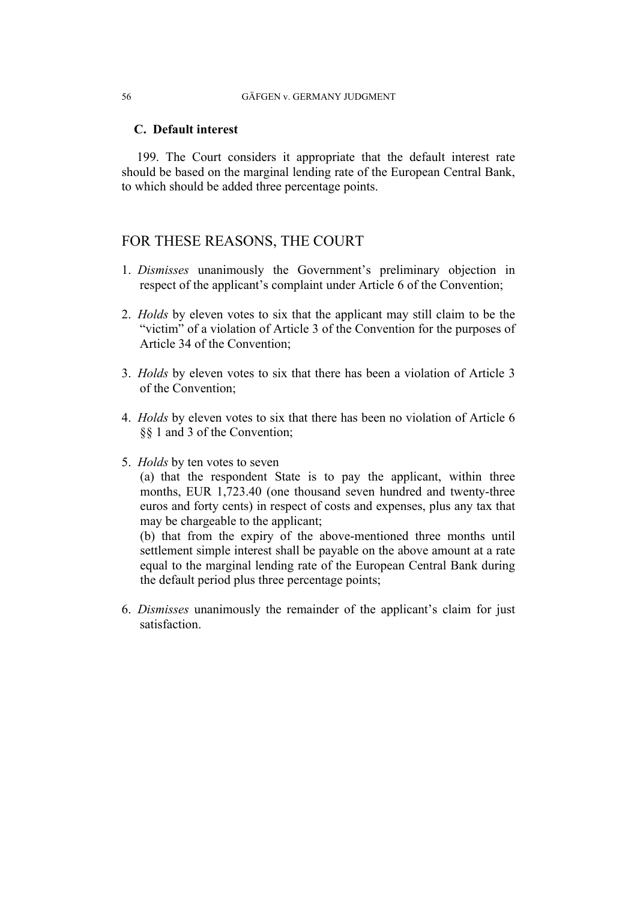### C. Default interest

199. The Court considers it appropriate that the default interest rate should be based on the marginal lending rate of the European Central Bank, to which should be added three percentage points.

## FOR THESE REASONS, THE COURT

1. *Dismisses* unanimously the Government's preliminary objection in respect of the applicant's complaint under Article 6 of the Convention;

2. *Holds* by eleven votes to six that the applicant may still claim to be the "victim" of a violation of Article 3 of the Convention for the purposes of Article 34 of the Convention;

3. *Holds* by eleven votes to six that there has been a violation of Article 3 of the Convention;

4. *Holds* by eleven votes to six that there has been no violation of Article 6 §§ 1 and 3 of the Convention;

5. *Holds* by ten votes to seven

   (a) that the respondent State is to pay the applicant, within three months, EUR 1,723.40 (one thousand seven hundred and twenty-three euros and forty cents) in respect of costs and expenses, plus any tax that may be chargeable to the applicant;

   (b) that from the expiry of the above-mentioned three months until settlement simple interest shall be payable on the above amount at a rate equal to the marginal lending rate of the European Central Bank during the default period plus three percentage points;

6. *Dismisses* unanimously the remainder of the applicant's claim for just satisfaction.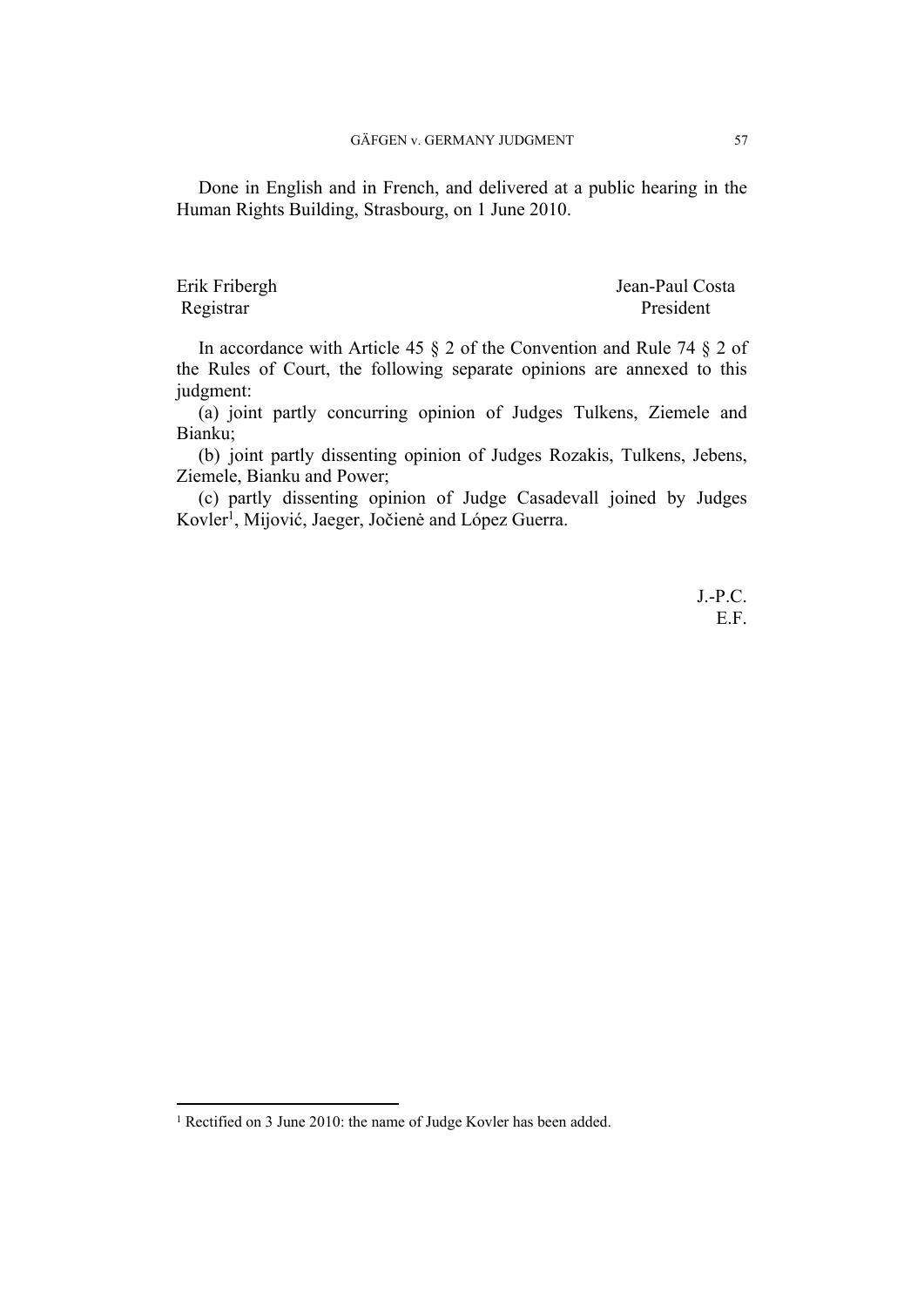Done in English and in French, and delivered at a public hearing in the Human Rights Building, Strasbourg, on 1 June 2010.

Erik Fribergh  
Registrar

Jean-Paul Costa  
President

In accordance with Article 45 § 2 of the Convention and Rule 74 § 2 of the Rules of Court, the following separate opinions are annexed to this judgment:

(a) joint partly concurring opinion of Judges Tulkens, Ziemele and Bianku;

(b) joint partly dissenting opinion of Judges Rozakis, Tulkens, Jebens, Ziemele, Bianku and Power;

(c) partly dissenting opinion of Judge Casadevall joined by Judges Kovler[1], Mijović, Jaeger, Jočienė and López Guerra.

J.-P.C.  
E.F.

[1] Rectified on 3 June 2010: the name of Judge Kovler has been added.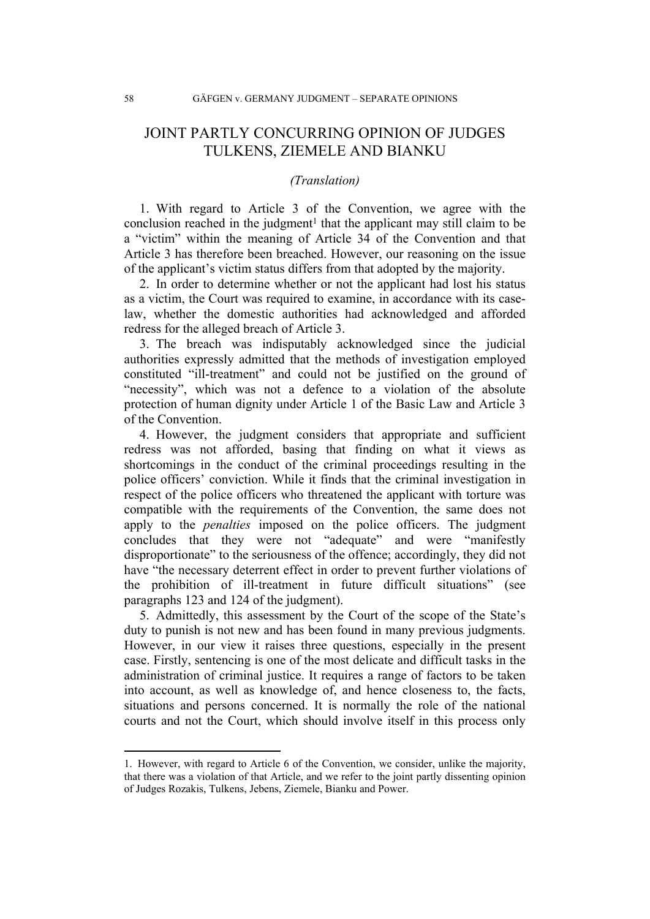# JOINT PARTLY CONCURRING OPINION OF JUDGES TULKENS, ZIEMELE AND BIANKU

*(Translation)*

1. With regard to Article 3 of the Convention, we agree with the conclusion reached in the judgment[1] that the applicant may still claim to be a "victim" within the meaning of Article 34 of the Convention and that Article 3 has therefore been breached. However, our reasoning on the issue of the applicant's victim status differs from that adopted by the majority.

2. In order to determine whether or not the applicant had lost his status as a victim, the Court was required to examine, in accordance with its case-law, whether the domestic authorities had acknowledged and afforded redress for the alleged breach of Article 3.

3. The breach was indisputably acknowledged since the judicial authorities expressly admitted that the methods of investigation employed constituted "ill-treatment" and could not be justified on the ground of "necessity", which was not a defence to a violation of the absolute protection of human dignity under Article 1 of the Basic Law and Article 3 of the Convention.

4. However, the judgment considers that appropriate and sufficient redress was not afforded, basing that finding on what it views as shortcomings in the conduct of the criminal proceedings resulting in the police officers' conviction. While it finds that the criminal investigation in respect of the police officers who threatened the applicant with torture was compatible with the requirements of the Convention, the same does not apply to the *penalties* imposed on the police officers. The judgment concludes that they were not "adequate" and were "manifestly disproportionate" to the seriousness of the offence; accordingly, they did not have "the necessary deterrent effect in order to prevent further violations of the prohibition of ill-treatment in future difficult situations" (see paragraphs 123 and 124 of the judgment).

5. Admittedly, this assessment by the Court of the scope of the State's duty to punish is not new and has been found in many previous judgments. However, in our view it raises three questions, especially in the present case. Firstly, sentencing is one of the most delicate and difficult tasks in the administration of criminal justice. It requires a range of factors to be taken into account, as well as knowledge of, and hence closeness to, the facts, situations and persons concerned. It is normally the role of the national courts and not the Court, which should involve itself in this process only

---

1. However, with regard to Article 6 of the Convention, we consider, unlike the majority, that there was a violation of that Article, and we refer to the joint partly dissenting opinion of Judges Rozakis, Tulkens, Jebens, Ziemele, Bianku and Power.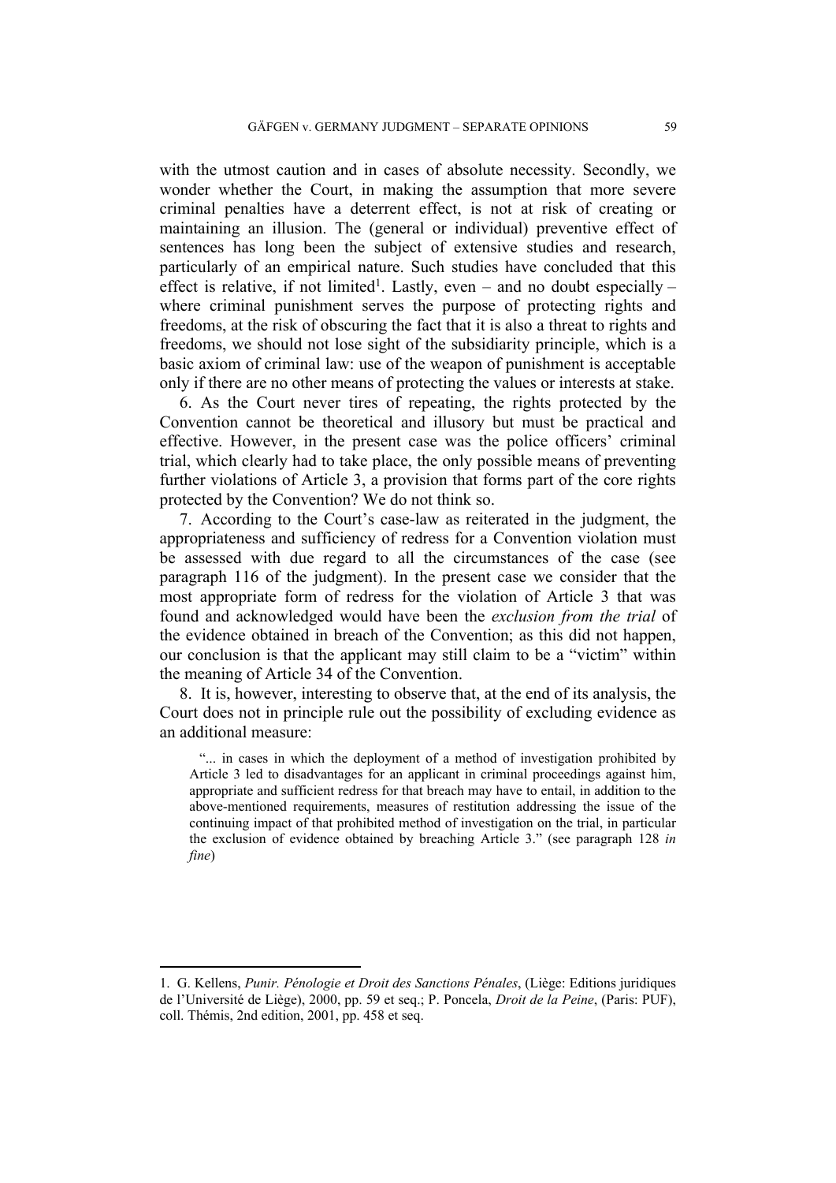with the utmost caution and in cases of absolute necessity. Secondly, we wonder whether the Court, in making the assumption that more severe criminal penalties have a deterrent effect, is not at risk of creating or maintaining an illusion. The (general or individual) preventive effect of sentences has long been the subject of extensive studies and research, particularly of an empirical nature. Such studies have concluded that this effect is relative, if not limited[1]. Lastly, even – and no doubt especially – where criminal punishment serves the purpose of protecting rights and freedoms, at the risk of obscuring the fact that it is also a threat to rights and freedoms, we should not lose sight of the subsidiarity principle, which is a basic axiom of criminal law: use of the weapon of punishment is acceptable only if there are no other means of protecting the values or interests at stake.

6. As the Court never tires of repeating, the rights protected by the Convention cannot be theoretical and illusory but must be practical and effective. However, in the present case was the police officers' criminal trial, which clearly had to take place, the only possible means of preventing further violations of Article 3, a provision that forms part of the core rights protected by the Convention? We do not think so.

7. According to the Court's case-law as reiterated in the judgment, the appropriateness and sufficiency of redress for a Convention violation must be assessed with due regard to all the circumstances of the case (see paragraph 116 of the judgment). In the present case we consider that the most appropriate form of redress for the violation of Article 3 that was found and acknowledged would have been the *exclusion from the trial* of the evidence obtained in breach of the Convention; as this did not happen, our conclusion is that the applicant may still claim to be a "victim" within the meaning of Article 34 of the Convention.

8. It is, however, interesting to observe that, at the end of its analysis, the Court does not in principle rule out the possibility of excluding evidence as an additional measure:

> "... in cases in which the deployment of a method of investigation prohibited by Article 3 led to disadvantages for an applicant in criminal proceedings against him, appropriate and sufficient redress for that breach may have to entail, in addition to the above-mentioned requirements, measures of restitution addressing the issue of the continuing impact of that prohibited method of investigation on the trial, in particular the exclusion of evidence obtained by breaching Article 3." (see paragraph 128 *in fine*)

---

1. G. Kellens, *Punir. Pénologie et Droit des Sanctions Pénales*, (Liège: Editions juridiques de l'Université de Liège), 2000, pp. 59 et seq.; P. Poncela, *Droit de la Peine*, (Paris: PUF), coll. Thémis, 2nd edition, 2001, pp. 458 et seq.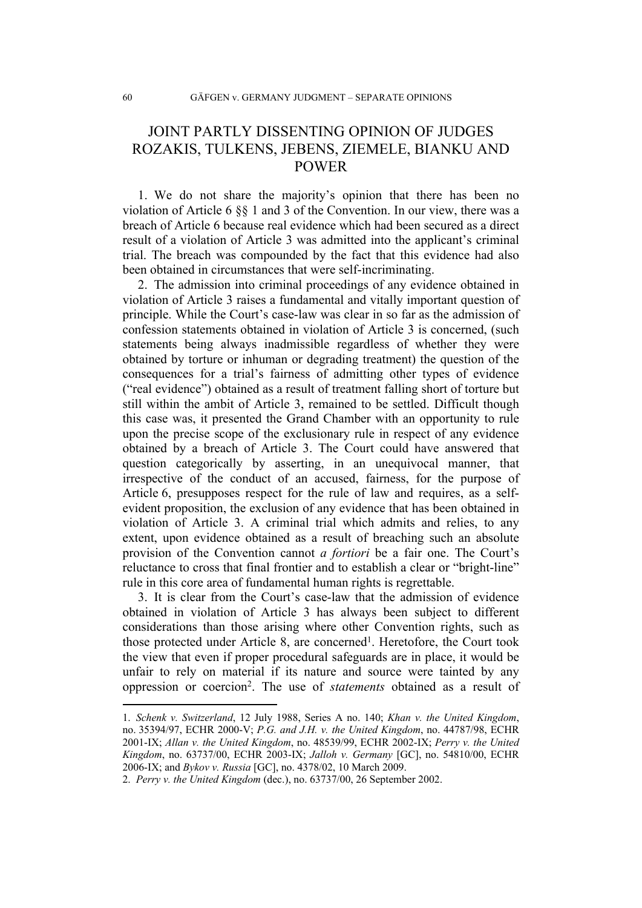# JOINT PARTLY DISSENTING OPINION OF JUDGES ROZAKIS, TULKENS, JEBENS, ZIEMELE, BIANKU AND POWER

1. We do not share the majority's opinion that there has been no violation of Article 6 §§ 1 and 3 of the Convention. In our view, there was a breach of Article 6 because real evidence which had been secured as a direct result of a violation of Article 3 was admitted into the applicant's criminal trial. The breach was compounded by the fact that this evidence had also been obtained in circumstances that were self-incriminating.

2. The admission into criminal proceedings of any evidence obtained in violation of Article 3 raises a fundamental and vitally important question of principle. While the Court's case-law was clear in so far as the admission of confession statements obtained in violation of Article 3 is concerned, (such statements being always inadmissible regardless of whether they were obtained by torture or inhuman or degrading treatment) the question of the consequences for a trial's fairness of admitting other types of evidence ("real evidence") obtained as a result of treatment falling short of torture but still within the ambit of Article 3, remained to be settled. Difficult though this case was, it presented the Grand Chamber with an opportunity to rule upon the precise scope of the exclusionary rule in respect of any evidence obtained by a breach of Article 3. The Court could have answered that question categorically by asserting, in an unequivocal manner, that irrespective of the conduct of an accused, fairness, for the purpose of Article 6, presupposes respect for the rule of law and requires, as a self-evident proposition, the exclusion of any evidence that has been obtained in violation of Article 3. A criminal trial which admits and relies, to any extent, upon evidence obtained as a result of breaching such an absolute provision of the Convention cannot *a fortiori* be a fair one. The Court's reluctance to cross that final frontier and to establish a clear or "bright-line" rule in this core area of fundamental human rights is regrettable.

3. It is clear from the Court's case-law that the admission of evidence obtained in violation of Article 3 has always been subject to different considerations than those arising where other Convention rights, such as those protected under Article 8, are concerned[1]. Heretofore, the Court took the view that even if proper procedural safeguards are in place, it would be unfair to rely on material if its nature and source were tainted by any oppression or coercion[2]. The use of *statements* obtained as a result of

---

1. *Schenk v. Switzerland*, 12 July 1988, Series A no. 140; *Khan v. the United Kingdom*, no. 35394/97, ECHR 2000-V; *P.G. and J.H. v. the United Kingdom*, no. 44787/98, ECHR 2001-IX; *Allan v. the United Kingdom*, no. 48539/99, ECHR 2002-IX; *Perry v. the United Kingdom*, no. 63737/00, ECHR 2003-IX; *Jalloh v. Germany* [GC], no. 54810/00, ECHR 2006-IX; and *Bykov v. Russia* [GC], no. 4378/02, 10 March 2009.

2. *Perry v. the United Kingdom* (dec.), no. 63737/00, 26 September 2002.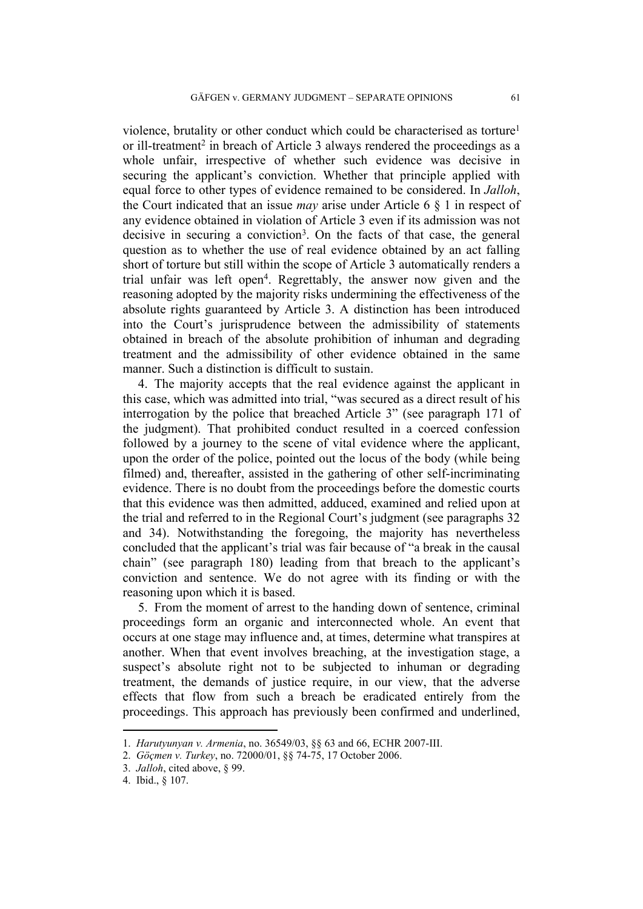violence, brutality or other conduct which could be characterised as torture[1] or ill-treatment[2] in breach of Article 3 always rendered the proceedings as a whole unfair, irrespective of whether such evidence was decisive in securing the applicant's conviction. Whether that principle applied with equal force to other types of evidence remained to be considered. In *Jalloh*, the Court indicated that an issue *may* arise under Article 6 § 1 in respect of any evidence obtained in violation of Article 3 even if its admission was not decisive in securing a conviction[3]. On the facts of that case, the general question as to whether the use of real evidence obtained by an act falling short of torture but still within the scope of Article 3 automatically renders a trial unfair was left open[4]. Regrettably, the answer now given and the reasoning adopted by the majority risks undermining the effectiveness of the absolute rights guaranteed by Article 3. A distinction has been introduced into the Court's jurisprudence between the admissibility of statements obtained in breach of the absolute prohibition of inhuman and degrading treatment and the admissibility of other evidence obtained in the same manner. Such a distinction is difficult to sustain.

4. The majority accepts that the real evidence against the applicant in this case, which was admitted into trial, "was secured as a direct result of his interrogation by the police that breached Article 3" (see paragraph 171 of the judgment). That prohibited conduct resulted in a coerced confession followed by a journey to the scene of vital evidence where the applicant, upon the order of the police, pointed out the locus of the body (while being filmed) and, thereafter, assisted in the gathering of other self-incriminating evidence. There is no doubt from the proceedings before the domestic courts that this evidence was then admitted, adduced, examined and relied upon at the trial and referred to in the Regional Court's judgment (see paragraphs 32 and 34). Notwithstanding the foregoing, the majority has nevertheless concluded that the applicant's trial was fair because of "a break in the causal chain" (see paragraph 180) leading from that breach to the applicant's conviction and sentence. We do not agree with its finding or with the reasoning upon which it is based.

5. From the moment of arrest to the handing down of sentence, criminal proceedings form an organic and interconnected whole. An event that occurs at one stage may influence and, at times, determine what transpires at another. When that event involves breaching, at the investigation stage, a suspect's absolute right not to be subjected to inhuman or degrading treatment, the demands of justice require, in our view, that the adverse effects that flow from such a breach be eradicated entirely from the proceedings. This approach has previously been confirmed and underlined,

1. *Harutyunyan v. Armenia*, no. 36549/03, §§ 63 and 66, ECHR 2007-III.
2. *Göçmen v. Turkey*, no. 72000/01, §§ 74-75, 17 October 2006.
3. *Jalloh*, cited above, § 99.
4. Ibid., § 107.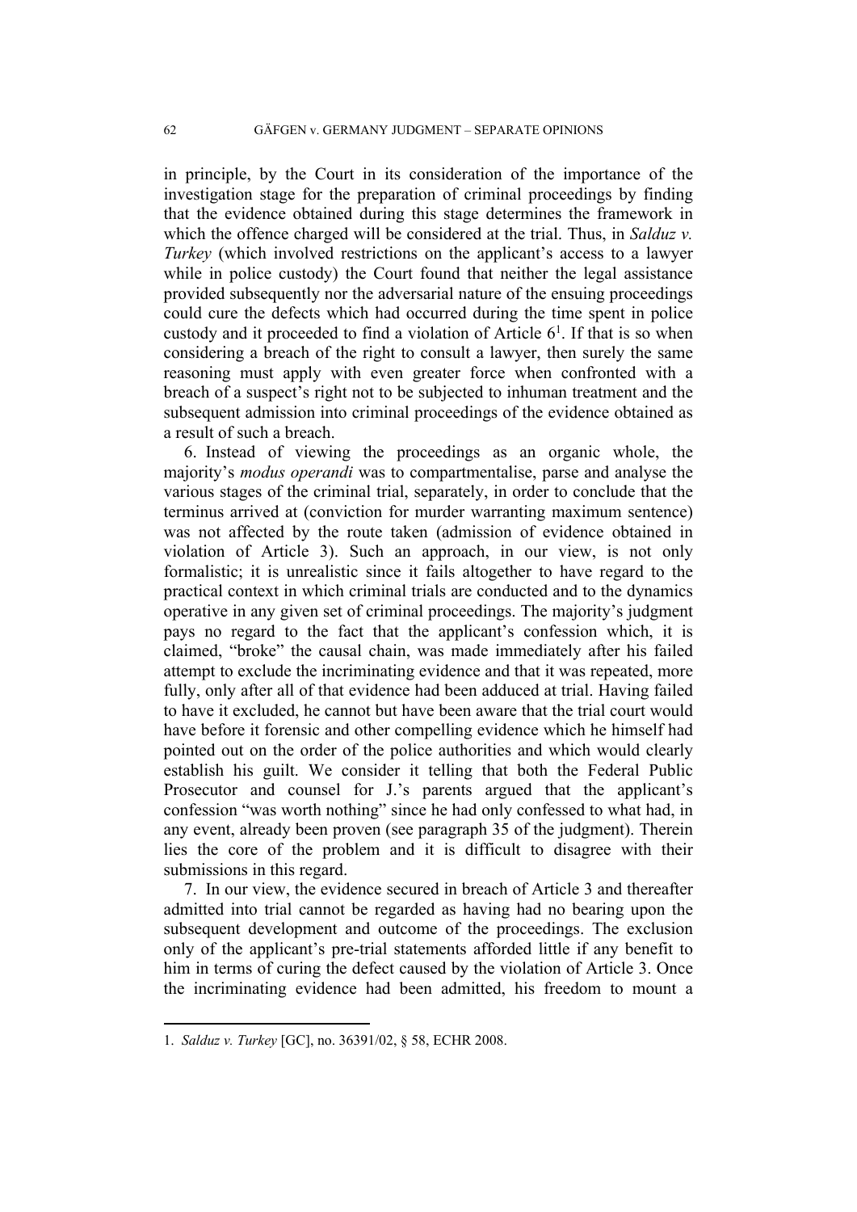in principle, by the Court in its consideration of the importance of the investigation stage for the preparation of criminal proceedings by finding that the evidence obtained during this stage determines the framework in which the offence charged will be considered at the trial. Thus, in *Salduz v. Turkey* (which involved restrictions on the applicant's access to a lawyer while in police custody) the Court found that neither the legal assistance provided subsequently nor the adversarial nature of the ensuing proceedings could cure the defects which had occurred during the time spent in police custody and it proceeded to find a violation of Article 6[1]. If that is so when considering a breach of the right to consult a lawyer, then surely the same reasoning must apply with even greater force when confronted with a breach of a suspect's right not to be subjected to inhuman treatment and the subsequent admission into criminal proceedings of the evidence obtained as a result of such a breach.

6. Instead of viewing the proceedings as an organic whole, the majority's *modus operandi* was to compartmentalise, parse and analyse the various stages of the criminal trial, separately, in order to conclude that the terminus arrived at (conviction for murder warranting maximum sentence) was not affected by the route taken (admission of evidence obtained in violation of Article 3). Such an approach, in our view, is not only formalistic; it is unrealistic since it fails altogether to have regard to the practical context in which criminal trials are conducted and to the dynamics operative in any given set of criminal proceedings. The majority's judgment pays no regard to the fact that the applicant's confession which, it is claimed, "broke" the causal chain, was made immediately after his failed attempt to exclude the incriminating evidence and that it was repeated, more fully, only after all of that evidence had been adduced at trial. Having failed to have it excluded, he cannot but have been aware that the trial court would have before it forensic and other compelling evidence which he himself had pointed out on the order of the police authorities and which would clearly establish his guilt. We consider it telling that both the Federal Public Prosecutor and counsel for J.'s parents argued that the applicant's confession "was worth nothing" since he had only confessed to what had, in any event, already been proven (see paragraph 35 of the judgment). Therein lies the core of the problem and it is difficult to disagree with their submissions in this regard.

7. In our view, the evidence secured in breach of Article 3 and thereafter admitted into trial cannot be regarded as having had no bearing upon the subsequent development and outcome of the proceedings. The exclusion only of the applicant's pre-trial statements afforded little if any benefit to him in terms of curing the defect caused by the violation of Article 3. Once the incriminating evidence had been admitted, his freedom to mount a

---

1. *Salduz v. Turkey* [GC], no. 36391/02, § 58, ECHR 2008.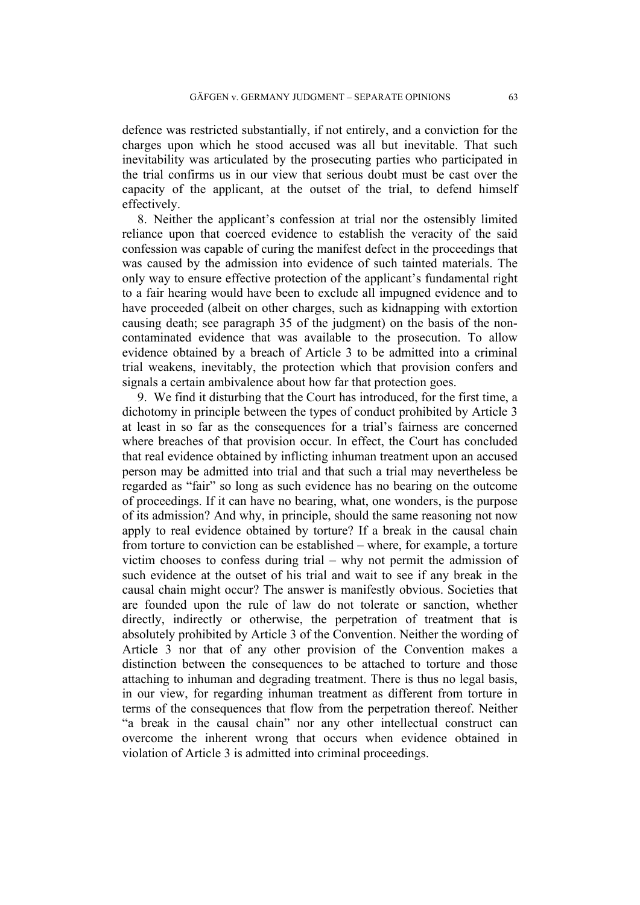defence was restricted substantially, if not entirely, and a conviction for the charges upon which he stood accused was all but inevitable. That such inevitability was articulated by the prosecuting parties who participated in the trial confirms us in our view that serious doubt must be cast over the capacity of the applicant, at the outset of the trial, to defend himself effectively.

8. Neither the applicant's confession at trial nor the ostensibly limited reliance upon that coerced evidence to establish the veracity of the said confession was capable of curing the manifest defect in the proceedings that was caused by the admission into evidence of such tainted materials. The only way to ensure effective protection of the applicant's fundamental right to a fair hearing would have been to exclude all impugned evidence and to have proceeded (albeit on other charges, such as kidnapping with extortion causing death; see paragraph 35 of the judgment) on the basis of the non-contaminated evidence that was available to the prosecution. To allow evidence obtained by a breach of Article 3 to be admitted into a criminal trial weakens, inevitably, the protection which that provision confers and signals a certain ambivalence about how far that protection goes.

9. We find it disturbing that the Court has introduced, for the first time, a dichotomy in principle between the types of conduct prohibited by Article 3 at least in so far as the consequences for a trial's fairness are concerned where breaches of that provision occur. In effect, the Court has concluded that real evidence obtained by inflicting inhuman treatment upon an accused person may be admitted into trial and that such a trial may nevertheless be regarded as "fair" so long as such evidence has no bearing on the outcome of proceedings. If it can have no bearing, what, one wonders, is the purpose of its admission? And why, in principle, should the same reasoning not now apply to real evidence obtained by torture? If a break in the causal chain from torture to conviction can be established – where, for example, a torture victim chooses to confess during trial – why not permit the admission of such evidence at the outset of his trial and wait to see if any break in the causal chain might occur? The answer is manifestly obvious. Societies that are founded upon the rule of law do not tolerate or sanction, whether directly, indirectly or otherwise, the perpetration of treatment that is absolutely prohibited by Article 3 of the Convention. Neither the wording of Article 3 nor that of any other provision of the Convention makes a distinction between the consequences to be attached to torture and those attaching to inhuman and degrading treatment. There is thus no legal basis, in our view, for regarding inhuman treatment as different from torture in terms of the consequences that flow from the perpetration thereof. Neither "a break in the causal chain" nor any other intellectual construct can overcome the inherent wrong that occurs when evidence obtained in violation of Article 3 is admitted into criminal proceedings.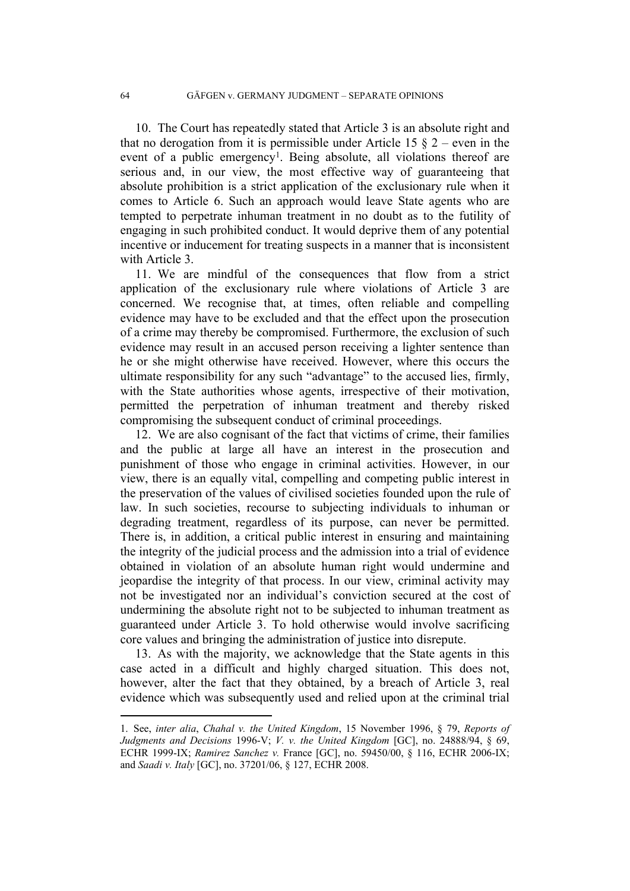10. The Court has repeatedly stated that Article 3 is an absolute right and that no derogation from it is permissible under Article 15 § 2 – even in the event of a public emergency[1]. Being absolute, all violations thereof are serious and, in our view, the most effective way of guaranteeing that absolute prohibition is a strict application of the exclusionary rule when it comes to Article 6. Such an approach would leave State agents who are tempted to perpetrate inhuman treatment in no doubt as to the futility of engaging in such prohibited conduct. It would deprive them of any potential incentive or inducement for treating suspects in a manner that is inconsistent with Article 3.

11. We are mindful of the consequences that flow from a strict application of the exclusionary rule where violations of Article 3 are concerned. We recognise that, at times, often reliable and compelling evidence may have to be excluded and that the effect upon the prosecution of a crime may thereby be compromised. Furthermore, the exclusion of such evidence may result in an accused person receiving a lighter sentence than he or she might otherwise have received. However, where this occurs the ultimate responsibility for any such "advantage" to the accused lies, firmly, with the State authorities whose agents, irrespective of their motivation, permitted the perpetration of inhuman treatment and thereby risked compromising the subsequent conduct of criminal proceedings.

12. We are also cognisant of the fact that victims of crime, their families and the public at large all have an interest in the prosecution and punishment of those who engage in criminal activities. However, in our view, there is an equally vital, compelling and competing public interest in the preservation of the values of civilised societies founded upon the rule of law. In such societies, recourse to subjecting individuals to inhuman or degrading treatment, regardless of its purpose, can never be permitted. There is, in addition, a critical public interest in ensuring and maintaining the integrity of the judicial process and the admission into a trial of evidence obtained in violation of an absolute human right would undermine and jeopardise the integrity of that process. In our view, criminal activity may not be investigated nor an individual's conviction secured at the cost of undermining the absolute right not to be subjected to inhuman treatment as guaranteed under Article 3. To hold otherwise would involve sacrificing core values and bringing the administration of justice into disrepute.

13. As with the majority, we acknowledge that the State agents in this case acted in a difficult and highly charged situation. This does not, however, alter the fact that they obtained, by a breach of Article 3, real evidence which was subsequently used and relied upon at the criminal trial

---

1. See, *inter alia*, *Chahal v. the United Kingdom*, 15 November 1996, § 79, *Reports of Judgments and Decisions* 1996-V; *V. v. the United Kingdom* [GC], no. 24888/94, § 69, ECHR 1999-IX; *Ramirez Sanchez v.* France [GC], no. 59450/00, § 116, ECHR 2006-IX; and *Saadi v. Italy* [GC], no. 37201/06, § 127, ECHR 2008.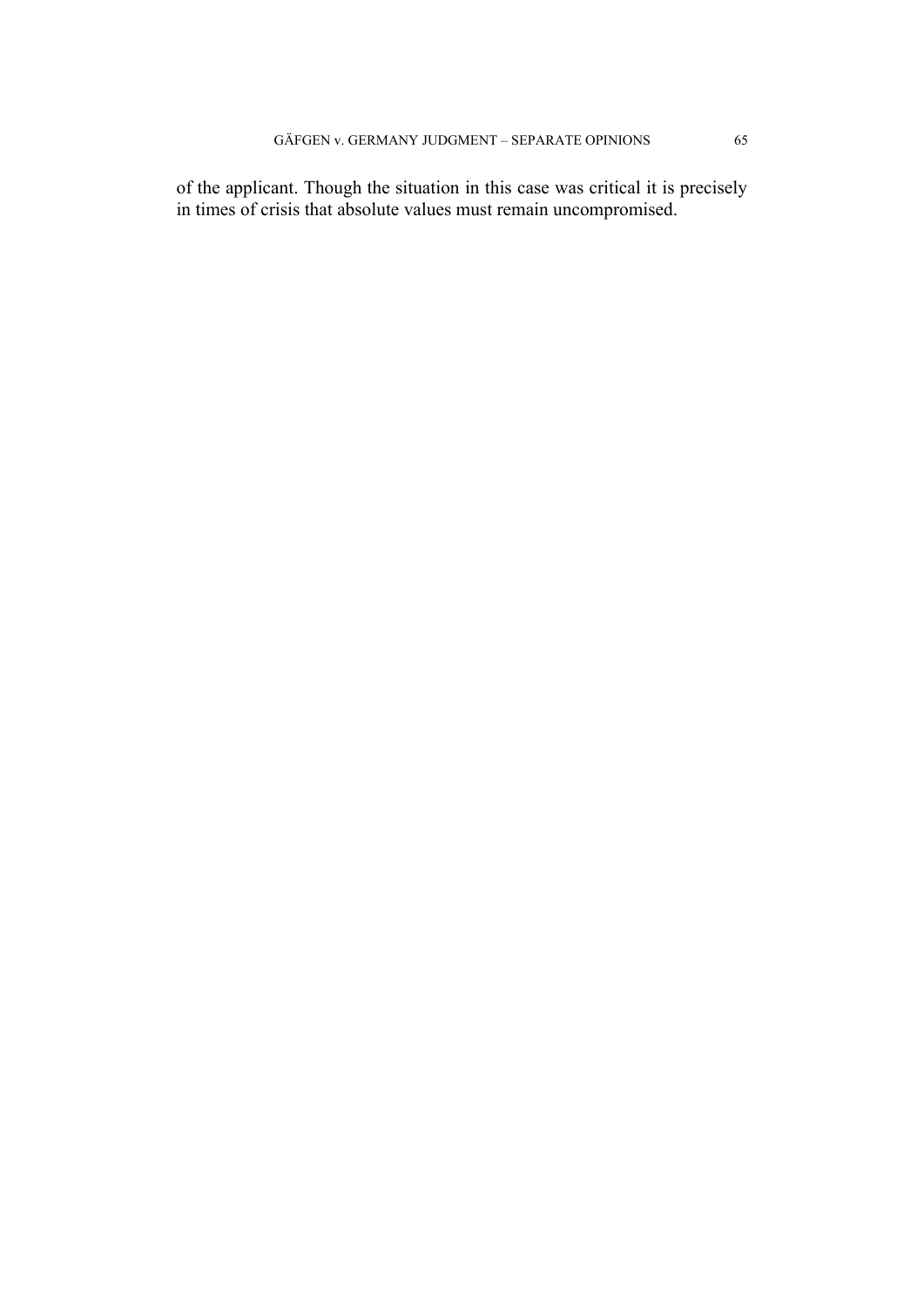of the applicant. Though the situation in this case was critical it is precisely in times of crisis that absolute values must remain uncompromised.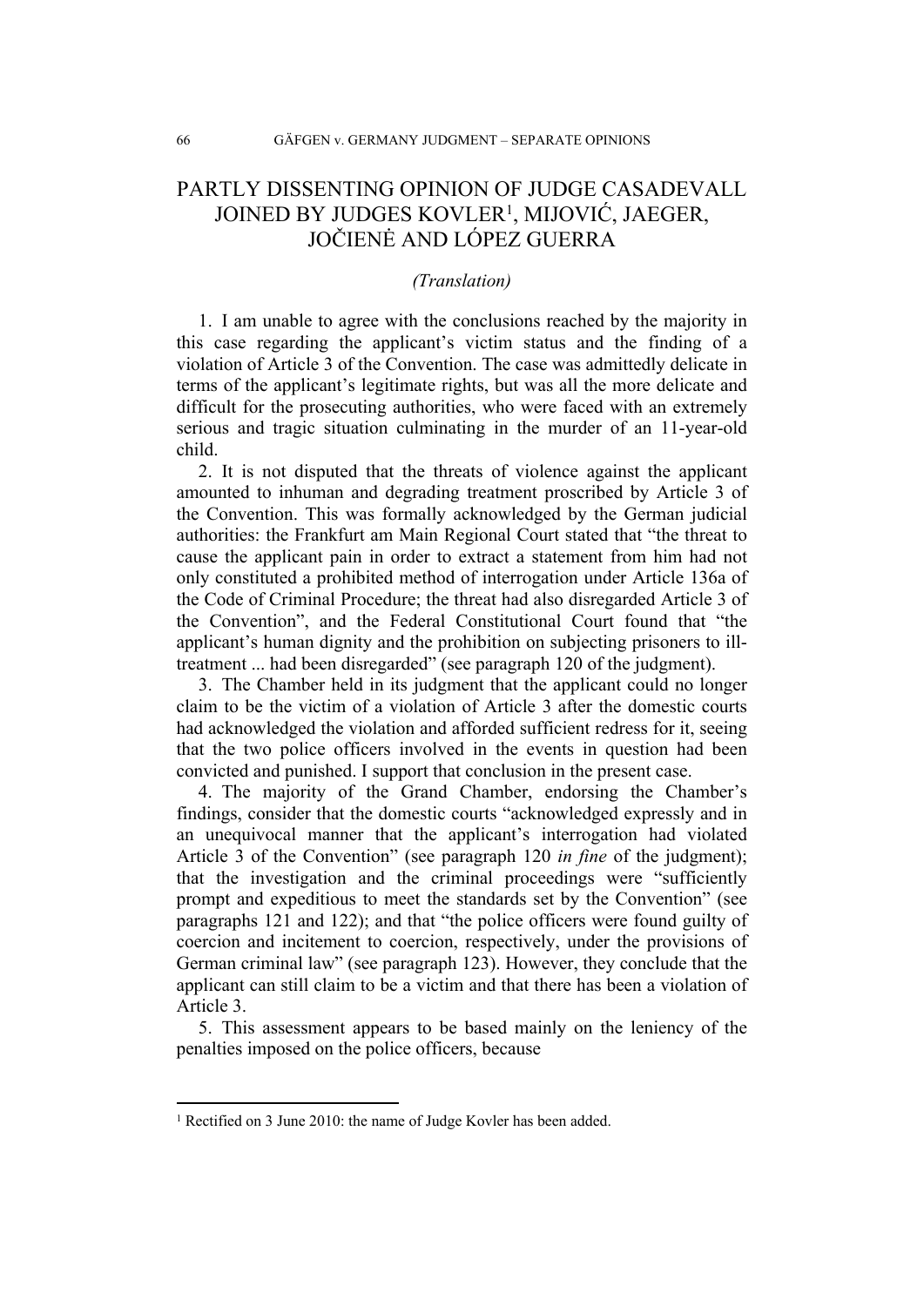# PARTLY DISSENTING OPINION OF JUDGE CASADEVALL JOINED BY JUDGES KOVLER[1], MIJOVIĆ, JAEGER, JOČIENĖ AND LÓPEZ GUERRA

*(Translation)*

1. I am unable to agree with the conclusions reached by the majority in this case regarding the applicant's victim status and the finding of a violation of Article 3 of the Convention. The case was admittedly delicate in terms of the applicant's legitimate rights, but was all the more delicate and difficult for the prosecuting authorities, who were faced with an extremely serious and tragic situation culminating in the murder of an 11-year-old child.

2. It is not disputed that the threats of violence against the applicant amounted to inhuman and degrading treatment proscribed by Article 3 of the Convention. This was formally acknowledged by the German judicial authorities: the Frankfurt am Main Regional Court stated that "the threat to cause the applicant pain in order to extract a statement from him had not only constituted a prohibited method of interrogation under Article 136a of the Code of Criminal Procedure; the threat had also disregarded Article 3 of the Convention", and the Federal Constitutional Court found that "the applicant's human dignity and the prohibition on subjecting prisoners to ill-treatment ... had been disregarded" (see paragraph 120 of the judgment).

3. The Chamber held in its judgment that the applicant could no longer claim to be the victim of a violation of Article 3 after the domestic courts had acknowledged the violation and afforded sufficient redress for it, seeing that the two police officers involved in the events in question had been convicted and punished. I support that conclusion in the present case.

4. The majority of the Grand Chamber, endorsing the Chamber's findings, consider that the domestic courts "acknowledged expressly and in an unequivocal manner that the applicant's interrogation had violated Article 3 of the Convention" (see paragraph 120 *in fine* of the judgment); that the investigation and the criminal proceedings were "sufficiently prompt and expeditious to meet the standards set by the Convention" (see paragraphs 121 and 122); and that "the police officers were found guilty of coercion and incitement to coercion, respectively, under the provisions of German criminal law" (see paragraph 123). However, they conclude that the applicant can still claim to be a victim and that there has been a violation of Article 3.

5. This assessment appears to be based mainly on the leniency of the penalties imposed on the police officers, because

[1] Rectified on 3 June 2010: the name of Judge Kovler has been added.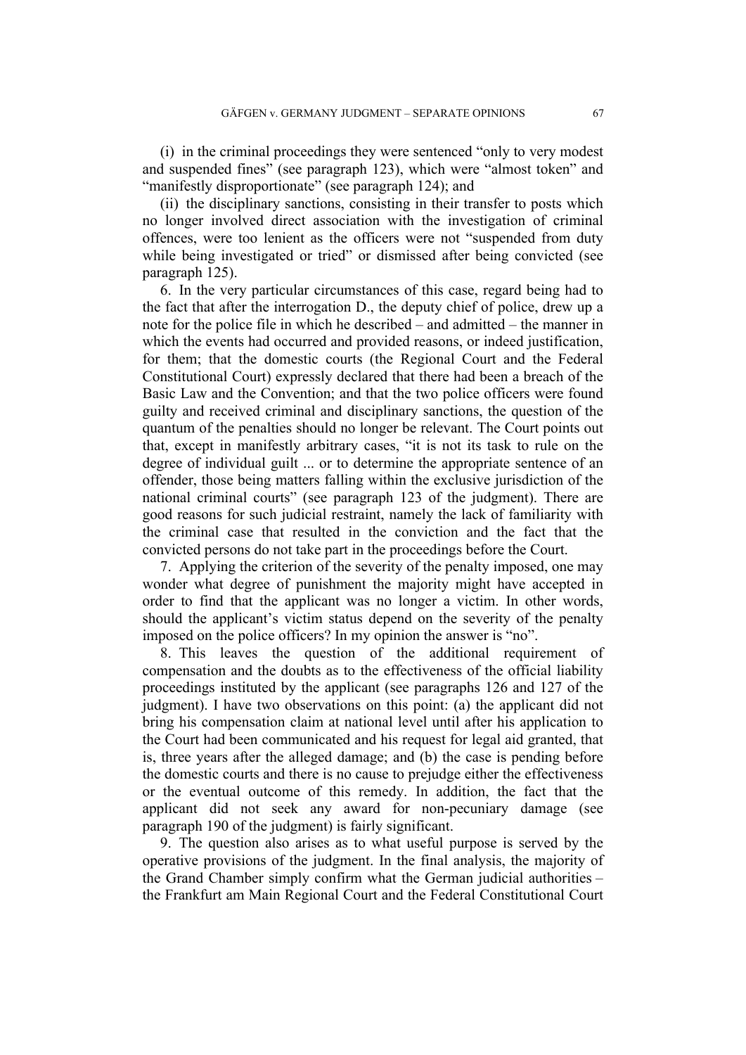(i) in the criminal proceedings they were sentenced "only to very modest and suspended fines" (see paragraph 123), which were "almost token" and "manifestly disproportionate" (see paragraph 124); and

(ii) the disciplinary sanctions, consisting in their transfer to posts which no longer involved direct association with the investigation of criminal offences, were too lenient as the officers were not "suspended from duty while being investigated or tried" or dismissed after being convicted (see paragraph 125).

6. In the very particular circumstances of this case, regard being had to the fact that after the interrogation D., the deputy chief of police, drew up a note for the police file in which he described – and admitted – the manner in which the events had occurred and provided reasons, or indeed justification, for them; that the domestic courts (the Regional Court and the Federal Constitutional Court) expressly declared that there had been a breach of the Basic Law and the Convention; and that the two police officers were found guilty and received criminal and disciplinary sanctions, the question of the quantum of the penalties should no longer be relevant. The Court points out that, except in manifestly arbitrary cases, "it is not its task to rule on the degree of individual guilt ... or to determine the appropriate sentence of an offender, those being matters falling within the exclusive jurisdiction of the national criminal courts" (see paragraph 123 of the judgment). There are good reasons for such judicial restraint, namely the lack of familiarity with the criminal case that resulted in the conviction and the fact that the convicted persons do not take part in the proceedings before the Court.

7. Applying the criterion of the severity of the penalty imposed, one may wonder what degree of punishment the majority might have accepted in order to find that the applicant was no longer a victim. In other words, should the applicant's victim status depend on the severity of the penalty imposed on the police officers? In my opinion the answer is "no".

8. This leaves the question of the additional requirement of compensation and the doubts as to the effectiveness of the official liability proceedings instituted by the applicant (see paragraphs 126 and 127 of the judgment). I have two observations on this point: (a) the applicant did not bring his compensation claim at national level until after his application to the Court had been communicated and his request for legal aid granted, that is, three years after the alleged damage; and (b) the case is pending before the domestic courts and there is no cause to prejudge either the effectiveness or the eventual outcome of this remedy. In addition, the fact that the applicant did not seek any award for non-pecuniary damage (see paragraph 190 of the judgment) is fairly significant.

9. The question also arises as to what useful purpose is served by the operative provisions of the judgment. In the final analysis, the majority of the Grand Chamber simply confirm what the German judicial authorities – the Frankfurt am Main Regional Court and the Federal Constitutional Court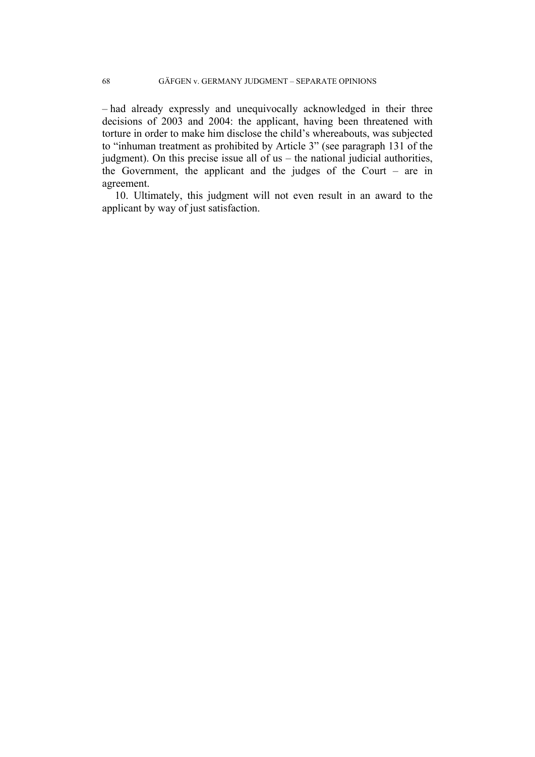– had already expressly and unequivocally acknowledged in their three decisions of 2003 and 2004: the applicant, having been threatened with torture in order to make him disclose the child's whereabouts, was subjected to "inhuman treatment as prohibited by Article 3" (see paragraph 131 of the judgment). On this precise issue all of us – the national judicial authorities, the Government, the applicant and the judges of the Court – are in agreement.

10. Ultimately, this judgment will not even result in an award to the applicant by way of just satisfaction.